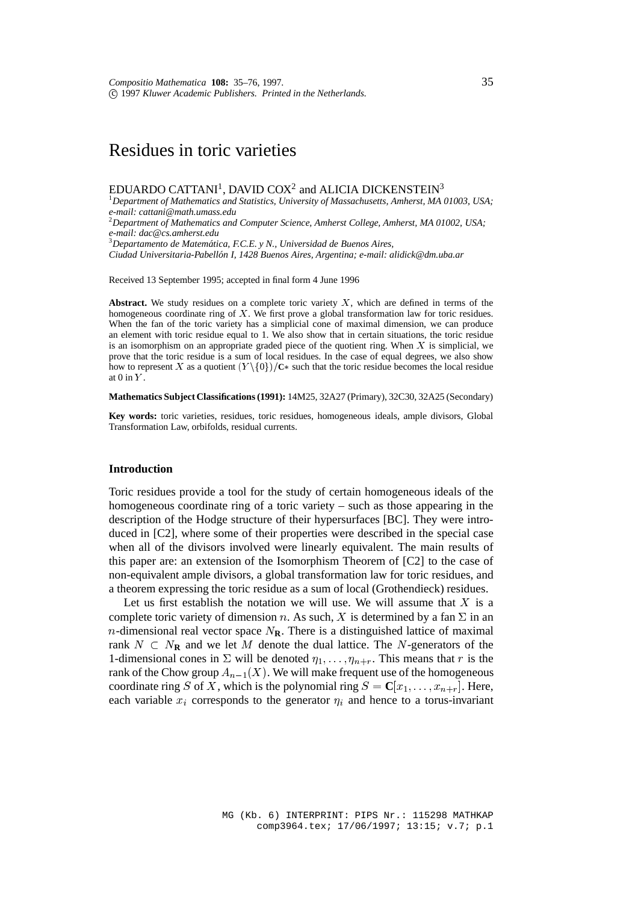# Residues in toric varieties

EDUARDO CATTANI[1], DAVID COX[2] and ALICIA DICKENSTEIN[3]

[1]*Department of Mathematics and Statistics, University of Massachusetts, Amherst, MA 01003, USA; e-mail: cattani@math.umass.edu*

[2]*Department of Mathematics and Computer Science, Amherst College, Amherst, MA 01002, USA; e-mail: dac@cs.amherst.edu*

[3]*Departamento de Matemática, F.C.E. y N., Universidad de Buenos Aires, Ciudad Universitaria-Pabellón I, 1428 Buenos Aires, Argentina; e-mail: alidick@dm.uba.ar*

Received 13 September 1995; accepted in final form 4 June 1996

**Abstract.** We study residues on a complete toric variety $X$, which are defined in terms of the homogeneous coordinate ring of $X$. We first prove a global transformation law for toric residues. When the fan of the toric variety has a simplicial cone of maximal dimension, we can produce an element with toric residue equal to 1. We also show that in certain situations, the toric residue is an isomorphism on an appropriate graded piece of the quotient ring. When $X$ is simplicial, we prove that the toric residue is a sum of local residues. In the case of equal degrees, we also show how to represent $X$ as a quotient $(Y \backslash \{0\})/\mathbf{C}*$ such that the toric residue becomes the local residue at 0 in $Y$.

**Mathematics Subject Classifications (1991):** 14M25, 32A27 (Primary), 32C30, 32A25 (Secondary)

**Key words:** toric varieties, residues, toric residues, homogeneous ideals, ample divisors, Global Transformation Law, orbifolds, residual currents.

### Introduction

Toric residues provide a tool for the study of certain homogeneous ideals of the homogeneous coordinate ring of a toric variety – such as those appearing in the description of the Hodge structure of their hypersurfaces [BC]. They were introduced in [C2], where some of their properties were described in the special case when all of the divisors involved were linearly equivalent. The main results of this paper are: an extension of the Isomorphism Theorem of [C2] to the case of non-equivalent ample divisors, a global transformation law for toric residues, and a theorem expressing the toric residue as a sum of local (Grothendieck) residues.

Let us first establish the notation we will use. We will assume that $X$ is a complete toric variety of dimension $n$. As such, $X$ is determined by a fan $\Sigma$ in an $n$-dimensional real vector space $N_{\mathbf{R}}$. There is a distinguished lattice of maximal rank $N \subset N_{\mathbf{R}}$ and we let $M$ denote the dual lattice. The $N$-generators of the 1-dimensional cones in $\Sigma$ will be denoted $\eta_1, \ldots, \eta_{n+r}$. This means that $r$ is the rank of the Chow group $A_{n-1}(X)$. We will make frequent use of the homogeneous coordinate ring $S$ of $X$, which is the polynomial ring $S = \mathbf{C}[x_1, \ldots, x_{n+r}]$. Here, each variable $x_i$ corresponds to the generator $\eta_i$ and hence to a torus-invariant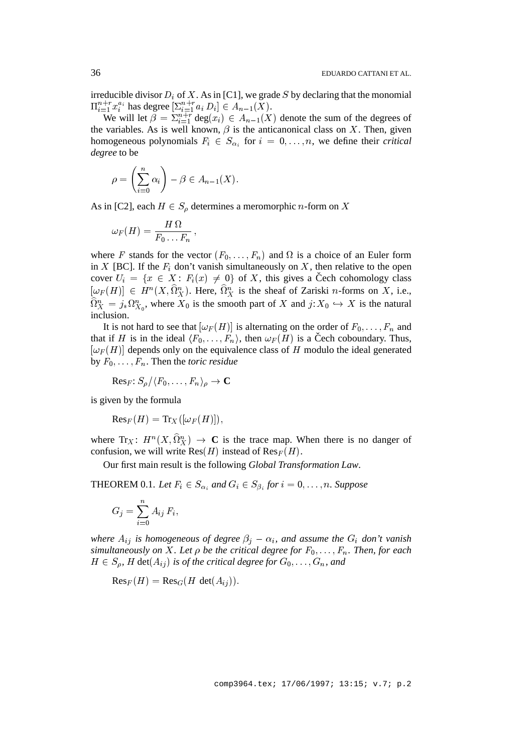irreducible divisor $D_i$ of $X$. As in [C1], we grade $S$ by declaring that the monomial $\Pi_{i=1}^{n+r} x_i^{a_i}$ has degree $[\Sigma_{i=1}^{n+r} a_i\, D_i] \in A_{n-1}(X)$.

We will let $\beta = \Sigma_{i=1}^{n+r} \deg(x_i) \in A_{n-1}(X)$ denote the sum of the degrees of the variables. As is well known, $\beta$ is the anticanonical class on $X$. Then, given homogeneous polynomials $F_i \in S_{\alpha_i}$ for $i = 0, \ldots, n$, we define their *critical degree* to be

$$\rho = \left( \sum_{i=0}^{n} \alpha_i \right) - \beta \in A_{n-1}(X).$$

As in [C2], each $H \in S_\rho$ determines a meromorphic $n$-form on $X$

$$\omega_F(H) = \frac{H\,\Omega}{F_0 \ldots F_n}\,,$$

where $F$ stands for the vector $(F_0, \ldots, F_n)$ and $\Omega$ is a choice of an Euler form in $X$ [BC]. If the $F_i$ don't vanish simultaneously on $X$, then relative to the open cover $U_i = \{x \in X\colon F_i(x) \neq 0\}$ of $X$, this gives a Čech cohomology class $[\omega_F(H)] \in H^n(X, \widehat{\Omega}_X^n)$. Here, $\widehat{\Omega}_X^n$ is the sheaf of Zariski $n$-forms on $X$, i.e., $\widehat{\Omega}_X^n = j_* \Omega_{X_0}^n$, where $X_0$ is the smooth part of $X$ and $j\colon X_0 \hookrightarrow X$ is the natural inclusion.

It is not hard to see that $[\omega_F(H)]$ is alternating on the order of $F_0, \ldots, F_n$ and that if $H$ is in the ideal $\langle F_0, \ldots, F_n \rangle$, then $\omega_F(H)$ is a Čech coboundary. Thus, $[\omega_F(H)]$ depends only on the equivalence class of $H$ modulo the ideal generated by $F_0, \ldots, F_n$. Then the *toric residue*

$$\mathrm{Res}_F\colon S_\rho / \langle F_0, \ldots, F_n \rangle_\rho \to \mathbf{C}$$

is given by the formula

$$\mathrm{Res}_F(H) = \mathrm{Tr}_X([\omega_F(H)]),$$

where $\mathrm{Tr}_X\colon H^n(X, \widehat{\Omega}_X^n) \to \mathbf{C}$ is the trace map. When there is no danger of confusion, we will write $\mathrm{Res}(H)$ instead of $\mathrm{Res}_F(H)$.

Our first main result is the following *Global Transformation Law*.

THEOREM 0.1. *Let $F_i \in S_{\alpha_i}$ and $G_i \in S_{\beta_i}$ for $i = 0, \ldots, n$. Suppose*

$$G_j = \sum_{i=0}^{n} A_{ij}\, F_i,$$

*where $A_{ij}$ is homogeneous of degree $\beta_j - \alpha_i$, and assume the $G_i$ don't vanish simultaneously on $X$. Let $\rho$ be the critical degree for $F_0, \ldots, F_n$. Then, for each $H \in S_\rho$, $H \det(A_{ij})$ is of the critical degree for $G_0, \ldots, G_n$, and*

$$\mathrm{Res}_F(H) = \mathrm{Res}_G(H\, \det(A_{ij})).$$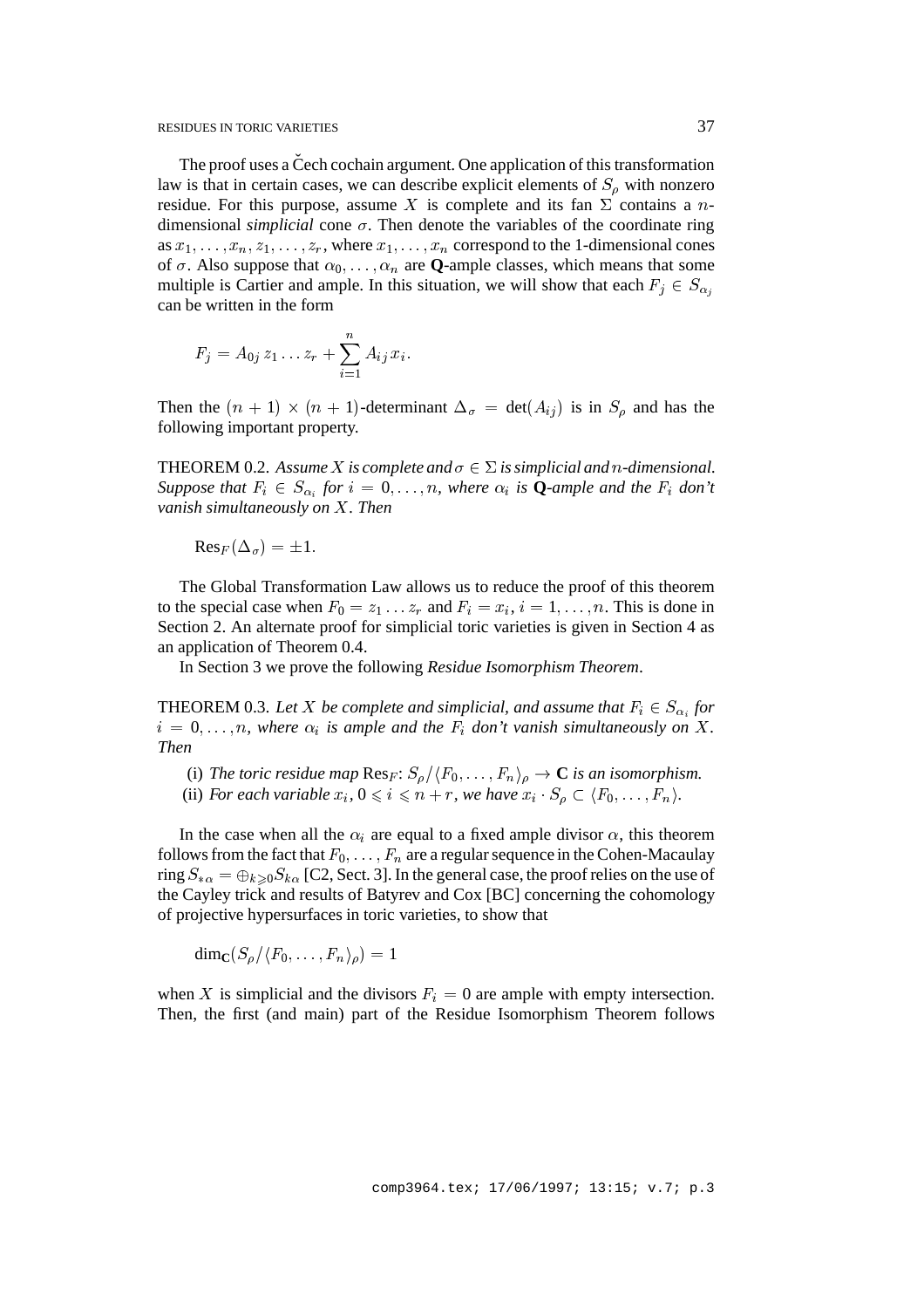The proof uses a Čech cochain argument. One application of this transformation law is that in certain cases, we can describe explicit elements of $S_\rho$ with nonzero residue. For this purpose, assume $X$ is complete and its fan $\Sigma$ contains a $n$-dimensional *simplicial* cone $\sigma$. Then denote the variables of the coordinate ring as $x_1, \ldots, x_n, z_1, \ldots, z_r$, where $x_1, \ldots, x_n$ correspond to the 1-dimensional cones of $\sigma$. Also suppose that $\alpha_0, \ldots, \alpha_n$ are **Q**-ample classes, which means that some multiple is Cartier and ample. In this situation, we will show that each $F_j \in S_{\alpha_j}$ can be written in the form

$$F_j = A_{0j}\, z_1 \ldots z_r + \sum_{i=1}^{n} A_{ij}\, x_i.$$

Then the $(n+1) \times (n+1)$-determinant $\Delta_\sigma = \det(A_{ij})$ is in $S_\rho$ and has the following important property.

THEOREM 0.2. *Assume $X$ is complete and $\sigma \in \Sigma$ is simplicial and $n$-dimensional. Suppose that $F_i \in S_{\alpha_i}$ for $i = 0, \ldots, n$, where $\alpha_i$ is **Q**-ample and the $F_i$ don't vanish simultaneously on $X$. Then*

$$\mathrm{Res}_F(\Delta_\sigma) = \pm 1.$$

The Global Transformation Law allows us to reduce the proof of this theorem to the special case when $F_0 = z_1 \ldots z_r$ and $F_i = x_i$, $i = 1, \ldots, n$. This is done in Section 2. An alternate proof for simplicial toric varieties is given in Section 4 as an application of Theorem 0.4.

In Section 3 we prove the following *Residue Isomorphism Theorem*.

THEOREM 0.3. *Let $X$ be complete and simplicial, and assume that $F_i \in S_{\alpha_i}$ for $i = 0, \ldots, n$, where $\alpha_i$ is ample and the $F_i$ don't vanish simultaneously on $X$. Then*

(i) *The toric residue map $\mathrm{Res}_F \colon S_\rho / \langle F_0, \ldots, F_n \rangle_\rho \to \mathbf{C}$ is an isomorphism.*

(ii) *For each variable $x_i$, $0 \leqslant i \leqslant n + r$, we have $x_i \cdot S_\rho \subset \langle F_0, \ldots, F_n \rangle$.*

In the case when all the $\alpha_i$ are equal to a fixed ample divisor $\alpha$, this theorem follows from the fact that $F_0, \ldots, F_n$ are a regular sequence in the Cohen-Macaulay ring $S_{*\alpha} = \oplus_{k \geqslant 0} S_{k\alpha}$ [C2, Sect. 3]. In the general case, the proof relies on the use of the Cayley trick and results of Batyrev and Cox [BC] concerning the cohomology of projective hypersurfaces in toric varieties, to show that

$$\dim_{\mathbf{C}}(S_\rho / \langle F_0, \ldots, F_n \rangle_\rho) = 1$$

when $X$ is simplicial and the divisors $F_i = 0$ are ample with empty intersection. Then, the first (and main) part of the Residue Isomorphism Theorem follows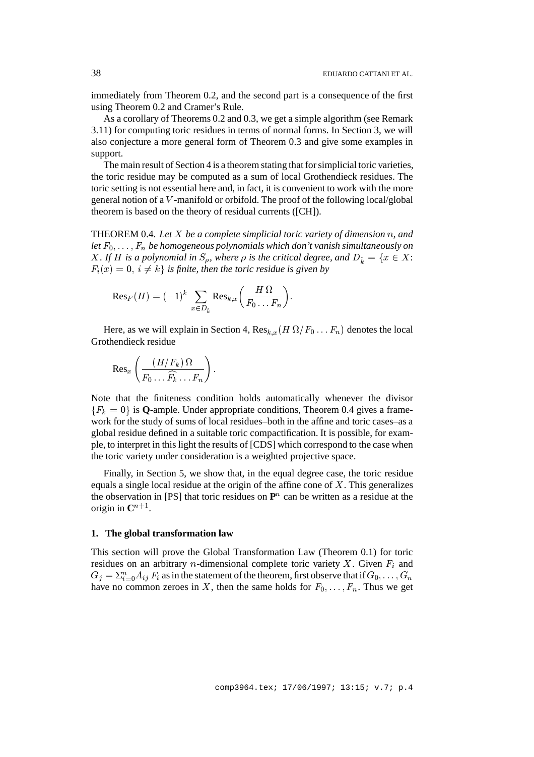immediately from Theorem 0.2, and the second part is a consequence of the first using Theorem 0.2 and Cramer's Rule.

As a corollary of Theorems 0.2 and 0.3, we get a simple algorithm (see Remark 3.11) for computing toric residues in terms of normal forms. In Section 3, we will also conjecture a more general form of Theorem 0.3 and give some examples in support.

The main result of Section 4 is a theorem stating that for simplicial toric varieties, the toric residue may be computed as a sum of local Grothendieck residues. The toric setting is not essential here and, in fact, it is convenient to work with the more general notion of a $V$-manifold or orbifold. The proof of the following local/global theorem is based on the theory of residual currents ([CH]).

THEOREM 0.4. *Let $X$ be a complete simplicial toric variety of dimension $n$, and let $F_0, \ldots, F_n$ be homogeneous polynomials which don't vanish simultaneously on $X$. If $H$ is a polynomial in $S_\rho$, where $\rho$ is the critical degree, and $D_{\hat{k}} = \{x \in X\colon F_i(x) = 0,\ i \neq k\}$ is finite, then the toric residue is given by*

$$\mathrm{Res}_F(H) = (-1)^k \sum_{x \in D_{\hat{k}}} \mathrm{Res}_{k,x}\left(\frac{H\,\Omega}{F_0 \ldots F_n}\right).$$

Here, as we will explain Section 4, $\mathrm{Res}_{k,x}(H\,\Omega/F_0 \ldots F_n)$ denotes the local Grothendieck residue

$$\mathrm{Res}_x\left(\frac{(H/F_k)\,\Omega}{F_0 \ldots \widehat{F_k} \ldots F_n}\right).$$

Note that the finiteness condition holds automatically whenever the divisor $\{F_k = 0\}$ is **Q**-ample. Under appropriate conditions, Theorem 0.4 gives a framework for the study of sums of local residues–both in the affine and toric cases–as a global residue defined in a suitable toric compactification. It is possible, for example, to interpret in this light the results of [CDS] which correspond to the case when the toric variety under consideration is a weighted projective space.

Finally, in Section 5, we show that, in the equal degree case, the toric residue equals a single local residue at the origin of the affine cone of $X$. This generalizes the observation in [PS] that toric residues on $\mathbf{P}^n$ can be written as a residue at the origin in $\mathbf{C}^{n+1}$.

## 1. The global transformation law

This section will prove the Global Transformation Law (Theorem 0.1) for toric residues on an arbitrary $n$-dimensional complete toric variety $X$. Given $F_i$ and $G_j = \Sigma_{i=0}^n A_{ij}\, F_i$ as in the statement of the theorem, first observe that if $G_0, \ldots, G_n$ have no common zeroes in $X$, then the same holds for $F_0, \ldots, F_n$. Thus we get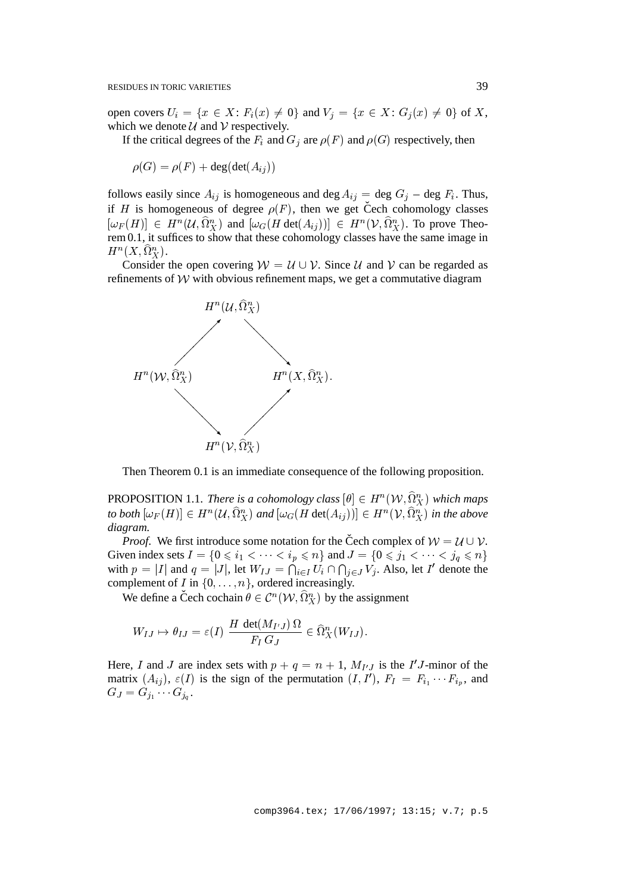open covers $U_i = \{x \in X\colon F_i(x) \neq 0\}$ and $V_j = \{x \in X\colon G_j(x) \neq 0\}$ of $X$, which we denote $\mathcal{U}$ and $\mathcal{V}$ respectively.

If the critical degrees of the $F_i$ and $G_j$ are $\rho(F)$ and $\rho(G)$ respectively, then

$$\rho(G) = \rho(F) + \deg(\det(A_{ij}))$$

follows easily since $A_{ij}$ is homogeneous and $\deg A_{ij} = \deg G_j - \deg F_i$. Thus, if $H$ is homogeneous of degree $\rho(F)$, then we get Čech cohomology classes $[\omega_F(H)] \in H^n(\mathcal{U}, \widehat{\Omega}^n_X)$ and $[\omega_G(H \det(A_{ij}))] \in H^n(\mathcal{V}, \widehat{\Omega}^n_X)$. To prove Theorem 0.1, it suffices to show that these cohomology classes have the same image in $H^n(X, \widehat{\Omega}^n_X)$.

Consider the open covering $\mathcal{W} = \mathcal{U} \cup \mathcal{V}$. Since $\mathcal{U}$ and $\mathcal{V}$ can be regarded as refinements of $\mathcal{W}$ with obvious refinement maps, we get a commutative diagram

$$\begin{array}{ccccc} & & H^n(\mathcal{U}, \widehat{\Omega}^n_X) & & \\ & \nearrow & & \searrow & \\ H^n(\mathcal{W}, \widehat{\Omega}^n_X) & & & & H^n(X, \widehat{\Omega}^n_X). \\ & \searrow & & \nearrow & \\ & & H^n(\mathcal{V}, \widehat{\Omega}^n_X) & & \end{array}$$

Then Theorem 0.1 is an immediate consequence of the following proposition.

PROPOSITION 1.1. *There is a cohomology class $[\theta] \in H^n(\mathcal{W}, \widehat{\Omega}^n_X)$ which maps to both $[\omega_F(H)] \in H^n(\mathcal{U}, \widehat{\Omega}^n_X)$ and $[\omega_G(H \det(A_{ij}))] \in H^n(\mathcal{V}, \widehat{\Omega}^n_X)$ in the above diagram.*

*Proof.* We first introduce some notation for the Čech complex of $\mathcal{W} = \mathcal{U} \cup \mathcal{V}$. Given index sets $I = \{0 \leqslant i_1 < \cdots < i_p \leqslant n\}$ and $J = \{0 \leqslant j_1 < \cdots < j_q \leqslant n\}$ with $p = |I|$ and $q = |J|$, let $W_{IJ} = \bigcap_{i \in I} U_i \cap \bigcap_{j \in J} V_j$. Also, let $I'$ denote the complement of $I$ in $\{0, \ldots, n\}$, ordered increasingly.

We define a Čech cochain $\theta \in \mathcal{C}^n(\mathcal{W}, \widehat{\Omega}^n_X)$ by the assignment

$$W_{IJ} \mapsto \theta_{IJ} = \varepsilon(I)\ \frac{H\ \det(M_{I'J})\,\Omega}{F_I\, G_J} \in \widehat{\Omega}^n_X(W_{IJ}).$$

Here, $I$ and $J$ are index sets with $p + q = n + 1$, $M_{I'J}$ is the $I'J$-minor of the matrix $(A_{ij})$, $\varepsilon(I)$ is the sign of the permutation $(I, I')$, $F_I = F_{i_1} \cdots F_{i_p}$, and $G_J = G_{j_1} \cdots G_{j_q}$.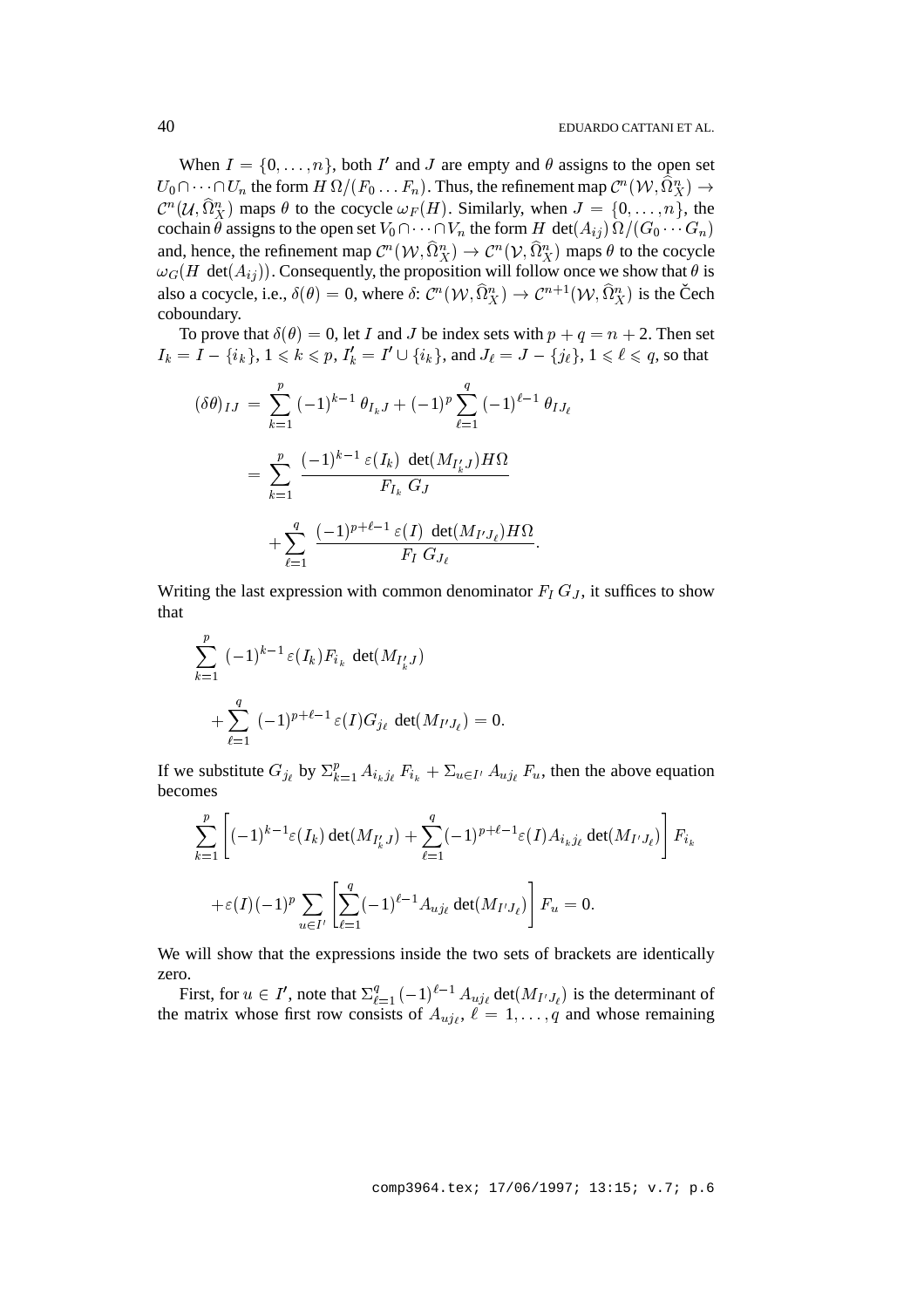When $I = \{0, \ldots, n\}$, both $I'$ and $J$ are empty and $\theta$ assigns to the open set $U_0 \cap \cdots \cap U_n$ the form $H\,\Omega/(F_0 \ldots F_n)$. Thus, the refinement map $\mathcal{C}^n(\mathcal{W}, \widehat{\Omega}^n_X) \to \mathcal{C}^n(\mathcal{U}, \widehat{\Omega}^n_X)$ maps $\theta$ to the cocycle $\omega_F(H)$. Similarly, when $J = \{0, \ldots, n\}$, the cochain $\theta$ assigns to the open set $V_0 \cap \cdots \cap V_n$ the form $H \det(A_{ij})\,\Omega/(G_0 \cdots G_n)$ and, hence, the refinement map $\mathcal{C}^n(\mathcal{W}, \widehat{\Omega}^n_X) \to \mathcal{C}^n(\mathcal{V}, \widehat{\Omega}^n_X)$ maps $\theta$ to the cocycle $\omega_G(H \det(A_{ij}))$. Consequently, the proposition will follow once we show that $\theta$ is also a cocycle, i.e., $\delta(\theta) = 0$, where $\delta$: $\mathcal{C}^n(\mathcal{W}, \widehat{\Omega}^n_X) \to \mathcal{C}^{n+1}(\mathcal{W}, \widehat{\Omega}^n_X)$ is the Čech coboundary.

To prove that $\delta(\theta) = 0$, let $I$ and $J$ be index sets with $p + q = n + 2$. Then set $I_k = I - \{i_k\}$, $1 \leqslant k \leqslant p$, $I'_k = I' \cup \{i_k\}$, and $J_\ell = J - \{j_\ell\}$, $1 \leqslant \ell \leqslant q$, so that

$$
\begin{aligned}
(\delta\theta)_{IJ} &= \sum_{k=1}^{p} (-1)^{k-1}\,\theta_{I_k J} + (-1)^p \sum_{\ell=1}^{q} (-1)^{\ell-1}\,\theta_{I J_\ell} \\
&= \sum_{k=1}^{p} \frac{(-1)^{k-1}\,\varepsilon(I_k)\,\det(M_{I'_k J}) H\Omega}{F_{I_k}\,G_J} \\
&\quad + \sum_{\ell=1}^{q} \frac{(-1)^{p+\ell-1}\,\varepsilon(I)\,\det(M_{I' J_\ell}) H\Omega}{F_I\,G_{J_\ell}}.
\end{aligned}
$$

Writing the last expression with common denominator $F_I\,G_J$, it suffices to show that

$$
\begin{aligned}
&\sum_{k=1}^{p} (-1)^{k-1}\,\varepsilon(I_k) F_{i_k} \det(M_{I'_k J}) \\
&\quad + \sum_{\ell=1}^{q} (-1)^{p+\ell-1}\,\varepsilon(I) G_{j_\ell} \det(M_{I' J_\ell}) = 0.
\end{aligned}
$$

If we substitute $G_{j_\ell}$ by $\Sigma_{k=1}^{p} A_{i_k j_\ell}\,F_{i_k} + \Sigma_{u \in I'} A_{u j_\ell}\,F_u$, then the above equation becomes

$$
\begin{aligned}
&\sum_{k=1}^{p} \left[ (-1)^{k-1} \varepsilon(I_k) \det(M_{I'_k J}) + \sum_{\ell=1}^{q} (-1)^{p+\ell-1} \varepsilon(I) A_{i_k j_\ell} \det(M_{I' J_\ell}) \right] F_{i_k} \\
&\quad + \varepsilon(I)(-1)^p \sum_{u \in I'} \left[ \sum_{\ell=1}^{q} (-1)^{\ell-1} A_{u j_\ell} \det(M_{I' J_\ell}) \right] F_u = 0.
\end{aligned}
$$

We will show that the expressions inside the two sets of brackets are identically zero.

First, for $u \in I'$, note that $\Sigma_{\ell=1}^{q} (-1)^{\ell-1}\,A_{u j_\ell} \det(M_{I' J_\ell})$ is the determinant of the matrix whose first row consists of $A_{u j_\ell}$, $\ell = 1, \ldots, q$ and whose remaining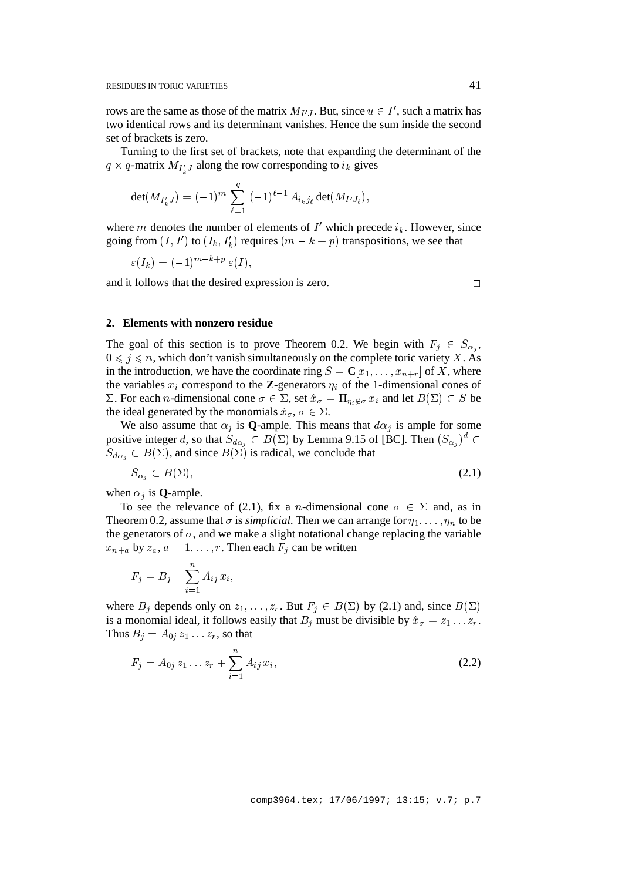rows are the same as those of the matrix $M_{I'J}$. But, since $u \in I'$, such a matrix has two identical rows and its determinant vanishes. Hence the sum inside the second set of brackets is zero.

Turning to the first set of brackets, note that expanding the determinant of the $q \times q$-matrix $M_{I'_k J}$ along the row corresponding to $i_k$ gives

$$\det(M_{I'_k J}) = (-1)^m \sum_{\ell=1}^{q} (-1)^{\ell-1} A_{i_k j_\ell} \det(M_{I' J_\ell}),$$

where $m$ denotes the number of elements of $I'$ which precede $i_k$. However, since going from $(I, I')$ to $(I_k, I'_k)$ requires $(m - k + p)$ transpositions, we see that

$$\varepsilon(I_k) = (-1)^{m-k+p}\, \varepsilon(I),$$

and it follows that the desired expression is zero. □

## 2. Elements with nonzero residue

The goal of this section is to prove Theorem 0.2. We begin with $F_j \in S_{\alpha_j}$, $0 \leqslant j \leqslant n$, which don't vanish simultaneously on the complete toric variety $X$. As in the introduction, we have the coordinate ring $S = \mathbf{C}[x_1, \ldots, x_{n+r}]$ of $X$, where the variables $x_i$ correspond to the $\mathbf{Z}$-generators $\eta_i$ of the 1-dimensional cones of $\Sigma$. For each $n$-dimensional cone $\sigma \in \Sigma$, set $\hat{x}_\sigma = \Pi_{\eta_i \notin \sigma}\, x_i$ and let $B(\Sigma) \subset S$ be the ideal generated by the monomials $\hat{x}_\sigma$, $\sigma \in \Sigma$.

We also assume that $\alpha_j$ is **Q**-ample. This means that $d\alpha_j$ is ample for some positive integer $d$, so that $S_{d\alpha_j} \subset B(\Sigma)$ by Lemma 9.15 of [BC]. Then $(S_{\alpha_j})^d \subset S_{d\alpha_j} \subset B(\Sigma)$, and since $B(\Sigma)$ is radical, we conclude that

$$S_{\alpha_j} \subset B(\Sigma), \tag{2.1}$$

when $\alpha_j$ is **Q**-ample.

To see the relevance of (2.1), fix a $n$-dimensional cone $\sigma \in \Sigma$ and, as in Theorem 0.2, assume that $\sigma$ is *simplicial*. Then we can arrange for $\eta_1, \ldots, \eta_n$ to be the generators of $\sigma$, and we make a slight notational change replacing the variable $x_{n+a}$ by $z_a$, $a = 1, \ldots, r$. Then each $F_j$ can be written

$$F_j = B_j + \sum_{i=1}^{n} A_{ij}\, x_i,$$

where $B_j$ depends only on $z_1, \ldots, z_r$. But $F_j \in B(\Sigma)$ by (2.1) and, since $B(\Sigma)$ is a monomial ideal, it follows easily that $B_j$ must be divisible by $\hat{x}_\sigma = z_1 \ldots z_r$. Thus $B_j = A_{0j}\, z_1 \ldots z_r$, so that

$$F_j = A_{0j}\, z_1 \ldots z_r + \sum_{i=1}^{n} A_{ij}\, x_i, \tag{2.2}$$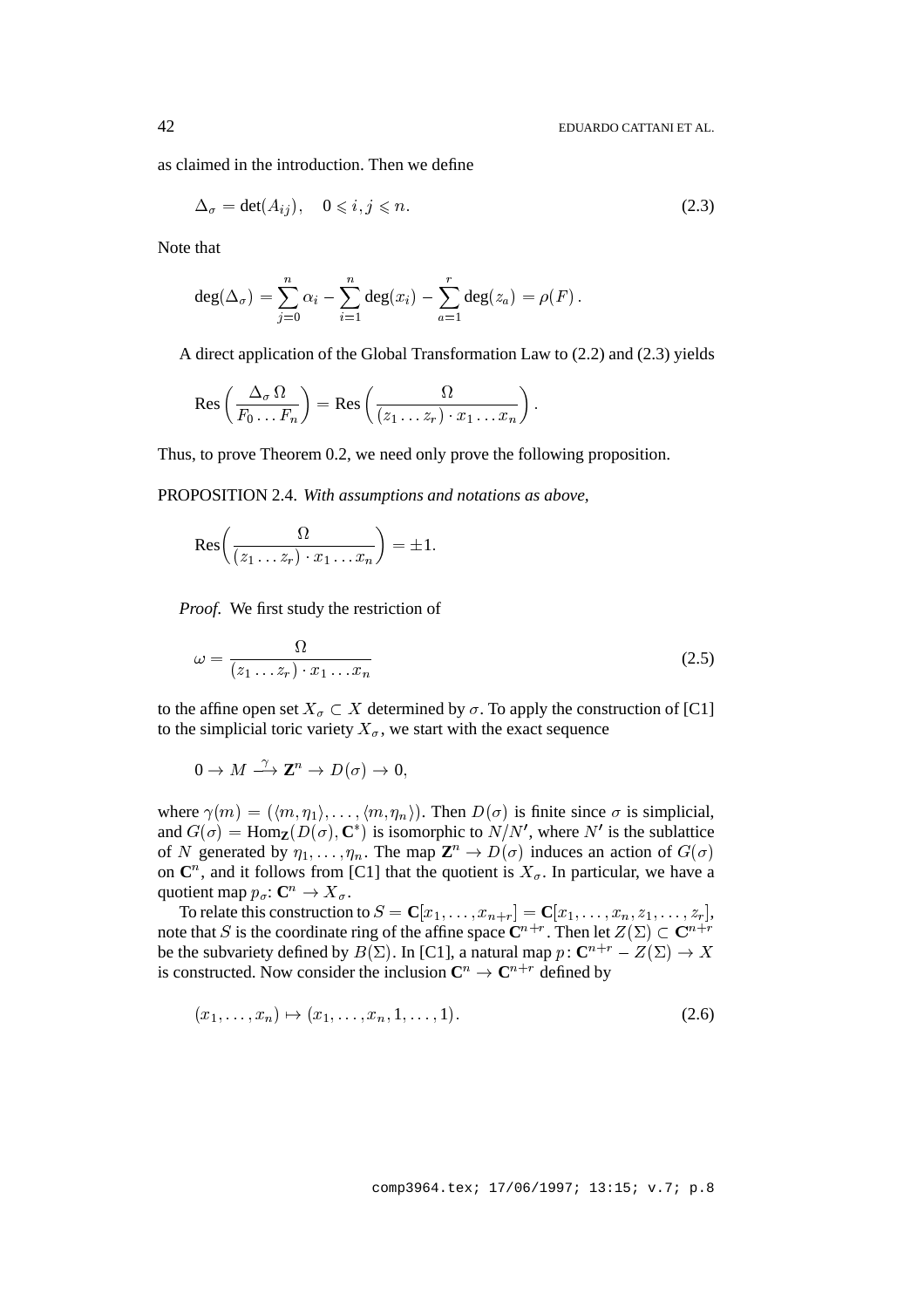as claimed in the introduction. Then we define

$$\Delta_\sigma = \det(A_{ij}), \quad 0 \leqslant i, j \leqslant n. \tag{2.3}$$

Note that

$$\deg(\Delta_\sigma) = \sum_{j=0}^{n} \alpha_i - \sum_{i=1}^{n} \deg(x_i) - \sum_{a=1}^{r} \deg(z_a) = \rho(F)\,.$$

A direct application of the Global Transformation Law to (2.2) and (2.3) yields

$$\operatorname{Res}\left(\frac{\Delta_\sigma\,\Omega}{F_0 \ldots F_n}\right) = \operatorname{Res}\left(\frac{\Omega}{(z_1 \ldots z_r) \cdot x_1 \ldots x_n}\right).$$

Thus, to prove Theorem 0.2, we need only prove the following proposition.

PROPOSITION 2.4. *With assumptions and notations as above,*

$$\operatorname{Res}\left(\frac{\Omega}{(z_1 \ldots z_r) \cdot x_1 \ldots x_n}\right) = \pm 1.$$

*Proof.* We first study the restriction of

$$\omega = \frac{\Omega}{(z_1 \ldots z_r) \cdot x_1 \ldots x_n} \tag{2.5}$$

to the affine open set $X_\sigma \subset X$ determined by $\sigma$. To apply the construction of [C1] to the simplicial toric variety $X_\sigma$, we start with the exact sequence

$$0 \to M \xrightarrow{\gamma} \mathbf{Z}^n \to D(\sigma) \to 0,$$

where $\gamma(m) = (\langle m, \eta_1 \rangle, \ldots, \langle m, \eta_n \rangle)$. Then $D(\sigma)$ is finite since $\sigma$ is simplicial, and $G(\sigma) = \operatorname{Hom}_{\mathbf{Z}}(D(\sigma), \mathbf{C}^*)$ is isomorphic to $N/N'$, where $N'$ is the sublattice of $N$ generated by $\eta_1, \ldots, \eta_n$. The map $\mathbf{Z}^n \to D(\sigma)$ induces an action of $G(\sigma)$ on $\mathbf{C}^n$, and it follows from [C1] that the quotient is $X_\sigma$. In particular, we have a quotient map $p_\sigma \colon \mathbf{C}^n \to X_\sigma$.

To relate this construction to $S = \mathbf{C}[x_1, \ldots, x_{n+r}] = \mathbf{C}[x_1, \ldots, x_n, z_1, \ldots, z_r]$, note that $S$ is the coordinate ring of the affine space $\mathbf{C}^{n+r}$. Then let $Z(\Sigma) \subset \mathbf{C}^{n+r}$ be the subvariety defined by $B(\Sigma)$. In [C1], a natural map $p \colon \mathbf{C}^{n+r} - Z(\Sigma) \to X$ is constructed. Now consider the inclusion $\mathbf{C}^n \to \mathbf{C}^{n+r}$ defined by

$$(x_1, \ldots, x_n) \mapsto (x_1, \ldots, x_n, 1, \ldots, 1). \tag{2.6}$$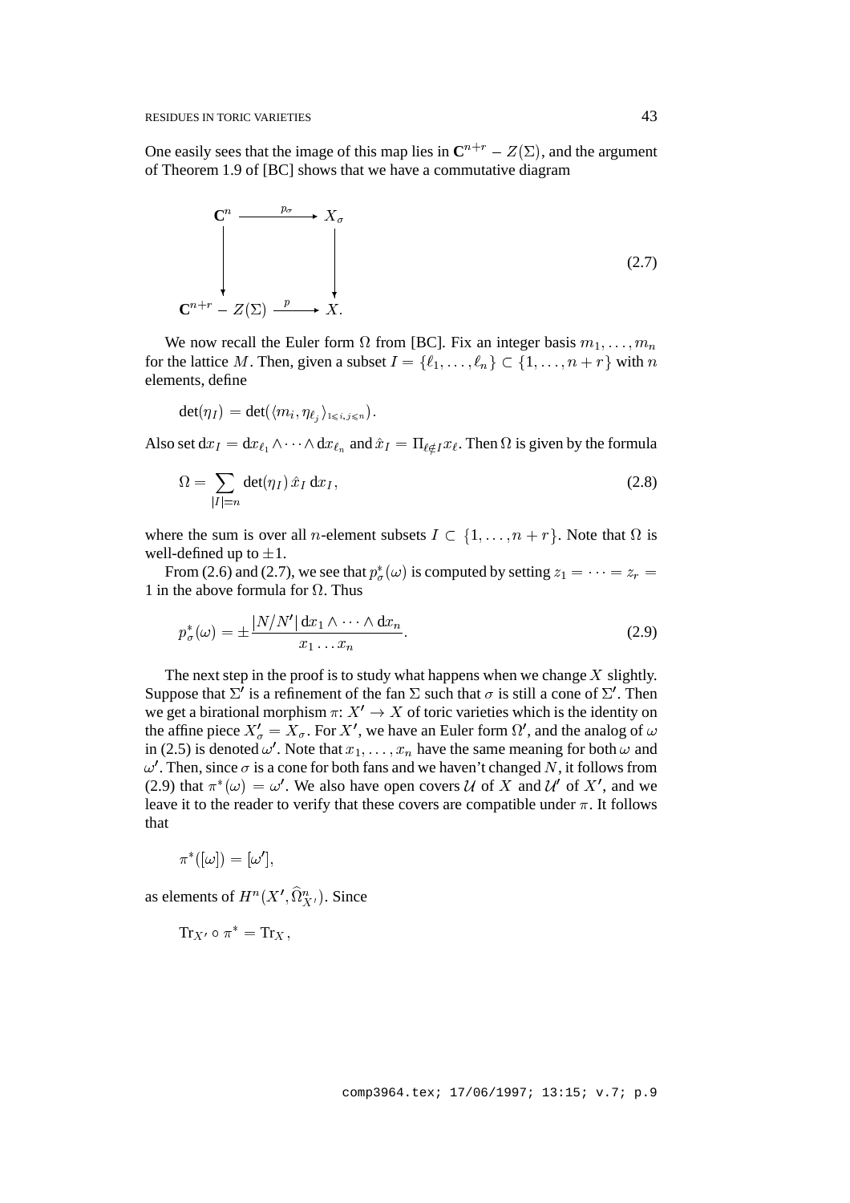One easily sees that the image of this map lies in $\mathbf{C}^{n+r} - Z(\Sigma)$, and the argument of Theorem 1.9 of [BC] shows that we have a commutative diagram

$$\begin{array}{ccc}
\mathbf{C}^n & \xrightarrow{p_\sigma} & X_\sigma \\
\downarrow & & \downarrow \\
\mathbf{C}^{n+r} - Z(\Sigma) & \xrightarrow{p} & X.
\end{array} \tag{2.7}$$

We now recall the Euler form $\Omega$ from [BC]. Fix an integer basis $m_1, \ldots, m_n$ for the lattice $M$. Then, given a subset $I = \{\ell_1, \ldots, \ell_n\} \subset \{1, \ldots, n+r\}$ with $n$ elements, define

$$\det(\eta_I) = \det(\langle m_i, \eta_{\ell_j} \rangle_{1 \leqslant i,j \leqslant n}).$$

Also set $\mathrm{d}x_I = \mathrm{d}x_{\ell_1} \wedge \cdots \wedge \mathrm{d}x_{\ell_n}$ and $\hat{x}_I = \Pi_{\ell \notin I} x_\ell$. Then $\Omega$ is given by the formula

$$\Omega = \sum_{|I|=n} \det(\eta_I)\, \hat{x}_I \, \mathrm{d}x_I, \tag{2.8}$$

where the sum is over all $n$-element subsets $I \subset \{1, \ldots, n+r\}$. Note that $\Omega$ is well-defined up to $\pm 1$.

From (2.6) and (2.7), we see that $p_\sigma^*(\omega)$ is computed by setting $z_1 = \cdots = z_r = 1$ in the above formula for $\Omega$. Thus

$$p_\sigma^*(\omega) = \pm \frac{|N/N'|\, \mathrm{d}x_1 \wedge \cdots \wedge \mathrm{d}x_n}{x_1 \ldots x_n}. \tag{2.9}$$

The next step in the proof is to study what happens when we change $X$ slightly. Suppose that $\Sigma'$ is a refinement of the fan $\Sigma$ such that $\sigma$ is still a cone of $\Sigma'$. Then we get a birational morphism $\pi \colon X' \to X$ of toric varieties which is the identity on the affine piece $X'_\sigma = X_\sigma$. For $X'$, we have an Euler form $\Omega'$, and the analog of $\omega$ in (2.5) is denoted $\omega'$. Note that $x_1, \ldots, x_n$ have the same meaning for both $\omega$ and $\omega'$. Then, since $\sigma$ is a cone for both fans and we haven't changed $N$, it follows from (2.9) that $\pi^*(\omega) = \omega'$. We also have open covers $\mathcal{U}$ of $X$ and $\mathcal{U}'$ of $X'$, and we leave it to the reader to verify that these covers are compatible under $\pi$. It follows that

$$\pi^*([\omega]) = [\omega'],$$

as elements of $H^n(X', \widehat{\Omega}^n_{X'})$. Since

$$\mathrm{Tr}_{X'} \circ \pi^* = \mathrm{Tr}_X,$$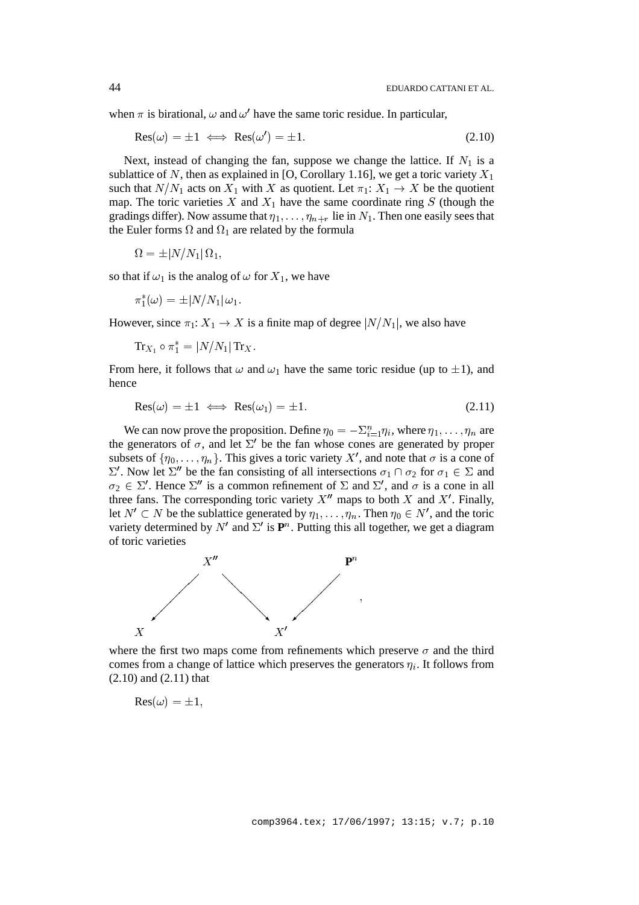when $\pi$ is birational, $\omega$ and $\omega'$ have the same toric residue. In particular,

$$\mathrm{Res}(\omega) = \pm 1 \iff \mathrm{Res}(\omega') = \pm 1. \tag{2.10}$$

Next, instead of changing the fan, suppose we change the lattice. If $N_1$ is a sublattice of $N$, then as explained in [O, Corollary 1.16], we get a toric variety $X_1$ such that $N/N_1$ acts on $X_1$ with $X$ as quotient. Let $\pi_1 \colon X_1 \to X$ be the quotient map. The toric varieties $X$ and $X_1$ have the same coordinate ring $S$ (though the gradings differ). Now assume that $\eta_1, \ldots, \eta_{n+r}$ lie in $N_1$. Then one easily sees that the Euler forms $\Omega$ and $\Omega_1$ are related by the formula

$$\Omega = \pm |N/N_1|\, \Omega_1,$$

so that if $\omega_1$ is the analog of $\omega$ for $X_1$, we have

$$\pi_1^*(\omega) = \pm |N/N_1|\, \omega_1.$$

However, since $\pi_1 \colon X_1 \to X$ is a finite map of degree $|N/N_1|$, we also have

$$\mathrm{Tr}_{X_1} \circ \pi_1^* = |N/N_1|\, \mathrm{Tr}_X.$$

From here, it follows that $\omega$ and $\omega_1$ have the same toric residue (up to $\pm 1$), and hence

$$\mathrm{Res}(\omega) = \pm 1 \iff \mathrm{Res}(\omega_1) = \pm 1. \tag{2.11}$$

We can now prove the proposition. Define $\eta_0 = -\Sigma_{i=1}^n \eta_i$, where $\eta_1, \ldots, \eta_n$ are the generators of $\sigma$, and let $\Sigma'$ be the fan whose cones are generated by proper subsets of $\{\eta_0, \ldots, \eta_n\}$. This gives a toric variety $X'$, and note that $\sigma$ is a cone of $\Sigma'$. Now let $\Sigma''$ be the fan consisting of all intersections $\sigma_1 \cap \sigma_2$ for $\sigma_1 \in \Sigma$ and $\sigma_2 \in \Sigma'$. Hence $\Sigma''$ is a common refinement of $\Sigma$ and $\Sigma'$, and $\sigma$ is a cone in all three fans. The corresponding toric variety $X''$ maps to both $X$ and $X'$. Finally, let $N' \subset N$ be the sublattice generated by $\eta_1, \ldots, \eta_n$. Then $\eta_0 \in N'$, and the toric variety determined by $N'$ and $\Sigma'$ is $\mathbf{P}^n$. Putting this all together, we get a diagram of toric varieties

$$\begin{array}{ccccc} & X'' & & \mathbf{P}^n & \\ \swarrow & & \searrow \quad \swarrow & & \\ X & & X' & & \end{array},$$

where the first two maps come from refinements which preserve $\sigma$ and the third comes from a change of lattice which preserves the generators $\eta_i$. It follows from (2.10) and (2.11) that

$$\mathrm{Res}(\omega) = \pm 1,$$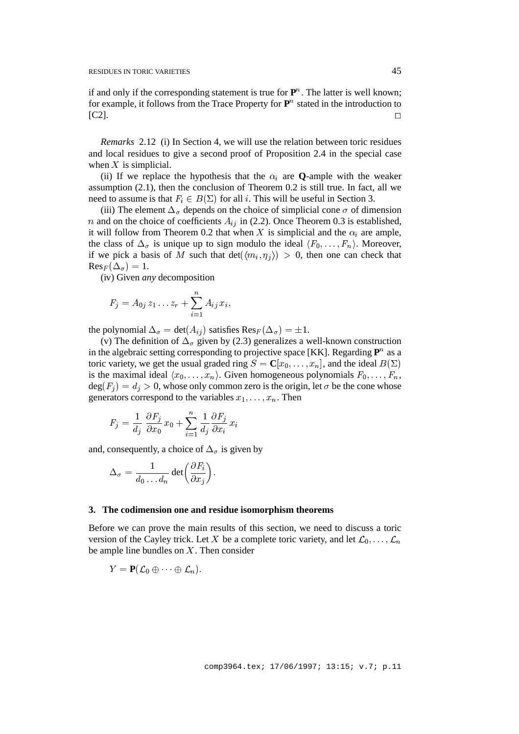if and only if the corresponding statement is true for $\mathbf{P}^n$. The latter is well known; for example, it follows from the Trace Property for $\mathbf{P}^n$ stated in the introduction to [C2]. $\square$

*Remarks* 2.12 (i) In Section 4, we will use the relation between toric residues and local residues to give a second proof of Proposition 2.4 in the special case when $X$ is simplicial.

(ii) If we replace the hypothesis that the $\alpha_i$ are **Q**-ample with the weaker assumption (2.1), then the conclusion of Theorem 0.2 is still true. In fact, all we need to assume is that $F_i \in B(\Sigma)$ for all $i$. This will be useful in Section 3.

(iii) The element $\Delta_\sigma$ depends on the choice of simplicial cone $\sigma$ of dimension $n$ and on the choice of coefficients $A_{ij}$ in (2.2). Once Theorem 0.3 is established, it will follow from Theorem 0.2 that when $X$ is simplicial and the $\alpha_i$ are ample, the class of $\Delta_\sigma$ is unique up to sign modulo the ideal $\langle F_0, \ldots, F_n\rangle$. Moreover, if we pick a basis of $M$ such that $\det(\langle m_i, \eta_j\rangle) > 0$, then one can check that $\mathrm{Res}_F(\Delta_\sigma) = 1$.

(iv) Given *any* decomposition

$$F_j = A_{0j}\, z_1 \ldots z_r + \sum_{i=1}^{n} A_{ij}\, x_i,$$

the polynomial $\Delta_\sigma = \det(A_{ij})$ satisfies $\mathrm{Res}_F(\Delta_\sigma) = \pm 1$.

(v) The definition of $\Delta_\sigma$ given by (2.3) generalizes a well-known construction in the algebraic setting corresponding to projective space [KK]. Regarding $\mathbf{P}^n$ as a toric variety, we get the usual graded ring $S = \mathbf{C}[x_0, \ldots, x_n]$, and the ideal $B(\Sigma)$ is the maximal ideal $\langle x_0, \ldots, x_n\rangle$. Given homogeneous polynomials $F_0, \ldots, F_n$, $\deg(F_j) = d_j > 0$, whose only common zero is the origin, let $\sigma$ be the cone whose generators correspond to the variables $x_1, \ldots, x_n$. Then

$$F_j = \frac{1}{d_j}\,\frac{\partial F_j}{\partial x_0}\, x_0 + \sum_{i=1}^{n} \frac{1}{d_j}\frac{\partial F_j}{\partial x_i}\, x_i$$

and, consequently, a choice of $\Delta_\sigma$ is given by

$$\Delta_\sigma = \frac{1}{d_0 \ldots d_n}\det\Big(\frac{\partial F_i}{\partial x_j}\Big).$$

## 3. The codimension one and residue isomorphism theorems

Before we can prove the main results of this section, we need to discuss a toric version of the Cayley trick. Let $X$ be a complete toric variety, and let $\mathcal{L}_0, \ldots, \mathcal{L}_n$ be ample line bundles on $X$. Then consider

$$Y = \mathbf{P}(\mathcal{L}_0 \oplus \cdots \oplus \mathcal{L}_n).$$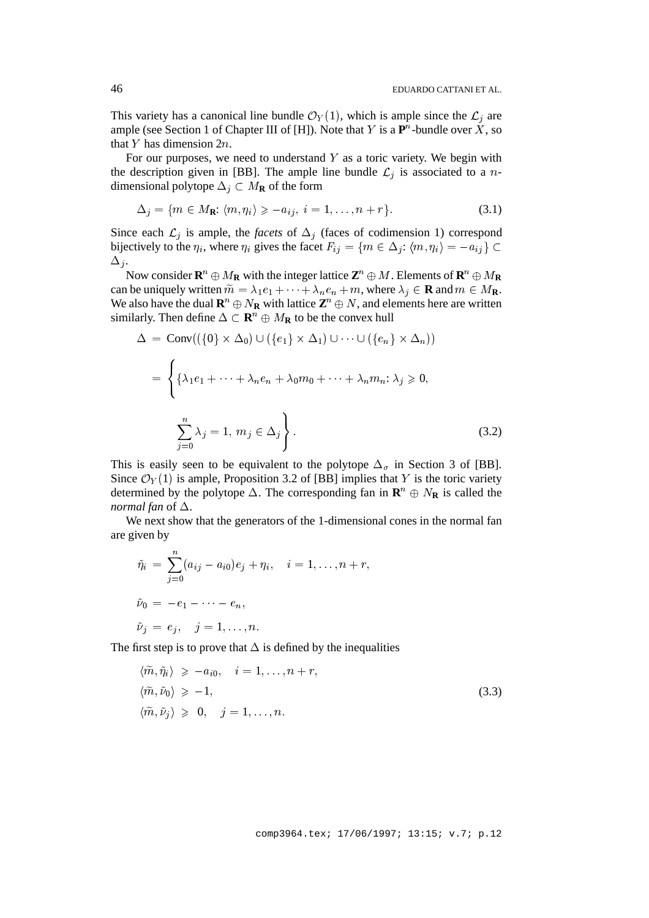This variety has a canonical line bundle $\mathcal{O}_Y(1)$, which is ample since the $\mathcal{L}_j$ are ample (see Section 1 of Chapter III of [H]). Note that $Y$ is a $\mathbf{P}^n$-bundle over $X$, so that $Y$ has dimension $2n$.

For our purposes, we need to understand $Y$ as a toric variety. We begin with the description given in [BB]. The ample line bundle $\mathcal{L}_j$ is associated to a $n$-dimensional polytope $\Delta_j \subset M_{\mathbf{R}}$ of the form

$$\Delta_j = \{m \in M_{\mathbf{R}}\colon \langle m, \eta_i \rangle \geqslant -a_{ij},\ i = 1, \ldots, n+r\}. \tag{3.1}$$

Since each $\mathcal{L}_j$ is ample, the *facets* of $\Delta_j$ (faces of codimension 1) correspond bijectively to the $\eta_i$, where $\eta_i$ gives the facet $F_{ij} = \{m \in \Delta_j\colon \langle m, \eta_i \rangle = -a_{ij}\} \subset \Delta_j$.

Now consider $\mathbf{R}^n \oplus M_{\mathbf{R}}$ with the integer lattice $\mathbf{Z}^n \oplus M$. Elements of $\mathbf{R}^n \oplus M_{\mathbf{R}}$ can be uniquely written $\widetilde{m} = \lambda_1 e_1 + \cdots + \lambda_n e_n + m$, where $\lambda_j \in \mathbf{R}$ and $m \in M_{\mathbf{R}}$. We also have the dual $\mathbf{R}^n \oplus N_{\mathbf{R}}$ with lattice $\mathbf{Z}^n \oplus N$, and elements here are written similarly. Then define $\Delta \subset \mathbf{R}^n \oplus M_{\mathbf{R}}$ to be the convex hull

$$\begin{aligned}
\Delta &= \mathrm{Conv}((\{0\} \times \Delta_0) \cup (\{e_1\} \times \Delta_1) \cup \cdots \cup (\{e_n\} \times \Delta_n)) \\
&= \left\{ \{\lambda_1 e_1 + \cdots + \lambda_n e_n + \lambda_0 m_0 + \cdots + \lambda_n m_n\colon \lambda_j \geqslant 0, \right. \\
&\qquad \left. \sum_{j=0}^{n} \lambda_j = 1,\ m_j \in \Delta_j \right\}.
\end{aligned} \tag{3.2}$$

This is easily seen to be equivalent to the polytope $\Delta_\sigma$ in Section 3 of [BB]. Since $\mathcal{O}_Y(1)$ is ample, Proposition 3.2 of [BB] implies that $Y$ is the toric variety determined by the polytope $\Delta$. The corresponding fan in $\mathbf{R}^n \oplus N_{\mathbf{R}}$ is called the *normal fan* of $\Delta$.

We next show that the generators of the 1-dimensional cones in the normal fan are given by

$$\begin{aligned}
\tilde{\eta}_i &= \sum_{j=0}^{n} (a_{ij} - a_{i0}) e_j + \eta_i, \quad i = 1, \ldots, n+r, \\
\tilde{\nu}_0 &= -e_1 - \cdots - e_n, \\
\tilde{\nu}_j &= e_j, \quad j = 1, \ldots, n.
\end{aligned}$$

The first step is to prove that $\Delta$ is defined by the inequalities

$$\begin{aligned}
\langle \widetilde{m}, \tilde{\eta}_i \rangle &\geqslant -a_{i0}, \quad i = 1, \ldots, n+r, \\
\langle \widetilde{m}, \tilde{\nu}_0 \rangle &\geqslant -1, \\
\langle \widetilde{m}, \tilde{\nu}_j \rangle &\geqslant 0, \quad j = 1, \ldots, n.
\end{aligned} \tag{3.3}$$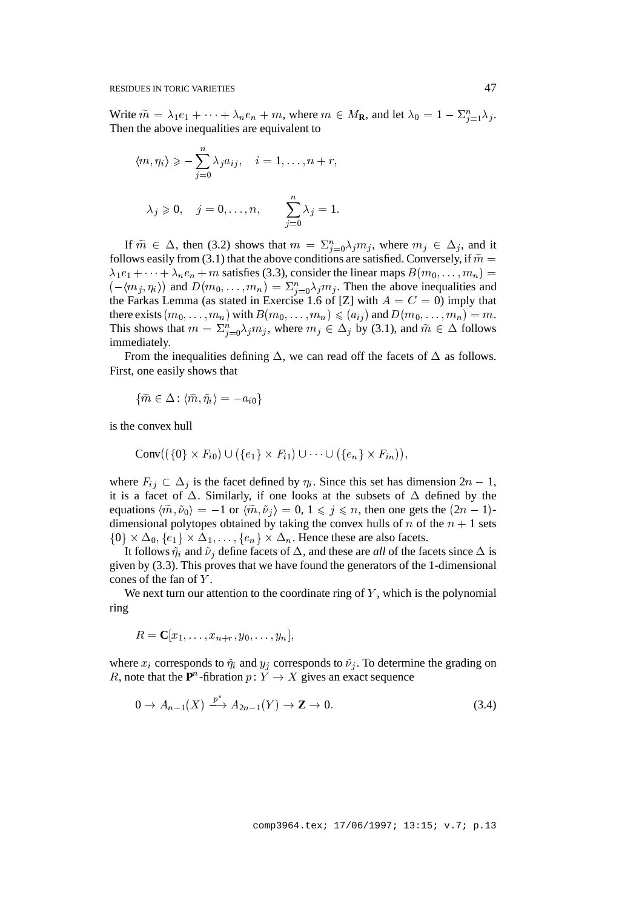Write $\widetilde{m} = \lambda_1 e_1 + \cdots + \lambda_n e_n + m$, where $m \in M_{\mathbf{R}}$, and let $\lambda_0 = 1 - \Sigma_{j=1}^n \lambda_j$. Then the above inequalities are equivalent to

$$\langle m, \eta_i \rangle \geqslant -\sum_{j=0}^{n} \lambda_j a_{ij}, \quad i = 1, \ldots, n+r,$$

$$\lambda_j \geqslant 0, \quad j = 0, \ldots, n, \qquad \sum_{j=0}^{n} \lambda_j = 1.$$

If $\widetilde{m} \in \Delta$, then (3.2) shows that $m = \Sigma_{j=0}^n \lambda_j m_j$, where $m_j \in \Delta_j$, and it follows easily from (3.1) that the above conditions are satisfied. Conversely, if $\widetilde{m} = \lambda_1 e_1 + \cdots + \lambda_n e_n + m$ satisfies (3.3), consider the linear maps $B(m_0, \ldots, m_n) = (-\langle m_j, \eta_i \rangle)$ and $D(m_0, \ldots, m_n) = \Sigma_{j=0}^n \lambda_j m_j$. Then the above inequalities and the Farkas Lemma (as stated in Exercise 1.6 of [Z] with $A = C = 0$) imply that there exists $(m_0, \ldots, m_n)$ with $B(m_0, \ldots, m_n) \leqslant (a_{ij})$ and $D(m_0, \ldots, m_n) = m$. This shows that $m = \Sigma_{j=0}^n \lambda_j m_j$, where $m_j \in \Delta_j$ by (3.1), and $\widetilde{m} \in \Delta$ follows immediately.

From the inequalities defining $\Delta$, we can read off the facets of $\Delta$ as follows. First, one easily shows that

$$\{\widetilde{m} \in \Delta : \langle \widetilde{m}, \tilde{\eta}_i \rangle = -a_{i0}\}$$

is the convex hull

$$\mathrm{Conv}\big((\{0\} \times F_{i0}) \cup (\{e_1\} \times F_{i1}) \cup \cdots \cup (\{e_n\} \times F_{in})\big),$$

where $F_{ij} \subset \Delta_j$ is the facet defined by $\eta_i$. Since this set has dimension $2n - 1$, it is a facet of $\Delta$. Similarly, if one looks at the subsets of $\Delta$ defined by the equations $\langle \widetilde{m}, \tilde{\nu}_0 \rangle = -1$ or $\langle \widetilde{m}, \tilde{\nu}_j \rangle = 0$, $1 \leqslant j \leqslant n$, then one gets the $(2n-1)$-dimensional polytopes obtained by taking the convex hulls of $n$ of the $n+1$ sets $\{0\} \times \Delta_0, \{e_1\} \times \Delta_1, \ldots, \{e_n\} \times \Delta_n$. Hence these are also facets.

It follows $\tilde{\eta}_i$ and $\tilde{\nu}_j$ define facets of $\Delta$, and these are *all* of the facets since $\Delta$ is given by (3.3). This proves that we have found the generators of the 1-dimensional cones of the fan of $Y$.

We next turn our attention to the coordinate ring of $Y$, which is the polynomial ring

$$R = \mathbf{C}[x_1, \ldots, x_{n+r}, y_0, \ldots, y_n],$$

where $x_i$ corresponds to $\tilde{\eta}_i$ and $y_j$ corresponds to $\tilde{\nu}_j$. To determine the grading on $R$, note that the $\mathbf{P}^n$-fibration $p \colon Y \to X$ gives an exact sequence

$$0 \to A_{n-1}(X) \xrightarrow{p^*} A_{2n-1}(Y) \to \mathbf{Z} \to 0. \tag{3.4}$$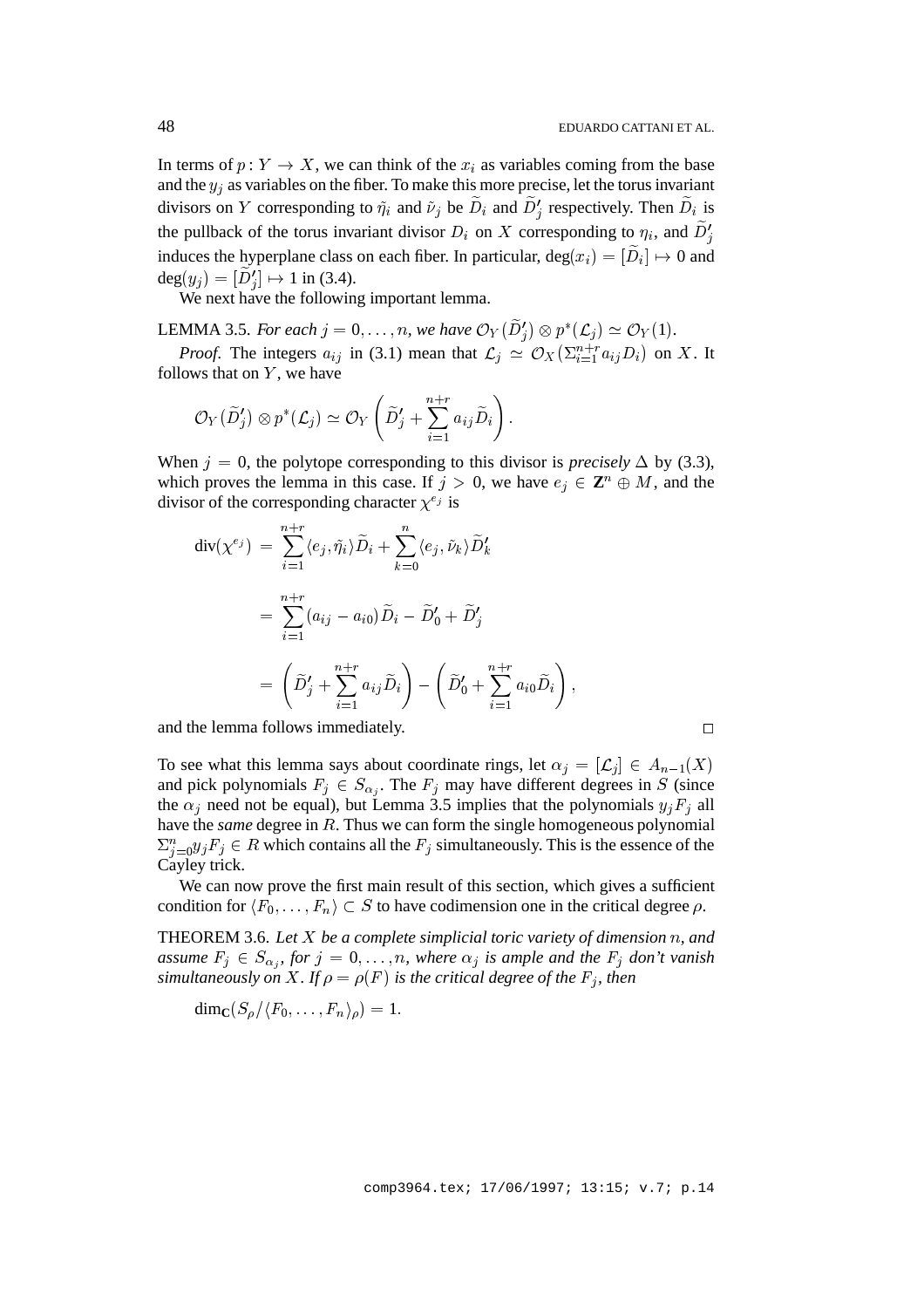In terms of $p : Y \to X$, we can think of the $x_i$ as variables coming from the base and the $y_j$ as variables on the fiber. To make this more precise, let the torus invariant divisors on $Y$ corresponding to $\tilde{\eta}_i$ and $\tilde{\nu}_j$ be $\widetilde{D}_i$ and $\widetilde{D}'_j$ respectively. Then $\widetilde{D}_i$ is the pullback of the torus invariant divisor $D_i$ on $X$ corresponding to $\eta_i$, and $\widetilde{D}'_j$ induces the hyperplane class on each fiber. In particular, $\deg(x_i) = [\widetilde{D}_i] \mapsto 0$ and $\deg(y_j) = [\widetilde{D}'_j] \mapsto 1$ in (3.4).

We next have the following important lemma.

LEMMA 3.5. *For each* $j = 0, \ldots, n$, *we have* $\mathcal{O}_Y(\widetilde{D}'_j) \otimes p^*(\mathcal{L}_j) \simeq \mathcal{O}_Y(1)$.

*Proof.* The integers $a_{ij}$ in (3.1) mean that $\mathcal{L}_j \simeq \mathcal{O}_X(\Sigma_{i=1}^{n+r} a_{ij} D_i)$ on $X$. It follows that on $Y$, we have

$$\mathcal{O}_Y(\widetilde{D}'_j) \otimes p^*(\mathcal{L}_j) \simeq \mathcal{O}_Y\left(\widetilde{D}'_j + \sum_{i=1}^{n+r} a_{ij} \widetilde{D}_i\right).$$

When $j = 0$, the polytope corresponding to this divisor is *precisely* $\Delta$ by (3.3), which proves the lemma in this case. If $j > 0$, we have $e_j \in \mathbf{Z}^n \oplus M$, and the divisor of the corresponding character $\chi^{e_j}$ is

$$\begin{aligned}
\operatorname{div}(\chi^{e_j}) &= \sum_{i=1}^{n+r} \langle e_j, \tilde{\eta}_i \rangle \widetilde{D}_i + \sum_{k=0}^{n} \langle e_j, \tilde{\nu}_k \rangle \widetilde{D}'_k \\
&= \sum_{i=1}^{n+r} (a_{ij} - a_{i0}) \widetilde{D}_i - \widetilde{D}'_0 + \widetilde{D}'_j \\
&= \left(\widetilde{D}'_j + \sum_{i=1}^{n+r} a_{ij} \widetilde{D}_i\right) - \left(\widetilde{D}'_0 + \sum_{i=1}^{n+r} a_{i0} \widetilde{D}_i\right),
\end{aligned}$$

and the lemma follows immediately. $\square$

To see what this lemma says about coordinate rings, let $\alpha_j = [\mathcal{L}_j] \in A_{n-1}(X)$ and pick polynomials $F_j \in S_{\alpha_j}$. The $F_j$ may have different degrees in $S$ (since the $\alpha_j$ need not be equal), but Lemma 3.5 implies that the polynomials $y_j F_j$ all have the *same* degree in $R$. Thus we can form the single homogeneous polynomial $\Sigma_{j=0}^{n} y_j F_j \in R$ which contains all the $F_j$ simultaneously. This is the essence of the Cayley trick.

We can now prove the first main result of this section, which gives a sufficient condition for $\langle F_0, \ldots, F_n \rangle \subset S$ to have codimension one in the critical degree $\rho$.

THEOREM 3.6. *Let* $X$ *be a complete simplicial toric variety of dimension* $n$, *and assume* $F_j \in S_{\alpha_j}$, *for* $j = 0, \ldots, n$, *where* $\alpha_j$ *is ample and the* $F_j$ *don't vanish simultaneously on* $X$. *If* $\rho = \rho(F)$ *is the critical degree of the* $F_j$, *then*

$$\dim_{\mathbf{C}}(S_\rho / \langle F_0, \ldots, F_n \rangle_\rho) = 1.$$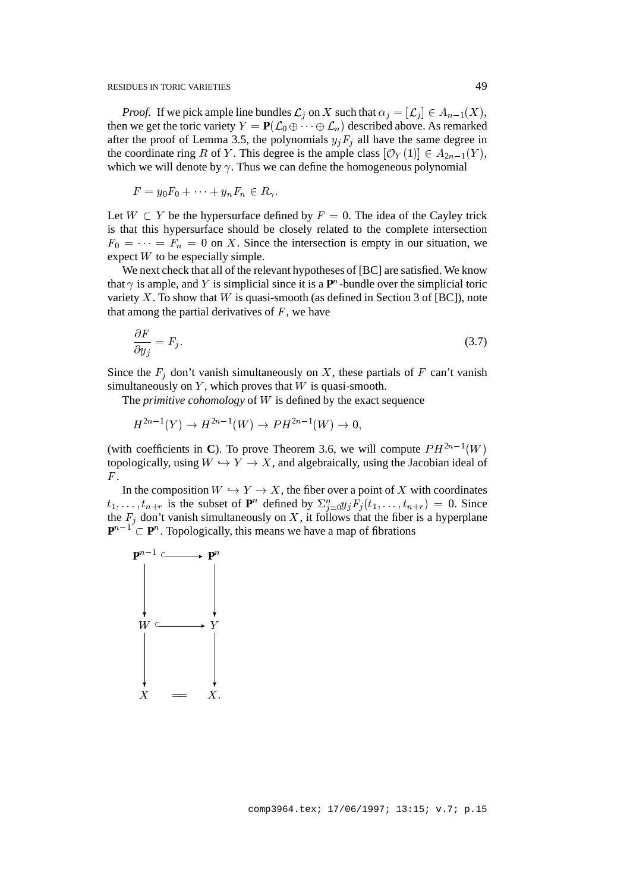*Proof.* If we pick ample line bundles $\mathcal{L}_j$ on $X$ such that $\alpha_j = [\mathcal{L}_j] \in A_{n-1}(X)$, then we get the toric variety $Y = \mathbf{P}(\mathcal{L}_0 \oplus \cdots \oplus \mathcal{L}_n)$ described above. As remarked after the proof of Lemma 3.5, the polynomials $y_j F_j$ all have the same degree in the coordinate ring $R$ of $Y$. This degree is the ample class $[\mathcal{O}_Y(1)] \in A_{2n-1}(Y)$, which we will denote by $\gamma$. Thus we can define the homogeneous polynomial

$$F = y_0 F_0 + \cdots + y_n F_n \in R_\gamma.$$

Let $W \subset Y$ be the hypersurface defined by $F = 0$. The idea of the Cayley trick is that this hypersurface should be closely related to the complete intersection $F_0 = \cdots = F_n = 0$ on $X$. Since the intersection is empty in our situation, we expect $W$ to be especially simple.

We next check that all of the relevant hypotheses of [BC] are satisfied. We know that $\gamma$ is ample, and $Y$ is simplicial since it is a $\mathbf{P}^n$-bundle over the simplicial toric variety $X$. To show that $W$ is quasi-smooth (as defined in Section 3 of [BC]), note that among the partial derivatives of $F$, we have

$$\frac{\partial F}{\partial y_j} = F_j. \tag{3.7}$$

Since the $F_j$ don't vanish simultaneously on $X$, these partials of $F$ can't vanish simultaneously on $Y$, which proves that $W$ is quasi-smooth.

The *primitive cohomology* of $W$ is defined by the exact sequence

$$H^{2n-1}(Y) \to H^{2n-1}(W) \to PH^{2n-1}(W) \to 0,$$

(with coefficients in $\mathbf{C}$). To prove Theorem 3.6, we will compute $PH^{2n-1}(W)$ topologically, using $W \hookrightarrow Y \to X$, and algebraically, using the Jacobian ideal of $F$.

In the composition $W \hookrightarrow Y \to X$, the fiber over a point of $X$ with coordinates $t_1, \ldots, t_{n+r}$ is the subset of $\mathbf{P}^n$ defined by $\Sigma_{j=0}^n y_j F_j(t_1, \ldots, t_{n+r}) = 0$. Since the $F_j$ don't vanish simultaneously on $X$, it follows that the fiber is a hyperplane $\mathbf{P}^{n-1} \subset \mathbf{P}^n$. Topologically, this means we have a map of fibrations

$$\begin{array}{ccc}
\mathbf{P}^{n-1} & \hookrightarrow & \mathbf{P}^n \\
\downarrow & & \downarrow \\
W & \hookrightarrow & Y \\
\downarrow & & \downarrow \\
X & = & X.
\end{array}$$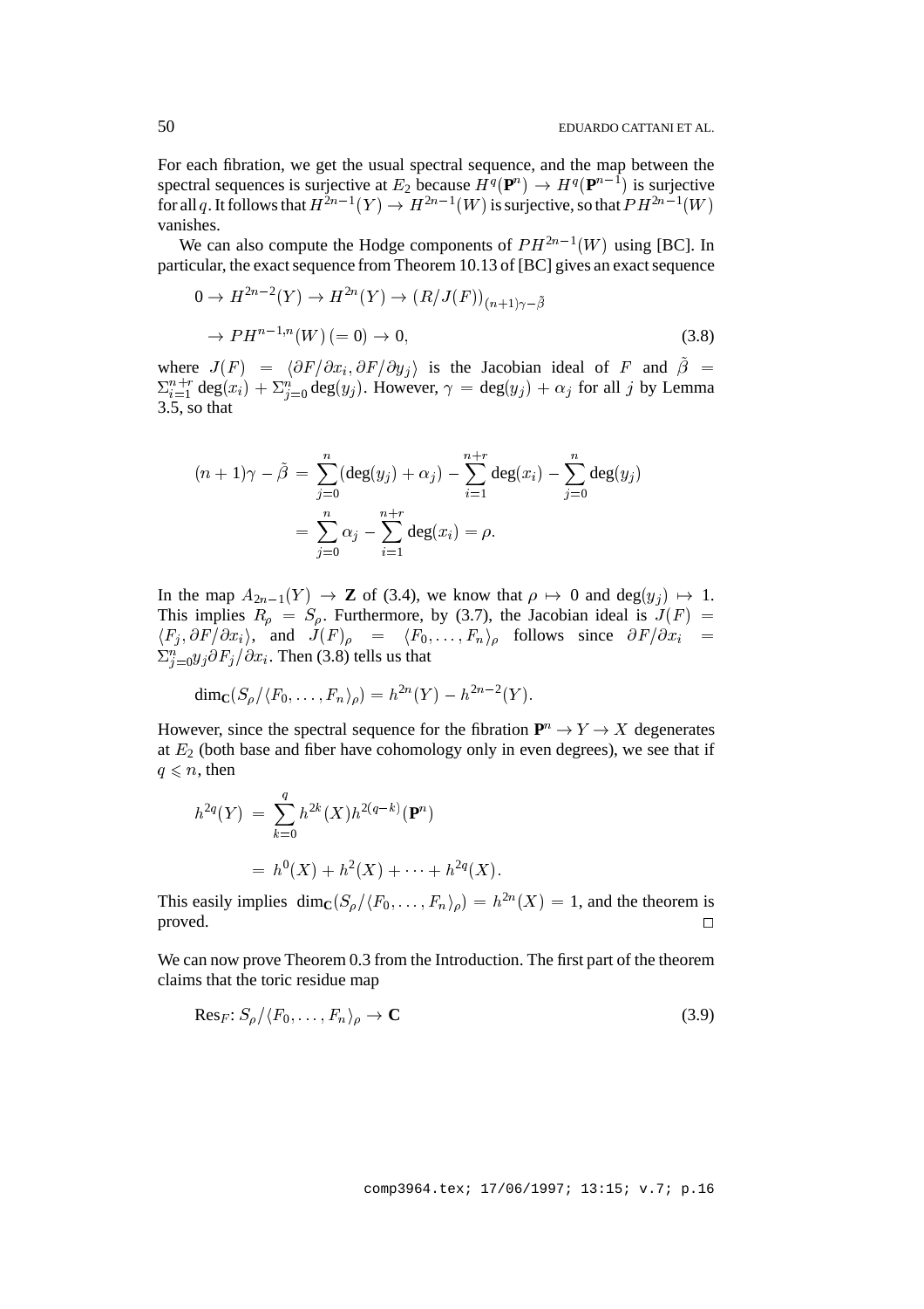For each fibration, we get the usual spectral sequence, and the map between the spectral sequences is surjective at $E_2$ because $H^q(\mathbf{P}^n) \to H^q(\mathbf{P}^{n-1})$ is surjective for all $q$. It follows that $H^{2n-1}(Y) \to H^{2n-1}(W)$ is surjective, so that $PH^{2n-1}(W)$ vanishes.

We can also compute the Hodge components of $PH^{2n-1}(W)$ using [BC]. In particular, the exact sequence from Theorem 10.13 of [BC] gives an exact sequence

$$
\begin{aligned}
0 &\to H^{2n-2}(Y) \to H^{2n}(Y) \to (R/J(F))_{(n+1)\gamma-\tilde{\beta}} \\
&\to PH^{n-1,n}(W)\,(=0) \to 0,
\end{aligned}
\tag{3.8}
$$

where $J(F) = \langle \partial F/\partial x_i, \partial F/\partial y_j \rangle$ is the Jacobian ideal of $F$ and $\tilde{\beta} = \Sigma_{i=1}^{n+r} \deg(x_i) + \Sigma_{j=0}^{n} \deg(y_j)$. However, $\gamma = \deg(y_j) + \alpha_j$ for all $j$ by Lemma 3.5, so that

$$
\begin{aligned}
(n+1)\gamma - \tilde{\beta} &= \sum_{j=0}^{n} (\deg(y_j) + \alpha_j) - \sum_{i=1}^{n+r} \deg(x_i) - \sum_{j=0}^{n} \deg(y_j) \\
&= \sum_{j=0}^{n} \alpha_j - \sum_{i=1}^{n+r} \deg(x_i) = \rho.
\end{aligned}
$$

In the map $A_{2n-1}(Y) \to \mathbf{Z}$ of (3.4), we know that $\rho \mapsto 0$ and $\deg(y_j) \mapsto 1$. This implies $R_\rho = S_\rho$. Furthermore, by (3.7), the Jacobian ideal is $J(F) = \langle F_j, \partial F/\partial x_i \rangle$, and $J(F)_\rho = \langle F_0, \ldots, F_n \rangle_\rho$ follows since $\partial F/\partial x_i = \Sigma_{j=0}^{n} y_j \partial F_j/\partial x_i$. Then (3.8) tells us that

$$
\dim_{\mathbf{C}}(S_\rho/\langle F_0, \ldots, F_n \rangle_\rho) = h^{2n}(Y) - h^{2n-2}(Y).
$$

However, since the spectral sequence for the fibration $\mathbf{P}^n \to Y \to X$ degenerates at $E_2$ (both base and fiber have cohomology only in even degrees), we see that if $q \leqslant n$, then

$$
\begin{aligned}
h^{2q}(Y) &= \sum_{k=0}^{q} h^{2k}(X) h^{2(q-k)}(\mathbf{P}^n) \\
&= h^0(X) + h^2(X) + \cdots + h^{2q}(X).
\end{aligned}
$$

This easily implies $\dim_{\mathbf{C}}(S_\rho/\langle F_0, \ldots, F_n \rangle_\rho) = h^{2n}(X) = 1$, and the theorem is proved. □

We can now prove Theorem 0.3 from the Introduction. The first part of the theorem claims that the toric residue map

$$
\mathrm{Res}_F \colon S_\rho/\langle F_0, \ldots, F_n \rangle_\rho \to \mathbf{C}
\tag{3.9}
$$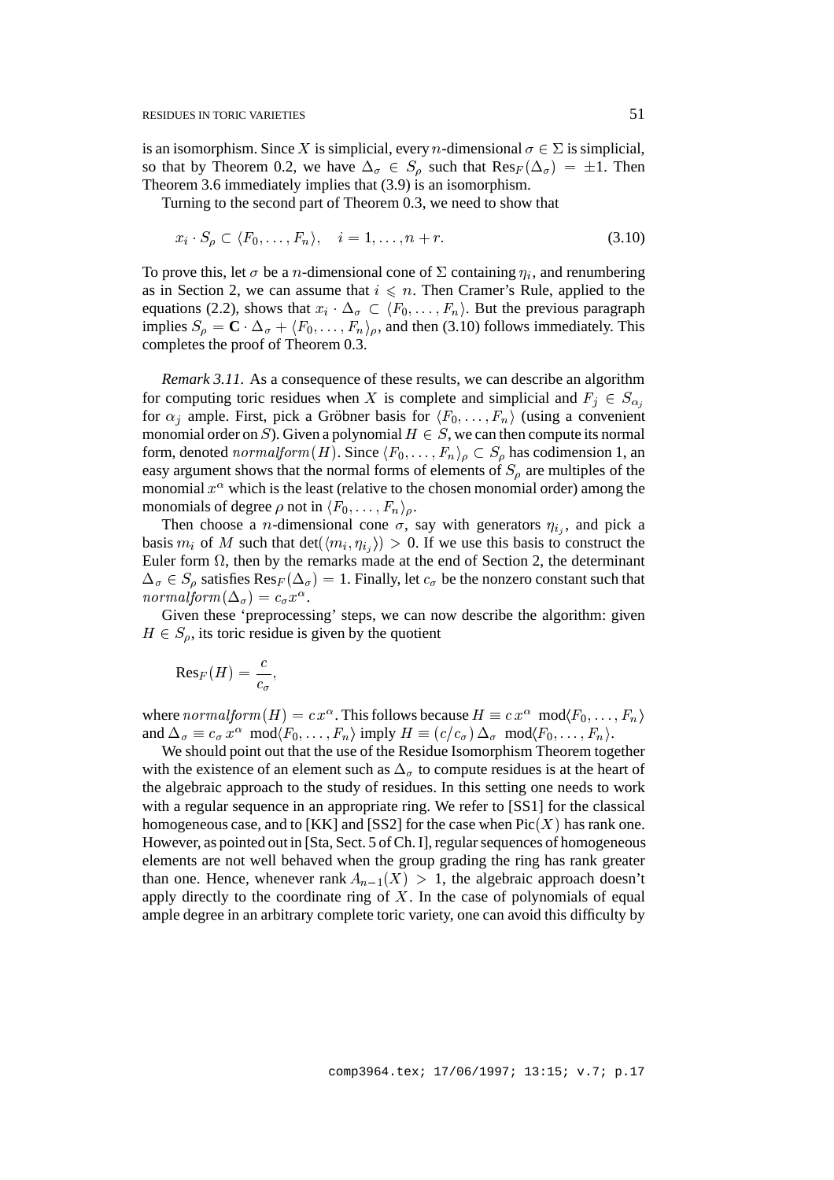is an isomorphism. Since $X$ is simplicial, every $n$-dimensional $\sigma \in \Sigma$ is simplicial, so that by Theorem 0.2, we have $\Delta_\sigma \in S_\rho$ such that $\mathrm{Res}_F(\Delta_\sigma) = \pm 1$. Then Theorem 3.6 immediately implies that (3.9) is an isomorphism.

Turning to the second part of Theorem 0.3, we need to show that

$$x_i \cdot S_\rho \subset \langle F_0, \ldots, F_n \rangle, \quad i = 1, \ldots, n+r. \tag{3.10}$$

To prove this, let $\sigma$ be a $n$-dimensional cone of $\Sigma$ containing $\eta_i$, and renumbering as in Section 2, we can assume that $i \leqslant n$. Then Cramer's Rule, applied to the equations (2.2), shows that $x_i \cdot \Delta_\sigma \subset \langle F_0, \ldots, F_n \rangle$. But the previous paragraph implies $S_\rho = \mathbf{C} \cdot \Delta_\sigma + \langle F_0, \ldots, F_n \rangle_\rho$, and then (3.10) follows immediately. This completes the proof of Theorem 0.3.

*Remark 3.11.* As a consequence of these results, we can describe an algorithm for computing toric residues when $X$ is complete and simplicial and $F_j \in S_{\alpha_j}$ for $\alpha_j$ ample. First, pick a Gröbner basis for $\langle F_0, \ldots, F_n \rangle$ (using a convenient monomial order on $S$). Given a polynomial $H \in S$, we can then compute its normal form, denoted $normalform(H)$. Since $\langle F_0, \ldots, F_n \rangle_\rho \subset S_\rho$ has codimension 1, an easy argument shows that the normal forms of elements of $S_\rho$ are multiples of the monomial $x^\alpha$ which is the least (relative to the chosen monomial order) among the monomials of degree $\rho$ not in $\langle F_0, \ldots, F_n \rangle_\rho$.

Then choose a $n$-dimensional cone $\sigma$, say with generators $\eta_{i_j}$, and pick a basis $m_i$ of $M$ such that $\det(\langle m_i, \eta_{i_j} \rangle) > 0$. If we use this basis to construct the Euler form $\Omega$, then by the remarks made at the end of Section 2, the determinant $\Delta_\sigma \in S_\rho$ satisfies $\mathrm{Res}_F(\Delta_\sigma) = 1$. Finally, let $c_\sigma$ be the nonzero constant such that $normalform(\Delta_\sigma) = c_\sigma x^\alpha$.

Given these 'preprocessing' steps, we can now describe the algorithm: given $H \in S_\rho$, its toric residue is given by the quotient

$$\mathrm{Res}_F(H) = \frac{c}{c_\sigma},$$

where $normalform(H) = c\, x^\alpha$. This follows because $H \equiv c\, x^\alpha \mod \langle F_0, \ldots, F_n \rangle$ and $\Delta_\sigma \equiv c_\sigma\, x^\alpha \mod \langle F_0, \ldots, F_n \rangle$ imply $H \equiv (c/c_\sigma)\, \Delta_\sigma \mod \langle F_0, \ldots, F_n \rangle$.

We should point out that the use of the Residue Isomorphism Theorem together with the existence of an element such as $\Delta_\sigma$ to compute residues is at the heart of the algebraic approach to the study of residues. In this setting one needs to work with a regular sequence in an appropriate ring. We refer to [SS1] for the classical homogeneous case, and to [KK] and [SS2] for the case when $\mathrm{Pic}(X)$ has rank one. However, as pointed out in [Sta, Sect. 5 of Ch. I], regular sequences of homogeneous elements are not well behaved when the group grading the ring has rank greater than one. Hence, whenever rank $A_{n-1}(X) > 1$, the algebraic approach doesn't apply directly to the coordinate ring of $X$. In the case of polynomials of equal ample degree in an arbitrary complete toric variety, one can avoid this difficulty by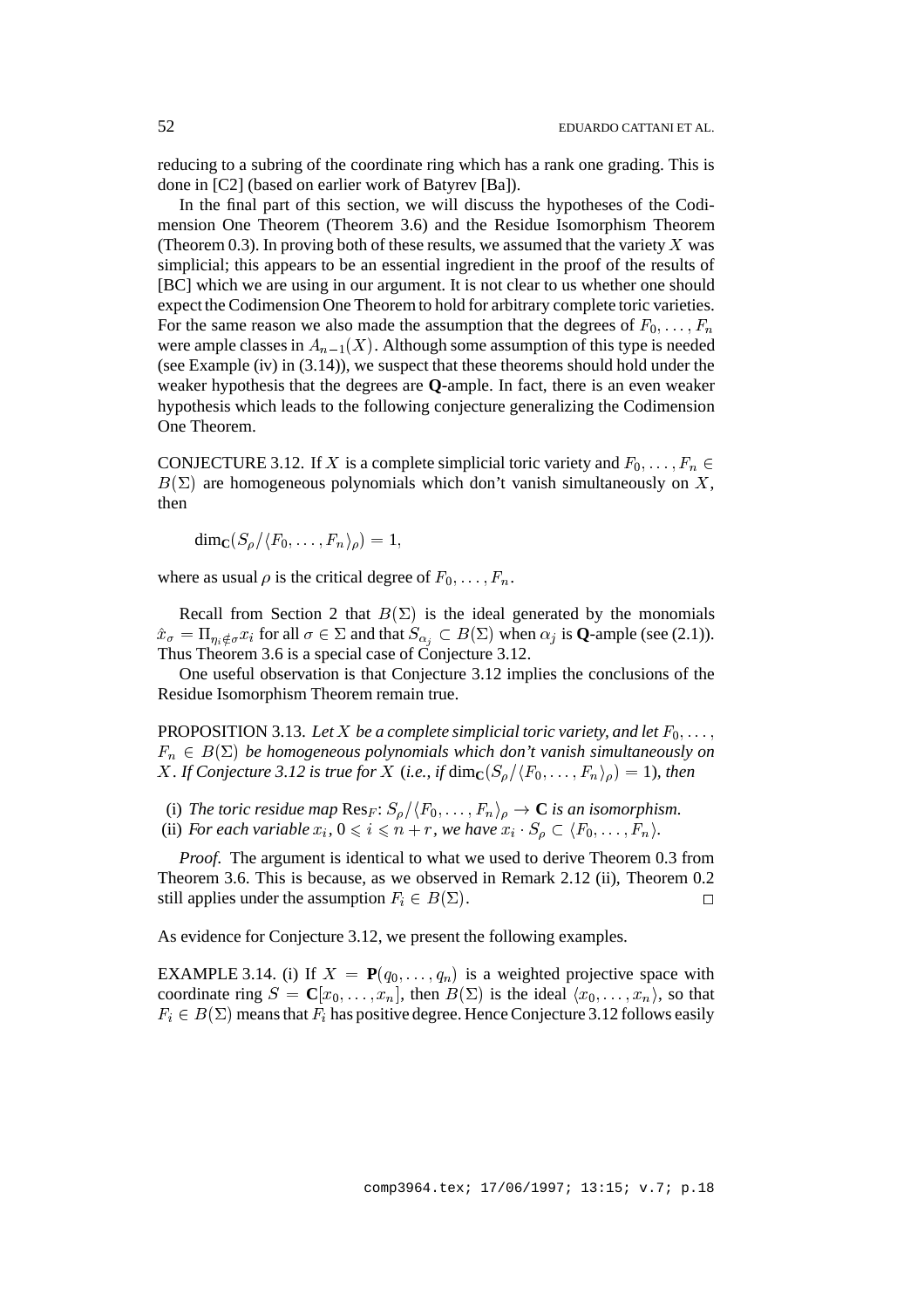reducing to a subring of the coordinate ring which has a rank one grading. This is done in [C2] (based on earlier work of Batyrev [Ba]).

In the final part of this section, we will discuss the hypotheses of the Codimension One Theorem (Theorem 3.6) and the Residue Isomorphism Theorem (Theorem 0.3). In proving both of these results, we assumed that the variety $X$ was simplicial; this appears to be an essential ingredient in the proof of the results of [BC] which we are using in our argument. It is not clear to us whether one should expect the Codimension One Theorem to hold for arbitrary complete toric varieties. For the same reason we also made the assumption that the degrees of $F_0, \ldots, F_n$ were ample classes in $A_{n-1}(X)$. Although some assumption of this type is needed (see Example (iv) in (3.14)), we suspect that these theorems should hold under the weaker hypothesis that the degrees are **Q**-ample. In fact, there is an even weaker hypothesis which leads to the following conjecture generalizing the Codimension One Theorem.

CONJECTURE 3.12. If $X$ is a complete simplicial toric variety and $F_0, \ldots, F_n \in B(\Sigma)$ are homogeneous polynomials which don't vanish simultaneously on $X$, then

$$\dim_{\mathbf{C}}(S_\rho / \langle F_0, \ldots, F_n \rangle_\rho) = 1,$$

where as usual $\rho$ is the critical degree of $F_0, \ldots, F_n$.

Recall from Section 2 that $B(\Sigma)$ is the ideal generated by the monomials $\hat{x}_\sigma = \Pi_{\eta_i \notin \sigma} x_i$ for all $\sigma \in \Sigma$ and that $S_{\alpha_j} \subset B(\Sigma)$ when $\alpha_j$ is **Q**-ample (see (2.1)). Thus Theorem 3.6 is a special case of Conjecture 3.12.

One useful observation is that Conjecture 3.12 implies the conclusions of the Residue Isomorphism Theorem remain true.

PROPOSITION 3.13. *Let $X$ be a complete simplicial toric variety, and let $F_0, \ldots, F_n \in B(\Sigma)$ be homogeneous polynomials which don't vanish simultaneously on $X$. If Conjecture 3.12 is true for $X$ (i.e., if $\dim_{\mathbf{C}}(S_\rho / \langle F_0, \ldots, F_n \rangle_\rho) = 1$), then*

(i) *The toric residue map $\mathrm{Res}_F \colon S_\rho / \langle F_0, \ldots, F_n \rangle_\rho \to \mathbf{C}$ is an isomorphism.*
(ii) *For each variable $x_i$, $0 \leqslant i \leqslant n + r$, we have $x_i \cdot S_\rho \subset \langle F_0, \ldots, F_n \rangle$.*

*Proof.* The argument is identical to what we used to derive Theorem 0.3 from Theorem 3.6. This is because, as we observed in Remark 2.12 (ii), Theorem 0.2 still applies under the assumption $F_i \in B(\Sigma)$. $\square$

As evidence for Conjecture 3.12, we present the following examples.

EXAMPLE 3.14. (i) If $X = \mathbf{P}(q_0, \ldots, q_n)$ is a weighted projective space with coordinate ring $S = \mathbf{C}[x_0, \ldots, x_n]$, then $B(\Sigma)$ is the ideal $\langle x_0, \ldots, x_n \rangle$, so that $F_i \in B(\Sigma)$ means that $F_i$ has positive degree. Hence Conjecture 3.12 follows easily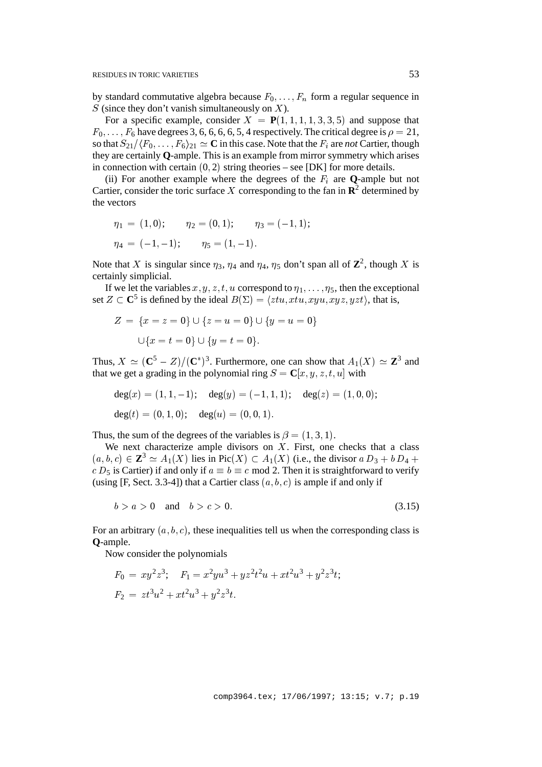by standard commutative algebra because $F_0, \dots, F_n$ form a regular sequence in $S$ (since they don't vanish simultaneously on $X$).

For a specific example, consider $X = \mathbf{P}(1,1,1,1,3,3,5)$ and suppose that $F_0, \dots, F_6$ have degrees 3, 6, 6, 6, 6, 5, 4 respectively. The critical degree is $\rho = 21$, so that $S_{21}/\langle F_0, \dots, F_6 \rangle_{21} \simeq \mathbf{C}$ in this case. Note that the $F_i$ are *not* Cartier, though they are certainly $\mathbf{Q}$-ample. This is an example from mirror symmetry which arises in connection with certain $(0,2)$ string theories – see [DK] for more details.

(ii) For another example where the degrees of the $F_i$ are $\mathbf{Q}$-ample but not Cartier, consider the toric surface $X$ corresponding to the fan in $\mathbf{R}^2$ determined by the vectors

$$\eta_1 = (1,0); \qquad \eta_2 = (0,1); \qquad \eta_3 = (-1,1);$$

$$\eta_4 = (-1,-1); \qquad \eta_5 = (1,-1).$$

Note that $X$ is singular since $\eta_3$, $\eta_4$ and $\eta_4$, $\eta_5$ don't span all of $\mathbf{Z}^2$, though $X$ is certainly simplicial.

If we let the variables $x, y, z, t, u$ correspond to $\eta_1, \dots, \eta_5$, then the exceptional set $Z \subset \mathbf{C}^5$ is defined by the ideal $B(\Sigma) = \langle ztu, xtu, xyu, xyz, yzt \rangle$, that is,

$$Z = \{x = z = 0\} \cup \{z = u = 0\} \cup \{y = u = 0\}$$

$$\cup \{x = t = 0\} \cup \{y = t = 0\}.$$

Thus, $X \simeq (\mathbf{C}^5 - Z)/(\mathbf{C}^*)^3$. Furthermore, one can show that $A_1(X) \simeq \mathbf{Z}^3$ and that we get a grading in the polynomial ring $S = \mathbf{C}[x, y, z, t, u]$ with

$$\deg(x) = (1,1,-1); \quad \deg(y) = (-1,1,1); \quad \deg(z) = (1,0,0);$$

$$\deg(t) = (0,1,0); \quad \deg(u) = (0,0,1).$$

Thus, the sum of the degrees of the variables is $\beta = (1,3,1)$.

We next characterize ample divisors on $X$. First, one checks that a class $(a, b, c) \in \mathbf{Z}^3 \simeq A_1(X)$ lies in $\mathrm{Pic}(X) \subset A_1(X)$ (i.e., the divisor $a\, D_3 + b\, D_4 + c\, D_5$ is Cartier) if and only if $a \equiv b \equiv c \bmod 2$. Then it is straightforward to verify (using [F, Sect. 3.3-4]) that a Cartier class $(a, b, c)$ is ample if and only if

$$b > a > 0 \quad \text{and} \quad b > c > 0. \tag{3.15}$$

For an arbitrary $(a, b, c)$, these inequalities tell us when the corresponding class is $\mathbf{Q}$-ample.

Now consider the polynomials

$$F_0 = xy^2z^3; \quad F_1 = x^2yu^3 + yz^2t^2u + xt^2u^3 + y^2z^3t;$$

$$F_2 = zt^3u^2 + xt^2u^3 + y^2z^3t.$$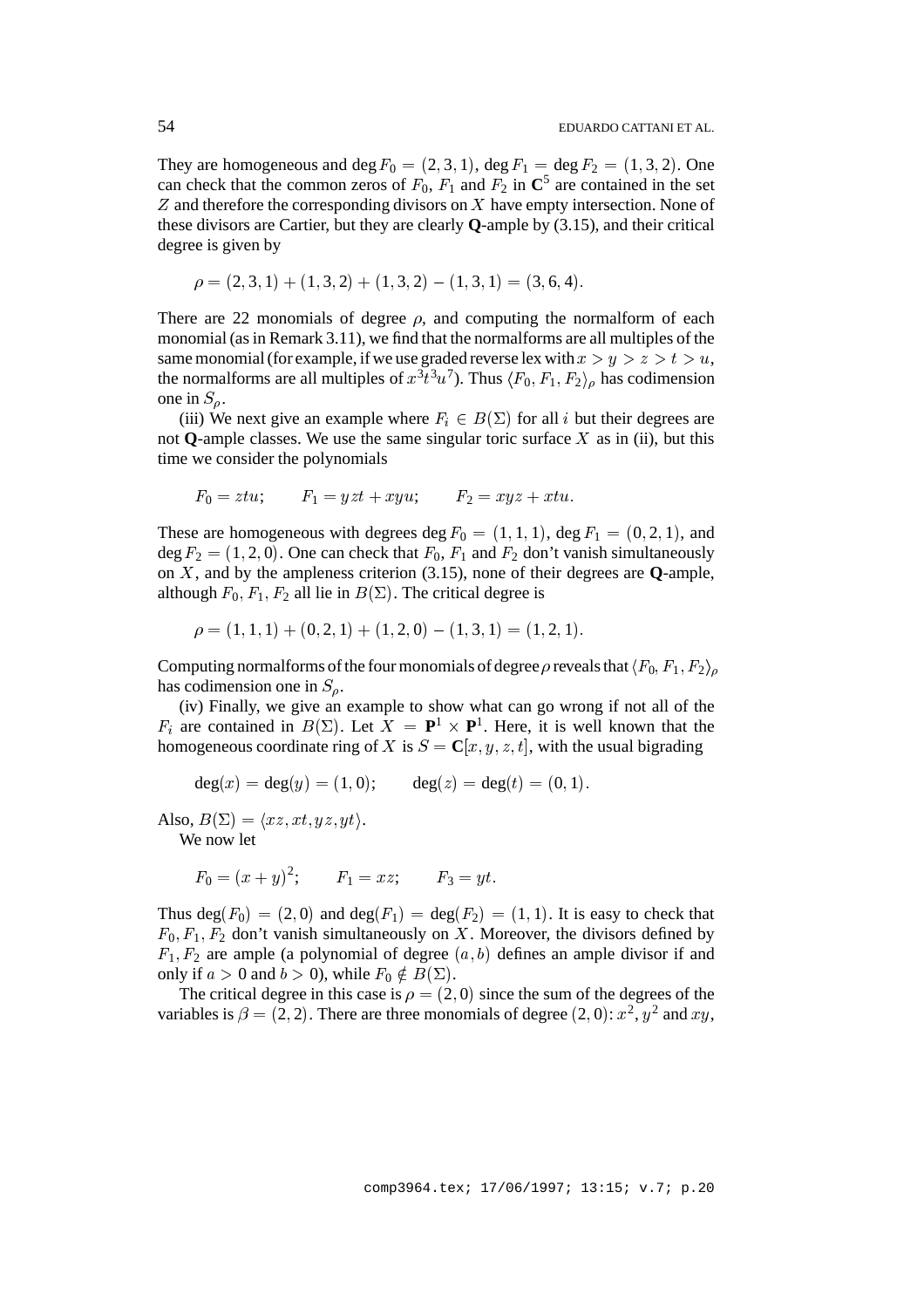They are homogeneous and $\deg F_0 = (2,3,1)$, $\deg F_1 = \deg F_2 = (1,3,2)$. One can check that the common zeros of $F_0$, $F_1$ and $F_2$ in $\mathbf{C}^5$ are contained in the set $Z$ and therefore the corresponding divisors on $X$ have empty intersection. None of these divisors are Cartier, but they are clearly **Q**-ample by (3.15), and their critical degree is given by

$$\rho = (2,3,1) + (1,3,2) + (1,3,2) - (1,3,1) = (3,6,4).$$

There are 22 monomials of degree $\rho$, and computing the normalform of each monomial (as in Remark 3.11), we find that the normalforms are all multiples of the same monomial (for example, if we use graded reverse lex with $x > y > z > t > u$, the normalforms are all multiples of $x^3t^3u^7$). Thus $\langle F_0, F_1, F_2\rangle_\rho$ has codimension one in $S_\rho$.

(iii) We next give an example where $F_i \in B(\Sigma)$ for all $i$ but their degrees are not **Q**-ample classes. We use the same singular toric surface $X$ as in (ii), but this time we consider the polynomials

$$F_0 = ztu; \qquad F_1 = yzt + xyu; \qquad F_2 = xyz + xtu.$$

These are homogeneous with degrees $\deg F_0 = (1,1,1)$, $\deg F_1 = (0,2,1)$, and $\deg F_2 = (1,2,0)$. One can check that $F_0$, $F_1$ and $F_2$ don't vanish simultaneously on $X$, and by the ampleness criterion (3.15), none of their degrees are **Q**-ample, although $F_0, F_1, F_2$ all lie in $B(\Sigma)$. The critical degree is

$$\rho = (1,1,1) + (0,2,1) + (1,2,0) - (1,3,1) = (1,2,1).$$

Computing normalforms of the four monomials of degree $\rho$ reveals that $\langle F_0, F_1, F_2\rangle_\rho$ has codimension one in $S_\rho$.

(iv) Finally, we give an example to show what can go wrong if not all of the $F_i$ are contained in $B(\Sigma)$. Let $X = \mathbf{P}^1 \times \mathbf{P}^1$. Here, it is well known that the homogeneous coordinate ring of $X$ is $S = \mathbf{C}[x,y,z,t]$, with the usual bigrading

$$\deg(x) = \deg(y) = (1,0); \qquad \deg(z) = \deg(t) = (0,1).$$

Also, $B(\Sigma) = \langle xz, xt, yz, yt\rangle$.

We now let

$$F_0 = (x+y)^2; \qquad F_1 = xz; \qquad F_3 = yt.$$

Thus $\deg(F_0) = (2,0)$ and $\deg(F_1) = \deg(F_2) = (1,1)$. It is easy to check that $F_0, F_1, F_2$ don't vanish simultaneously on $X$. Moreover, the divisors defined by $F_1, F_2$ are ample (a polynomial of degree $(a,b)$ defines an ample divisor if and only if $a > 0$ and $b > 0$), while $F_0 \notin B(\Sigma)$.

The critical degree in this case is $\rho = (2,0)$ since the sum of the degrees of the variables is $\beta = (2,2)$. There are three monomials of degree $(2,0)$: $x^2$, $y^2$ and $xy$,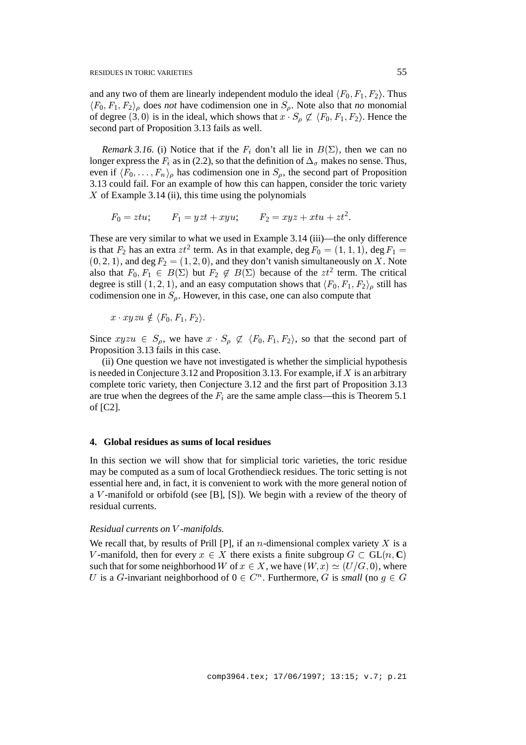and any two of them are linearly independent modulo the ideal $\langle F_0, F_1, F_2\rangle$. Thus $\langle F_0, F_1, F_2\rangle_\rho$ does *not* have codimension one in $S_\rho$. Note also that *no* monomial of degree $(3,0)$ is in the ideal, which shows that $x \cdot S_\rho \not\subset \langle F_0, F_1, F_2\rangle$. Hence the second part of Proposition 3.13 fails as well.

*Remark 3.16.* (i) Notice that if the $F_i$ don't all lie in $B(\Sigma)$, then we can no longer express the $F_i$ as in (2.2), so that the definition of $\Delta_\sigma$ makes no sense. Thus, even if $\langle F_0, \ldots, F_n\rangle_\rho$ has codimension one in $S_\rho$, the second part of Proposition 3.13 could fail. For an example of how this can happen, consider the toric variety $X$ of Example 3.14 (ii), this time using the polynomials

$$F_0 = ztu; \qquad F_1 = yzt + xyu; \qquad F_2 = xyz + xtu + zt^2.$$

These are very similar to what we used in Example 3.14 (iii)—the only difference is that $F_2$ has an extra $zt^2$ term. As in that example, $\deg F_0 = (1,1,1)$, $\deg F_1 = (0,2,1)$, and $\deg F_2 = (1,2,0)$, and they don't vanish simultaneously on $X$. Note also that $F_0, F_1 \in B(\Sigma)$ but $F_2 \not\in B(\Sigma)$ because of the $zt^2$ term. The critical degree is still $(1,2,1)$, and an easy computation shows that $\langle F_0, F_1, F_2\rangle_\rho$ still has codimension one in $S_\rho$. However, in this case, one can also compute that

$$x \cdot xyzu \notin \langle F_0, F_1, F_2\rangle.$$

Since $xyzu \in S_\rho$, we have $x \cdot S_\rho \not\subset \langle F_0, F_1, F_2\rangle$, so that the second part of Proposition 3.13 fails in this case.

(ii) One question we have not investigated is whether the simplicial hypothesis is needed in Conjecture 3.12 and Proposition 3.13. For example, if $X$ is an arbitrary complete toric variety, then Conjecture 3.12 and the first part of Proposition 3.13 are true when the degrees of the $F_i$ are the same ample class—this is Theorem 5.1 of [C2].

## 4. Global residues as sums of local residues

In this section we will show that for simplicial toric varieties, the toric residue may be computed as a sum of local Grothendieck residues. The toric setting is not essential here and, in fact, it is convenient to work with the more general notion of a $V$-manifold or orbifold (see [B], [S]). We begin with a review of the theory of residual currents.

*Residual currents on $V$-manifolds.*

We recall that, by results of Prill [P], if an $n$-dimensional complex variety $X$ is a $V$-manifold, then for every $x \in X$ there exists a finite subgroup $G \subset \mathrm{GL}(n, \mathbf{C})$ such that for some neighborhood $W$ of $x \in X$, we have $(W, x) \simeq (U/G, 0)$, where $U$ is a $G$-invariant neighborhood of $0 \in C^n$. Furthermore, $G$ is *small* (no $g \in G$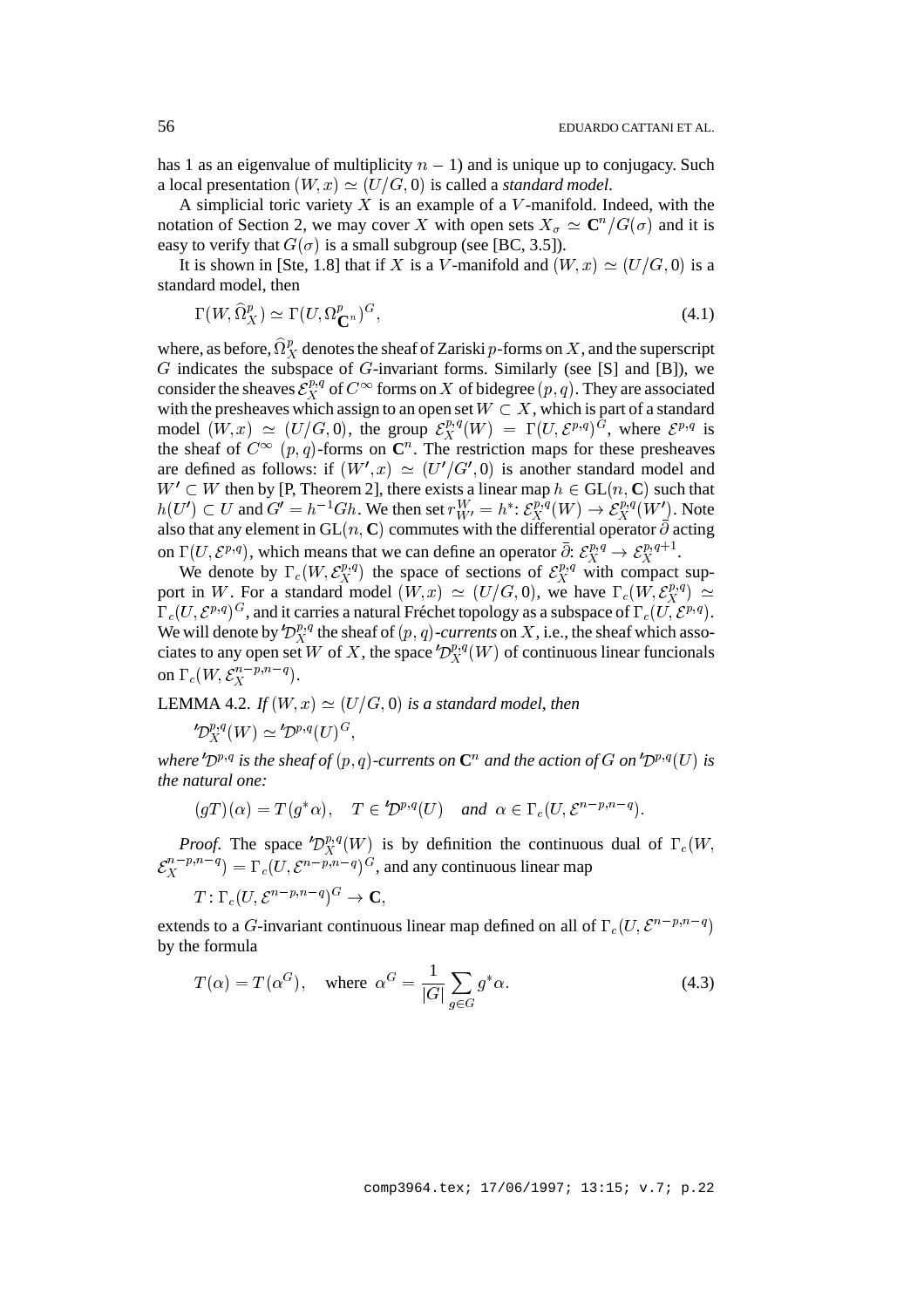has 1 as an eigenvalue of multiplicity $n-1$) and is unique up to conjugacy. Such a local presentation $(W,x) \simeq (U/G, 0)$ is called a *standard model*.

A simplicial toric variety $X$ is an example of a $V$-manifold. Indeed, with the notation of Section 2, we may cover $X$ with open sets $X_\sigma \simeq \mathbf{C}^n/G(\sigma)$ and it is easy to verify that $G(\sigma)$ is a small subgroup (see [BC, 3.5]).

It is shown in [Ste, 1.8] that if $X$ is a $V$-manifold and $(W,x) \simeq (U/G, 0)$ is a standard model, then

$$\Gamma(W, \widehat{\Omega}^p_X) \simeq \Gamma(U, \Omega^p_{\mathbf{C}^n})^G, \tag{4.1}$$

where, as before, $\widehat{\Omega}^p_X$ denotes the sheaf of Zariski $p$-forms on $X$, and the superscript $G$ indicates the subspace of $G$-invariant forms. Similarly (see [S] and [B]), we consider the sheaves $\mathcal{E}^{p,q}_X$ of $C^\infty$ forms on $X$ of bidegree $(p,q)$. They are associated with the presheaves which assign to an open set $W \subset X$, which is part of a standard model $(W,x) \simeq (U/G, 0)$, the group $\mathcal{E}^{p,q}_X(W) = \Gamma(U, \mathcal{E}^{p,q})^G$, where $\mathcal{E}^{p,q}$ is the sheaf of $C^\infty$ $(p,q)$-forms on $\mathbf{C}^n$. The restriction maps for these presheaves are defined as follows: if $(W',x) \simeq (U'/G', 0)$ is another standard model and $W' \subset W$ then by [P, Theorem 2], there exists a linear map $h \in \mathrm{GL}(n, \mathbf{C})$ such that $h(U') \subset U$ and $G' = h^{-1}Gh$. We then set $r^W_{W'} = h^*\colon \mathcal{E}^{p,q}_X(W) \to \mathcal{E}^{p,q}_X(W')$. Note also that any element in $\mathrm{GL}(n, \mathbf{C})$ commutes with the differential operator $\bar\partial$ acting on $\Gamma(U, \mathcal{E}^{p,q})$, which means that we can define an operator $\bar\partial\colon \mathcal{E}^{p,q}_X \to \mathcal{E}^{p,q+1}_X$.

We denote by $\Gamma_c(W, \mathcal{E}^{p,q}_X)$ the space of sections of $\mathcal{E}^{p,q}_X$ with compact support in $W$. For a standard model $(W,x) \simeq (U/G, 0)$, we have $\Gamma_c(W, \mathcal{E}^{p,q}_X) \simeq \Gamma_c(U, \mathcal{E}^{p,q})^G$, and it carries a natural Fréchet topology as a subspace of $\Gamma_c(U, \mathcal{E}^{p,q})$. We will denote by ${}'\mathcal{D}^{p,q}_X$ the sheaf of $(p,q)$-*currents* on $X$, i.e., the sheaf which associates to any open set $W$ of $X$, the space ${}'\mathcal{D}^{p,q}_X(W)$ of continuous linear funcionals on $\Gamma_c(W, \mathcal{E}^{n-p,n-q}_X)$.

LEMMA 4.2. *If $(W,x) \simeq (U/G, 0)$ is a standard model, then*

$${}'\mathcal{D}^{p,q}_X(W) \simeq {}'\mathcal{D}^{p,q}(U)^G,$$

*where ${}'\mathcal{D}^{p,q}$ is the sheaf of $(p,q)$-currents on $\mathbf{C}^n$ and the action of $G$ on ${}'\mathcal{D}^{p,q}(U)$ is the natural one:*

$$(gT)(\alpha) = T(g^*\alpha), \quad T \in {}'\mathcal{D}^{p,q}(U) \quad \textit{and} \ \ \alpha \in \Gamma_c(U, \mathcal{E}^{n-p,n-q}).$$

*Proof.* The space ${}'\mathcal{D}^{p,q}_X(W)$ is by definition the continuous dual of $\Gamma_c(W, \mathcal{E}^{n-p,n-q}_X) = \Gamma_c(U, \mathcal{E}^{n-p,n-q})^G$, and any continuous linear map

$$T\colon \Gamma_c(U, \mathcal{E}^{n-p,n-q})^G \to \mathbf{C},$$

extends to a $G$-invariant continuous linear map defined on all of $\Gamma_c(U, \mathcal{E}^{n-p,n-q})$ by the formula

$$T(\alpha) = T(\alpha^G), \quad \text{where } \alpha^G = \frac{1}{|G|}\sum_{g\in G} g^*\alpha. \tag{4.3}$$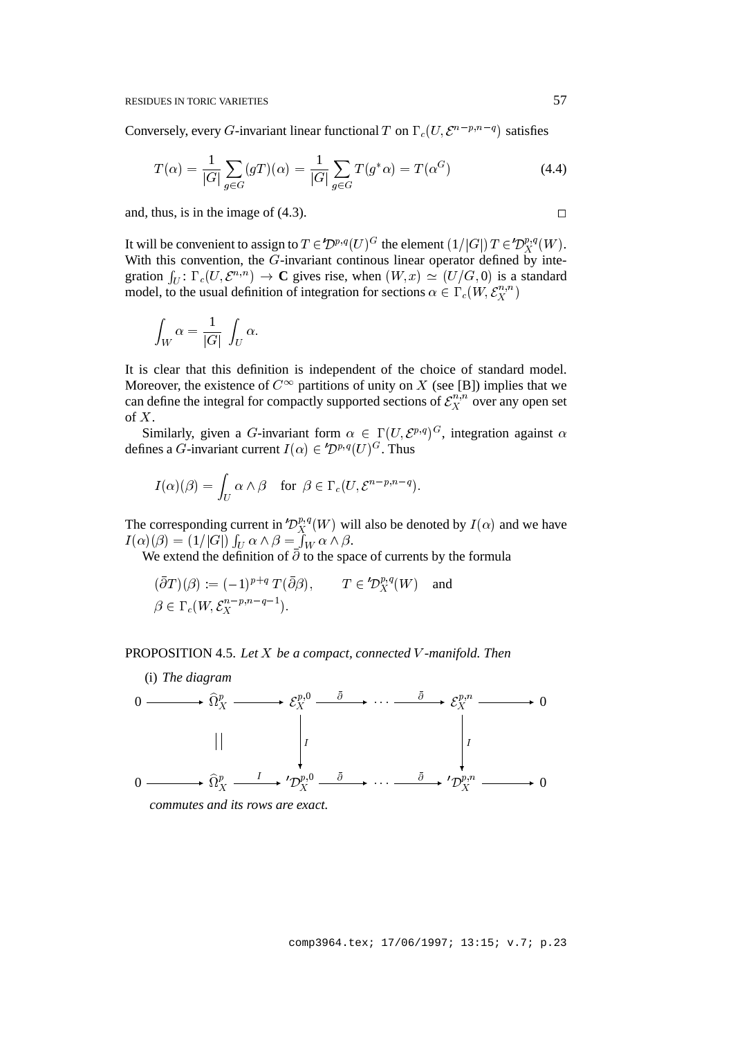Conversely, every $G$-invariant linear functional $T$ on $\Gamma_c(U, \mathcal{E}^{n-p,n-q})$ satisfies

$$T(\alpha) = \frac{1}{|G|} \sum_{g \in G} (gT)(\alpha) = \frac{1}{|G|} \sum_{g \in G} T(g^* \alpha) = T(\alpha^G) \tag{4.4}$$

and, thus, is in the image of (4.3). $\square$

It will be convenient to assign to $T \in {'\mathcal{D}}^{p,q}(U)^G$ the element $(1/|G|)\, T \in {'\mathcal{D}}_X^{p,q}(W)$. With this convention, the $G$-invariant continous linear operator defined by integration $\int_U : \Gamma_c(U, \mathcal{E}^{n,n}) \to \mathbf{C}$ gives rise, when $(W, x) \simeq (U/G, 0)$ is a standard model, to the usual definition of integration for sections $\alpha \in \Gamma_c(W, \mathcal{E}_X^{n,n})$

$$\int_W \alpha = \frac{1}{|G|} \int_U \alpha.$$

It is clear that this definition is independent of the choice of standard model. Moreover, the existence of $C^\infty$ partitions of unity on $X$ (see [B]) implies that we can define the integral for compactly supported sections of $\mathcal{E}_X^{n,n}$ over any open set of $X$.

Similarly, given a $G$-invariant form $\alpha \in \Gamma(U, \mathcal{E}^{p,q})^G$, integration against $\alpha$ defines a $G$-invariant current $I(\alpha) \in {'\mathcal{D}}^{p,q}(U)^G$. Thus

$$I(\alpha)(\beta) = \int_U \alpha \wedge \beta \quad \text{for } \beta \in \Gamma_c(U, \mathcal{E}^{n-p,n-q}).$$

The corresponding current in ${'\mathcal{D}}_X^{p,q}(W)$ will also be denoted by $I(\alpha)$ and we have $I(\alpha)(\beta) = (1/|G|) \int_U \alpha \wedge \beta = \int_W \alpha \wedge \beta$.

We extend the definition of $\bar{\partial}$ to the space of currents by the formula

$$(\bar{\partial} T)(\beta) := (-1)^{p+q}\, T(\bar{\partial}\beta), \qquad T \in {'\mathcal{D}}_X^{p,q}(W) \quad \text{and}$$
$$\beta \in \Gamma_c(W, \mathcal{E}_X^{n-p,n-q-1}).$$

PROPOSITION 4.5. *Let $X$ be a compact, connected $V$-manifold. Then*

(i) *The diagram*

$$\begin{array}{ccccccccccc}
0 & \longrightarrow & \widehat{\Omega}_X^p & \longrightarrow & \mathcal{E}_X^{p,0} & \xrightarrow{\bar{\partial}} & \cdots & \xrightarrow{\bar{\partial}} & \mathcal{E}_X^{p,n} & \longrightarrow & 0 \\
 & & \| & & \downarrow I & & & & \downarrow I & & \\
0 & \longrightarrow & \widehat{\Omega}_X^p & \xrightarrow{I} & {'\mathcal{D}}_X^{p,0} & \xrightarrow{\bar{\partial}} & \cdots & \xrightarrow{\bar{\partial}} & {'\mathcal{D}}_X^{p,n} & \longrightarrow & 0
\end{array}$$

*commutes and its rows are exact.*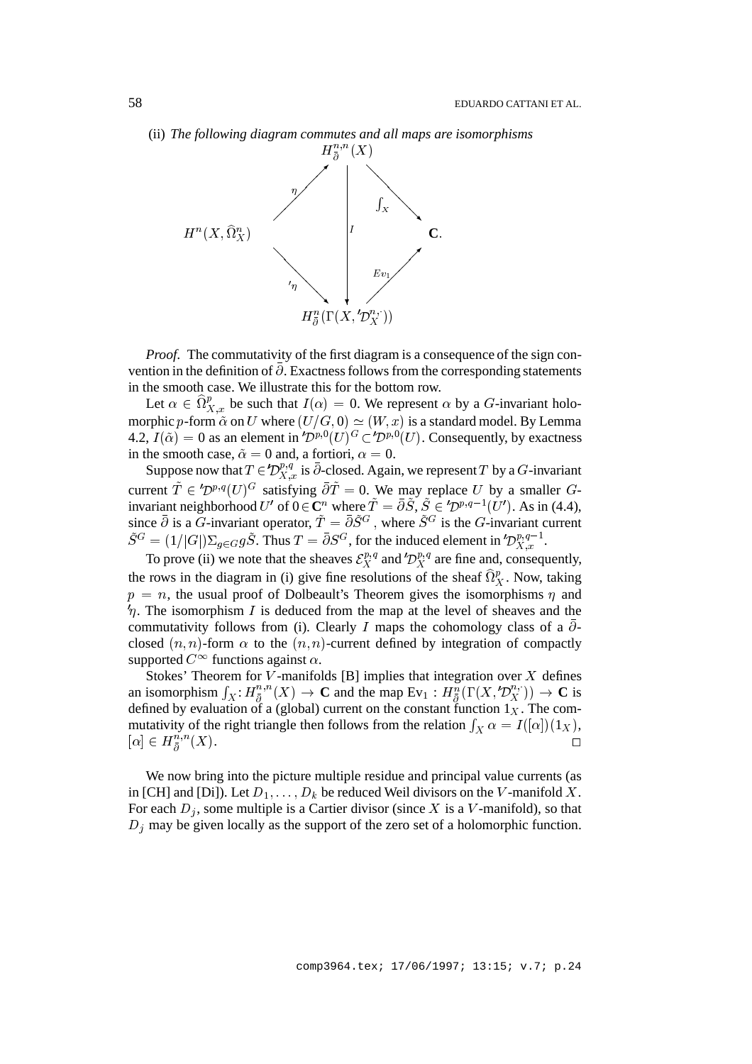(ii) *The following diagram commutes and all maps are isomorphisms*

$$
\begin{array}{ccccc}
 & & H^{n,n}_{\bar\partial}(X) & & \\
 & \stackrel{\eta}{\nearrow} & & \searrow^{\int_X} & \\
H^n(X,\widehat{\Omega}^n_X) & & \Big\downarrow{\scriptstyle I} & & \mathbf{C}. \\
 & \searrow_{{}'\eta} & & \nearrow_{Ev_1} & \\
 & & H^n_{\bar\partial}(\Gamma(X,{}'\mathcal{D}^{n,\cdot}_X)) & &
\end{array}
$$

*Proof.* The commutativity of the first diagram is a consequence of the sign convention in the definition of $\bar\partial$. Exactness follows from the corresponding statements in the smooth case. We illustrate this for the bottom row.

Let $\alpha \in \widehat{\Omega}^p_{X,x}$ be such that $I(\alpha) = 0$. We represent $\alpha$ by a $G$-invariant holomorphic $p$-form $\tilde\alpha$ on $U$ where $(U/G, 0) \simeq (W, x)$ is a standard model. By Lemma 4.2, $I(\tilde\alpha) = 0$ as an element in ${}'\mathcal{D}^{p,0}(U)^G \subset {}'\mathcal{D}^{p,0}(U)$. Consequently, by exactness in the smooth case, $\tilde\alpha = 0$ and, a fortiori, $\alpha = 0$.

Suppose now that $T \in {}'\mathcal{D}^{p,q}_{X,x}$ is $\bar\partial$-closed. Again, we represent $T$ by a $G$-invariant current $\tilde T \in {}'\mathcal{D}^{p,q}(U)^G$ satisfying $\bar\partial \tilde T = 0$. We may replace $U$ by a smaller $G$-invariant neighborhood $U'$ of $0 \in \mathbf{C}^n$ where $\tilde T = \bar\partial \tilde S$, $\tilde S \in {}'\mathcal{D}^{p,q-1}(U')$. As in (4.4), since $\bar\partial$ is a $G$-invariant operator, $\tilde T = \bar\partial \tilde S^G$, where $\tilde S^G$ is the $G$-invariant current $\tilde S^G = (1/|G|)\Sigma_{g\in G}\, g\tilde S$. Thus $T = \bar\partial S^G$, for the induced element in ${}'\mathcal{D}^{p,q-1}_{X,x}$.

To prove (ii) we note that the sheaves $\mathcal{E}^{p,q}_X$ and ${}'\mathcal{D}^{p,q}_X$ are fine and, consequently, the rows in the diagram in (i) give fine resolutions of the sheaf $\widehat{\Omega}^p_X$. Now, taking $p = n$, the usual proof of Dolbeault's Theorem gives the isomorphisms $\eta$ and ${}'\eta$. The isomorphism $I$ is deduced from the map at the level of sheaves and the commutativity follows from (i). Clearly $I$ maps the cohomology class of a $\bar\partial$-closed $(n,n)$-form $\alpha$ to the $(n,n)$-current defined by integration of compactly supported $C^\infty$ functions against $\alpha$.

Stokes' Theorem for $V$-manifolds [B] implies that integration over $X$ defines an isomorphism $\int_X : H^{n,n}_{\bar\partial}(X) \to \mathbf{C}$ and the map $\mathrm{Ev}_1 : H^n_{\bar\partial}(\Gamma(X, {}'\mathcal{D}^{n,\cdot}_X)) \to \mathbf{C}$ is defined by evaluation of a (global) current on the constant function $1_X$. The commutativity of the right triangle then follows from the relation $\int_X \alpha = I([\alpha])(1_X)$, $[\alpha] \in H^{n,n}_{\bar\partial}(X)$. □

We now bring into the picture multiple residue and principal value currents (as in [CH] and [Di]). Let $D_1, \ldots, D_k$ be reduced Weil divisors on the $V$-manifold $X$. For each $D_j$, some multiple is a Cartier divisor (since $X$ is a $V$-manifold), so that $D_j$ may be given locally as the support of the zero set of a holomorphic function.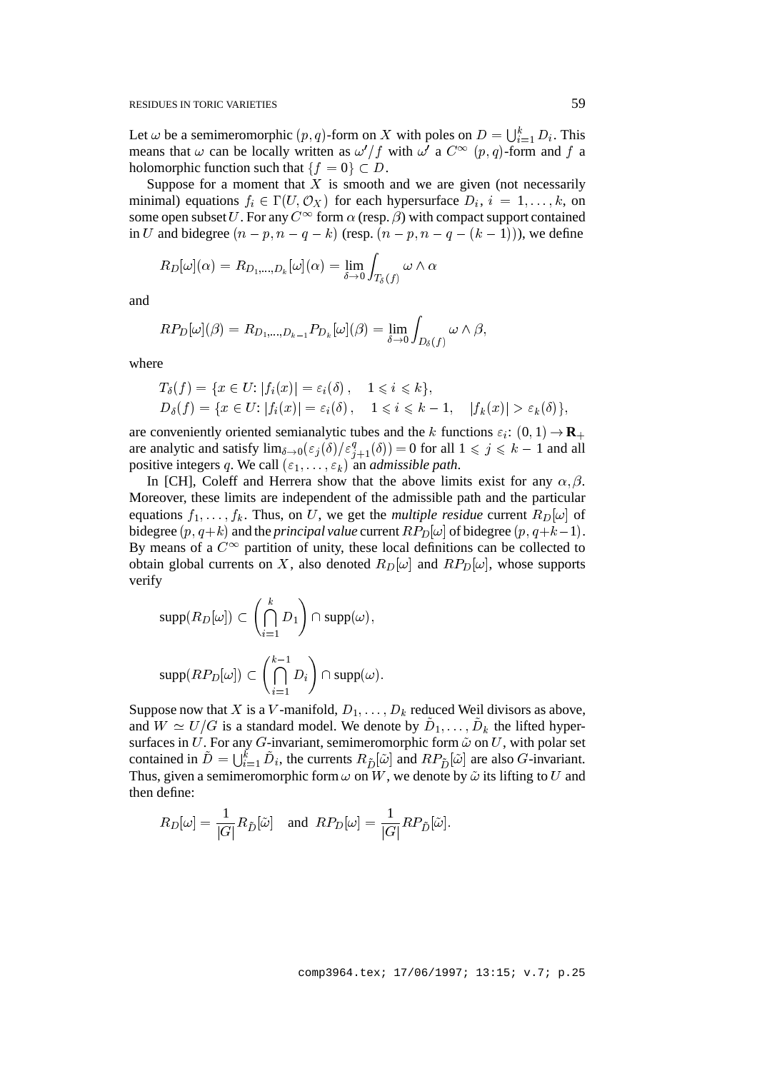Let $\omega$ be a semimeromorphic $(p,q)$-form on $X$ with poles on $D = \bigcup_{i=1}^{k} D_i$. This means that $\omega$ can be locally written as $\omega'/f$ with $\omega'$ a $C^\infty$ $(p,q)$-form and $f$ a holomorphic function such that $\{f = 0\} \subset D$.

Suppose for a moment that $X$ is smooth and we are given (not necessarily minimal) equations $f_i \in \Gamma(U, \mathcal{O}_X)$ for each hypersurface $D_i$, $i = 1, \ldots, k$, on some open subset $U$. For any $C^\infty$ form $\alpha$ (resp. $\beta$) with compact support contained in $U$ and bidegree $(n-p, n-q-k)$ (resp. $(n-p, n-q-(k-1))$), we define

$$R_D[\omega](\alpha) = R_{D_1,\ldots,D_k}[\omega](\alpha) = \lim_{\delta \to 0} \int_{T_\delta(f)} \omega \wedge \alpha$$

and

$$RP_D[\omega](\beta) = R_{D_1,\ldots,D_{k-1}} P_{D_k}[\omega](\beta) = \lim_{\delta \to 0} \int_{D_\delta(f)} \omega \wedge \beta,$$

where

$$\begin{aligned}
T_\delta(f) &= \{x \in U \colon |f_i(x)| = \varepsilon_i(\delta), \quad 1 \leqslant i \leqslant k\}, \\
D_\delta(f) &= \{x \in U \colon |f_i(x)| = \varepsilon_i(\delta), \quad 1 \leqslant i \leqslant k-1, \quad |f_k(x)| > \varepsilon_k(\delta)\},
\end{aligned}$$

are conveniently oriented semianalytic tubes and the $k$ functions $\varepsilon_i \colon (0,1) \to \mathbf{R}_+$ are analytic and satisfy $\lim_{\delta \to 0}(\varepsilon_j(\delta)/\varepsilon_{j+1}^q(\delta)) = 0$ for all $1 \leqslant j \leqslant k-1$ and all positive integers $q$. We call $(\varepsilon_1, \ldots, \varepsilon_k)$ an *admissible path*.

In [CH], Coleff and Herrera show that the above limits exist for any $\alpha, \beta$. Moreover, these limits are independent of the admissible path and the particular equations $f_1, \ldots, f_k$. Thus, on $U$, we get the *multiple residue* current $R_D[\omega]$ of bidegree $(p, q+k)$ and the *principal value* current $RP_D[\omega]$ of bidegree $(p, q+k-1)$. By means of a $C^\infty$ partition of unity, these local definitions can be collected to obtain global currents on $X$, also denoted $R_D[\omega]$ and $RP_D[\omega]$, whose supports verify

$$\operatorname{supp}(R_D[\omega]) \subset \left(\bigcap_{i=1}^{k} D_1\right) \cap \operatorname{supp}(\omega),$$

$$\operatorname{supp}(RP_D[\omega]) \subset \left(\bigcap_{i=1}^{k-1} D_i\right) \cap \operatorname{supp}(\omega).$$

Suppose now that $X$ is a $V$-manifold, $D_1, \ldots, D_k$ reduced Weil divisors as above, and $W \simeq U/G$ is a standard model. We denote by $\tilde{D}_1, \ldots, \tilde{D}_k$ the lifted hypersurfaces in $U$. For any $G$-invariant, semimeromorphic form $\tilde{\omega}$ on $U$, with polar set contained in $\tilde{D} = \bigcup_{i=1}^{k} \tilde{D}_i$, the currents $R_{\tilde{D}}[\tilde{\omega}]$ and $RP_{\tilde{D}}[\tilde{\omega}]$ are also $G$-invariant. Thus, given a semimeromorphic form $\omega$ on $W$, we denote by $\tilde{\omega}$ its lifting to $U$ and then define:

$$R_D[\omega] = \frac{1}{|G|} R_{\tilde{D}}[\tilde{\omega}] \quad \text{and} \quad RP_D[\omega] = \frac{1}{|G|} RP_{\tilde{D}}[\tilde{\omega}].$$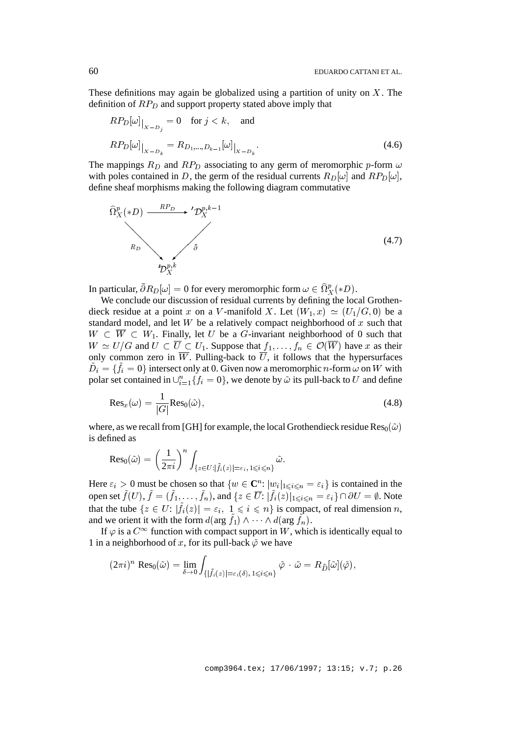These definitions may again be globalized using a partition of unity on $X$. The definition of $RP_D$ and support property stated above imply that

$$
\begin{aligned}
&RP_D[\omega]\big|_{X-D_j} = 0 \quad \text{for } j < k, \quad \text{and} \\
&RP_D[\omega]\big|_{X-D_k} = R_{D_1,\ldots,D_{k-1}}[\omega]\big|_{X-D_k}.
\end{aligned}
\tag{4.6}
$$

The mappings $R_D$ and $RP_D$ associating to any germ of meromorphic $p$-form $\omega$ with poles contained in $D$, the germ of the residual currents $R_D[\omega]$ and $RP_D[\omega]$, define sheaf morphisms making the following diagram commutative

$$
\begin{array}{ccc}
\widehat{\Omega}^p_X(*D) & \xrightarrow{\ RP_D\ } & {}'\mathcal{D}^{p,k-1}_X \\
& {\scriptstyle R_D}\searrow \quad \swarrow{\scriptstyle \bar\partial} & \\
& {}'\mathcal{D}^{p,k}_X &
\end{array}
\tag{4.7}
$$

In particular, $\bar\partial R_D[\omega] = 0$ for every meromorphic form $\omega \in \widehat{\Omega}^p_X(*D)$.

We conclude our discussion of residual currents by defining the local Grothendieck residue at a point $x$ on a $V$-manifold $X$. Let $(W_1, x) \simeq (U_1/G, 0)$ be a standard model, and let $W$ be a relatively compact neighborhood of $x$ such that $W \subset \overline{W} \subset W_1$. Finally, let $U$ be a $G$-invariant neighborhood of 0 such that $W \simeq U/G$ and $U \subset \overline{U} \subset U_1$. Suppose that $f_1, \ldots, f_n \in \mathcal{O}(\overline{W})$ have $x$ as their only common zero in $\overline{W}$. Pulling-back to $\overline{U}$, it follows that the hypersurfaces $\tilde{D}_i = \{\tilde{f}_i = 0\}$ intersect only at 0. Given now a meromorphic $n$-form $\omega$ on $W$ with polar set contained in $\cup_{i=1}^n \{f_i = 0\}$, we denote by $\tilde\omega$ its pull-back to $U$ and define

$$
\mathrm{Res}_x(\omega) = \frac{1}{|G|}\mathrm{Res}_0(\tilde\omega),
\tag{4.8}
$$

where, as we recall from [GH] for example, the local Grothendieck residue $\mathrm{Res}_0(\tilde\omega)$ is defined as

$$
\mathrm{Res}_0(\tilde\omega) = \left(\frac{1}{2\pi i}\right)^n \int_{\{z\in U: |\tilde{f}_i(z)| = \varepsilon_i,\, 1\leqslant i\leqslant n\}} \tilde\omega.
$$

Here $\varepsilon_i > 0$ must be chosen so that $\{w \in \mathbf{C}^n\colon |w_i|_{1\leqslant i\leqslant n} = \varepsilon_i\}$ is contained in the open set $\tilde{f}(U)$, $\tilde{f} = (\tilde{f}_1, \ldots, \tilde{f}_n)$, and $\{z \in \overline{U}\colon |\tilde{f}_i(z)|_{1\leqslant i\leqslant n} = \varepsilon_i\} \cap \partial U = \emptyset$. Note that the tube $\{z \in U\colon |\tilde{f}_i(z)| = \varepsilon_i,\ 1 \leqslant i \leqslant n\}$ is compact, of real dimension $n$, and we orient it with the form $d(\arg \tilde{f}_1) \wedge \cdots \wedge d(\arg \tilde{f}_n)$.

If $\varphi$ is a $C^\infty$ function with compact support in $W$, which is identically equal to 1 in a neighborhood of $x$, for its pull-back $\tilde\varphi$ we have

$$
(2\pi i)^n\, \mathrm{Res}_0(\tilde\omega) = \lim_{\delta\to 0} \int_{\{|\tilde{f}_i(z)| = \varepsilon_i(\delta),\, 1\leqslant i\leqslant n\}} \tilde\varphi \cdot \tilde\omega = R_{\tilde{D}}[\tilde\omega](\tilde\varphi),
$$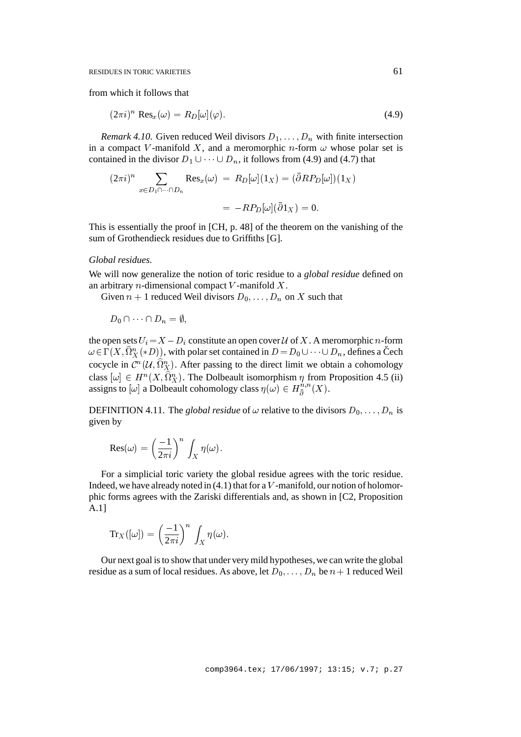from which it follows that

$$(2\pi i)^n \ \mathrm{Res}_x(\omega) = R_D[\omega](\varphi). \tag{4.9}$$

*Remark 4.10.* Given reduced Weil divisors $D_1, \dots, D_n$ with finite intersection in a compact $V$-manifold $X$, and a meromorphic $n$-form $\omega$ whose polar set is contained in the divisor $D_1 \cup \cdots \cup D_n$, it follows from (4.9) and (4.7) that

$$\begin{aligned}(2\pi i)^n \sum_{x \in D_1 \cap \cdots \cap D_n} \mathrm{Res}_x(\omega) &= R_D[\omega](1_X) = (\bar{\partial} R P_D[\omega])(1_X) \\ &= -RP_D[\omega](\bar{\partial} 1_X) = 0.\end{aligned}$$

This is essentially the proof in [CH, p. 48] of the theorem on the vanishing of the sum of Grothendieck residues due to Griffiths [G].

*Global residues.*

We will now generalize the notion of toric residue to a *global residue* defined on an arbitrary $n$-dimensional compact $V$-manifold $X$.

Given $n+1$ reduced Weil divisors $D_0, \dots, D_n$ on $X$ such that

$$D_0 \cap \cdots \cap D_n = \emptyset,$$

the open sets $U_i = X - D_i$ constitute an open cover $\mathcal{U}$ of $X$. A meromorphic $n$-form $\omega \in \Gamma(X, \widehat{\Omega}^n_X(*D))$, with polar set contained in $D = D_0 \cup \cdots \cup D_n$, defines a Čech cocycle in $\mathcal{C}^n(\mathcal{U}, \widehat{\Omega}^n_X)$. After passing to the direct limit we obtain a cohomology class $[\omega] \in H^n(X, \widehat{\Omega}^n_X)$. The Dolbeault isomorphism $\eta$ from Proposition 4.5 (ii) assigns to $[\omega]$ a Dolbeault cohomology class $\eta(\omega) \in H^{n,n}_{\bar{\partial}}(X)$.

DEFINITION 4.11. The *global residue* of $\omega$ relative to the divisors $D_0, \dots, D_n$ is given by

$$\mathrm{Res}(\omega) = \left(\frac{-1}{2\pi i}\right)^n \int_X \eta(\omega).$$

For a simplicial toric variety the global residue agrees with the toric residue. Indeed, we have already noted in (4.1) that for a $V$-manifold, our notion of holomorphic forms agrees with the Zariski differentials and, as shown in [C2, Proposition A.1]

$$\mathrm{Tr}_X([\omega]) = \left(\frac{-1}{2\pi i}\right)^n \int_X \eta(\omega).$$

Our next goal is to show that under very mild hypotheses, we can write the global residue as a sum of local residues. As above, let $D_0, \dots, D_n$ be $n+1$ reduced Weil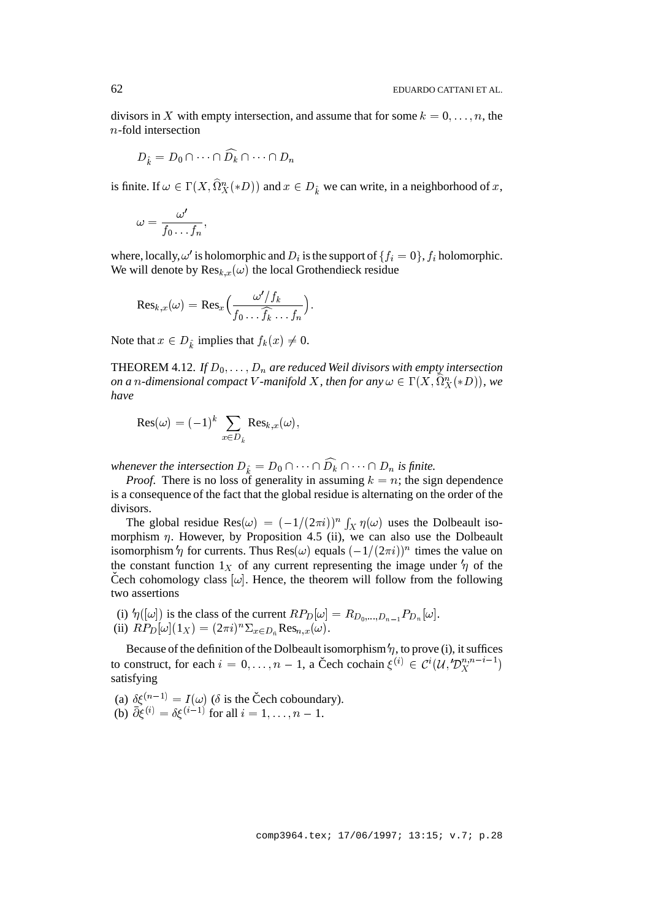divisors in $X$ with empty intersection, and assume that for some $k = 0, \ldots, n$, the $n$-fold intersection

$$D_{\hat{k}} = D_0 \cap \cdots \cap \widehat{D_k} \cap \cdots \cap D_n$$

is finite. If $\omega \in \Gamma(X, \widehat{\Omega}^n_X(*D))$ and $x \in D_{\hat{k}}$ we can write, in a neighborhood of $x$,

$$\omega = \frac{\omega'}{f_0 \ldots f_n},$$

where, locally, $\omega'$ is holomorphic and $D_i$ is the support of $\{f_i = 0\}$, $f_i$ holomorphic. We will denote by $\mathrm{Res}_{k,x}(\omega)$ the local Grothendieck residue

$$\mathrm{Res}_{k,x}(\omega) = \mathrm{Res}_x\Big(\frac{\omega'/f_k}{f_0 \ldots \widehat{f_k} \ldots f_n}\Big).$$

Note that $x \in D_{\hat{k}}$ implies that $f_k(x) \neq 0$.

THEOREM 4.12. *If $D_0, \ldots, D_n$ are reduced Weil divisors with empty intersection on a $n$-dimensional compact $V$-manifold $X$, then for any $\omega \in \Gamma(X, \widehat{\Omega}^n_X(*D))$, we have*

$$\mathrm{Res}(\omega) = (-1)^k \sum_{x \in D_{\hat{k}}} \mathrm{Res}_{k,x}(\omega),$$

*whenever the intersection $D_{\hat{k}} = D_0 \cap \cdots \cap \widehat{D_k} \cap \cdots \cap D_n$ is finite.*

*Proof.* There is no loss of generality in assuming $k = n$; the sign dependence is a consequence of the fact that the global residue is alternating on the order of the divisors.

The global residue $\mathrm{Res}(\omega) = (-1/(2\pi i))^n \int_X \eta(\omega)$ uses the Dolbeault isomorphism $\eta$. However, by Proposition 4.5 (ii), we can also use the Dolbeault isomorphism $'\eta$ for currents. Thus $\mathrm{Res}(\omega)$ equals $(-1/(2\pi i))^n$ times the value on the constant function $1_X$ of any current representing the image under $'\eta$ of the Čech cohomology class $[\omega]$. Hence, the theorem will follow from the following two assertions

(i) $'\eta([\omega])$ is the class of the current $RP_D[\omega] = R_{D_0,\ldots,D_{n-1}} P_{D_n}[\omega]$.
(ii) $RP_D[\omega](1_X) = (2\pi i)^n \Sigma_{x \in D_n} \mathrm{Res}_{n,x}(\omega)$.

Because of the definition of the Dolbeault isomorphism $'\eta$, to prove (i), it suffices to construct, for each $i = 0, \ldots, n-1$, a Čech cochain $\xi^{(i)} \in \mathcal{C}^i(\mathcal{U}, {'\mathcal{D}}^{n,n-i-1}_X)$ satisfying

(a) $\delta\xi^{(n-1)} = I(\omega)$ ($\delta$ is the Čech coboundary).
(b) $\bar{\partial}\xi^{(i)} = \delta\xi^{(i-1)}$ for all $i = 1, \ldots, n-1$.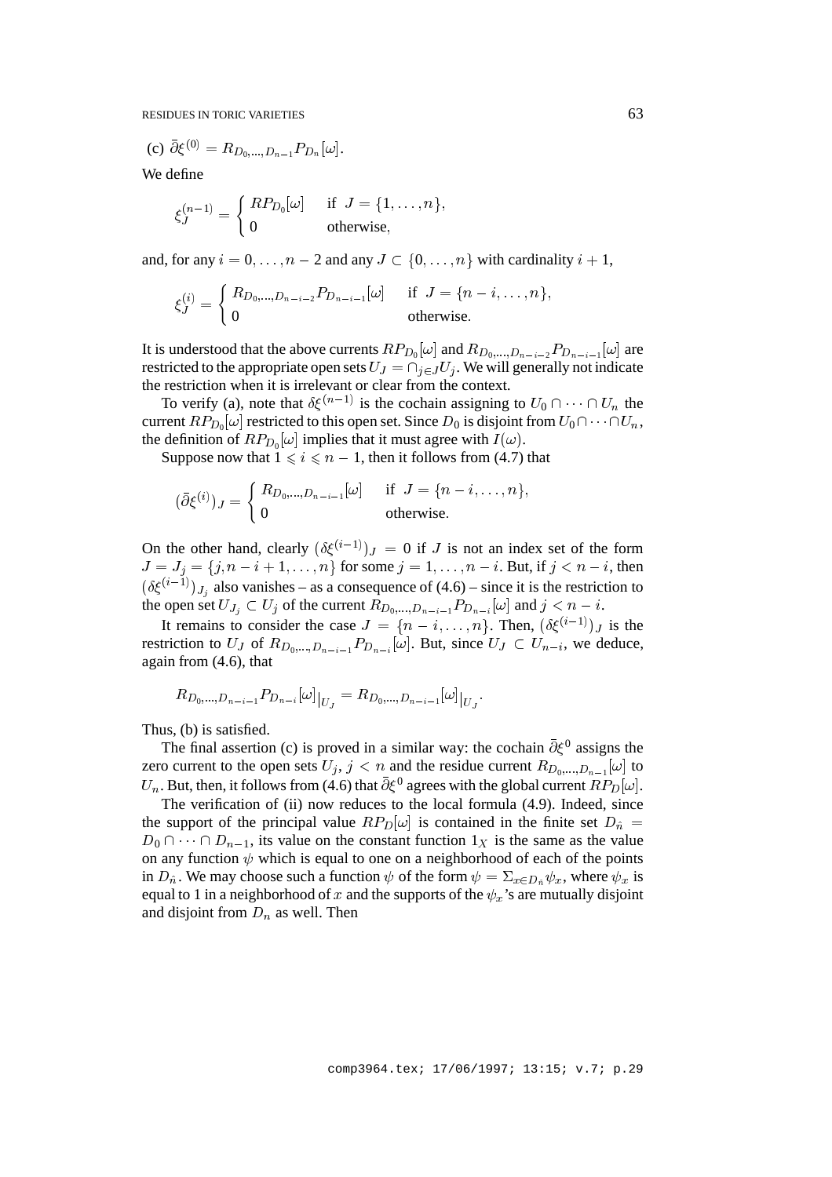(c) $\bar{\partial}\xi^{(0)} = R_{D_0,\ldots,D_{n-1}} P_{D_n}[\omega]$.

We define

$$\xi_J^{(n-1)} = \begin{cases} RP_{D_0}[\omega] & \text{if } J = \{1,\ldots,n\}, \\ 0 & \text{otherwise,} \end{cases}$$

and, for any $i = 0,\ldots,n-2$ and any $J \subset \{0,\ldots,n\}$ with cardinality $i+1$,

$$\xi_J^{(i)} = \begin{cases} R_{D_0,\ldots,D_{n-i-2}} P_{D_{n-i-1}}[\omega] & \text{if } J = \{n-i,\ldots,n\}, \\ 0 & \text{otherwise.} \end{cases}$$

It is understood that the above currents $RP_{D_0}[\omega]$ and $R_{D_0,\ldots,D_{n-i-2}} P_{D_{n-i-1}}[\omega]$ are restricted to the appropriate open sets $U_J = \cap_{j\in J} U_j$. We will generally not indicate the restriction when it is irrelevant or clear from the context.

To verify (a), note that $\delta\xi^{(n-1)}$ is the cochain assigning to $U_0 \cap \cdots \cap U_n$ the current $RP_{D_0}[\omega]$ restricted to this open set. Since $D_0$ is disjoint from $U_0 \cap \cdots \cap U_n$, the definition of $RP_{D_0}[\omega]$ implies that it must agree with $I(\omega)$.

Suppose now that $1 \leqslant i \leqslant n-1$, then it follows from (4.7) that

$$(\bar{\partial}\xi^{(i)})_J = \begin{cases} R_{D_0,\ldots,D_{n-i-1}}[\omega] & \text{if } J = \{n-i,\ldots,n\}, \\ 0 & \text{otherwise.} \end{cases}$$

On the other hand, clearly $(\delta\xi^{(i-1)})_J = 0$ if $J$ is not an index set of the form $J = J_j = \{j, n-i+1,\ldots,n\}$ for some $j = 1,\ldots,n-i$. But, if $j < n-i$, then $(\delta\xi^{(i-1)})_{J_j}$ also vanishes – as a consequence of (4.6) – since it is the restriction to the open set $U_{J_j} \subset U_j$ of the current $R_{D_0,\ldots,D_{n-i-1}} P_{D_{n-i}}[\omega]$ and $j < n-i$.

It remains to consider the case $J = \{n-i,\ldots,n\}$. Then, $(\delta\xi^{(i-1)})_J$ is the restriction to $U_J$ of $R_{D_0,\ldots,D_{n-i-1}} P_{D_{n-i}}[\omega]$. But, since $U_J \subset U_{n-i}$, we deduce, again from (4.6), that

$$R_{D_0,\ldots,D_{n-i-1}} P_{D_{n-i}}[\omega]\big|_{U_J} = R_{D_0,\ldots,D_{n-i-1}}[\omega]\big|_{U_J}.$$

Thus, (b) is satisfied.

The final assertion (c) is proved in a similar way: the cochain $\bar{\partial}\xi^0$ assigns the zero current to the open sets $U_j$, $j < n$ and the residue current $R_{D_0,\ldots,D_{n-1}}[\omega]$ to $U_n$. But, then, it follows from (4.6) that $\bar{\partial}\xi^0$ agrees with the global current $RP_D[\omega]$.

The verification of (ii) now reduces to the local formula (4.9). Indeed, since the support of the principal value $RP_D[\omega]$ is contained in the finite set $D_{\hat{n}} = D_0 \cap \cdots \cap D_{n-1}$, its value on the constant function $1_X$ is the same as the value on any function $\psi$ which is equal to one on a neighborhood of each of the points in $D_{\hat{n}}$. We may choose such a function $\psi$ of the form $\psi = \Sigma_{x\in D_{\hat{n}}} \psi_x$, where $\psi_x$ is equal to 1 in a neighborhood of $x$ and the supports of the $\psi_x$'s are mutually disjoint and disjoint from $D_n$ as well. Then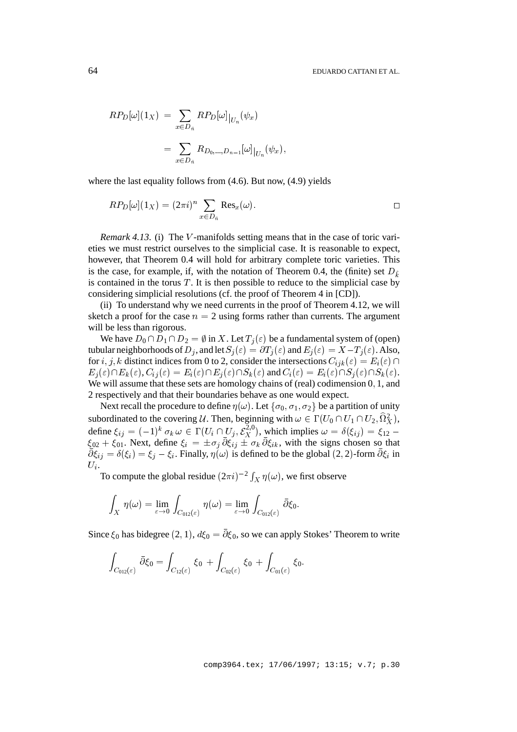$$
\begin{aligned}
RP_D[\omega](1_X) &= \sum_{x\in D_{\hat{n}}} RP_D[\omega]|_{U_n}(\psi_x) \\
&= \sum_{x\in D_{\hat{n}}} R_{D_0,\ldots,D_{n-1}}[\omega]|_{U_n}(\psi_x),
\end{aligned}
$$

where the last equality follows from (4.6). But now, (4.9) yields

$$
RP_D[\omega](1_X) = (2\pi i)^n \sum_{x\in D_{\hat{n}}} \mathrm{Res}_x(\omega). \qquad \square
$$

*Remark 4.13.* (i) The $V$-manifolds setting means that in the case of toric varieties we must restrict ourselves to the simplicial case. It is reasonable to expect, however, that Theorem 0.4 will hold for arbitrary complete toric varieties. This is the case, for example, if, with the notation of Theorem 0.4, the (finite) set $D_{\hat{k}}$ is contained in the torus $T$. It is then possible to reduce to the simplicial case by considering simplicial resolutions (cf. the proof of Theorem 4 in [CD]).

(ii) To understand why we need currents in the proof of Theorem 4.12, we will sketch a proof for the case $n = 2$ using forms rather than currents. The argument will be less than rigorous.

We have $D_0 \cap D_1 \cap D_2 = \emptyset$ in $X$. Let $T_j(\varepsilon)$ be a fundamental system of (open) tubular neighborhoods of $D_j$, and let $S_j(\varepsilon) = \partial T_j(\varepsilon)$ and $E_j(\varepsilon) = X - T_j(\varepsilon)$. Also, for $i, j, k$ distinct indices from 0 to 2, consider the intersections $C_{ijk}(\varepsilon) = E_i(\varepsilon) \cap E_j(\varepsilon) \cap E_k(\varepsilon)$, $C_{ij}(\varepsilon) = E_i(\varepsilon) \cap E_j(\varepsilon) \cap S_k(\varepsilon)$ and $C_i(\varepsilon) = E_i(\varepsilon) \cap S_j(\varepsilon) \cap S_k(\varepsilon)$. We will assume that these sets are homology chains of (real) codimension $0, 1$, and 2 respectively and that their boundaries behave as one would expect.

Next recall the procedure to define $\eta(\omega)$. Let $\{\sigma_0, \sigma_1, \sigma_2\}$ be a partition of unity subordinated to the covering $\mathcal{U}$. Then, beginning with $\omega \in \Gamma(U_0 \cap U_1 \cap U_2, \widehat{\Omega}^2_X)$, define $\xi_{ij} = (-1)^k \sigma_k \omega \in \Gamma(U_i \cap U_j, \mathcal{E}^{2,0}_X)$, which implies $\omega = \delta(\xi_{ij}) = \xi_{12} - \xi_{02} + \xi_{01}$. Next, define $\xi_i = \pm\sigma_j \bar{\partial}\xi_{ij} \pm \sigma_k \bar{\partial}\xi_{ik}$, with the signs chosen so that $\bar{\partial}\xi_{ij} = \delta(\xi_i) = \xi_j - \xi_i$. Finally, $\eta(\omega)$ is defined to be the global $(2,2)$-form $\bar{\partial}\xi_i$ in $U_i$.

To compute the global residue $(2\pi i)^{-2}\int_X \eta(\omega)$, we first observe

$$
\int_X \eta(\omega) = \lim_{\varepsilon\to 0} \int_{C_{012}(\varepsilon)} \eta(\omega) = \lim_{\varepsilon\to 0} \int_{C_{012}(\varepsilon)} \bar{\partial}\xi_0.
$$

Since $\xi_0$ has bidegree $(2,1)$, $d\xi_0 = \bar{\partial}\xi_0$, so we can apply Stokes' Theorem to write

$$
\int_{C_{012}(\varepsilon)} \bar{\partial}\xi_0 = \int_{C_{12}(\varepsilon)} \xi_0 + \int_{C_{02}(\varepsilon)} \xi_0 + \int_{C_{01}(\varepsilon)} \xi_0.
$$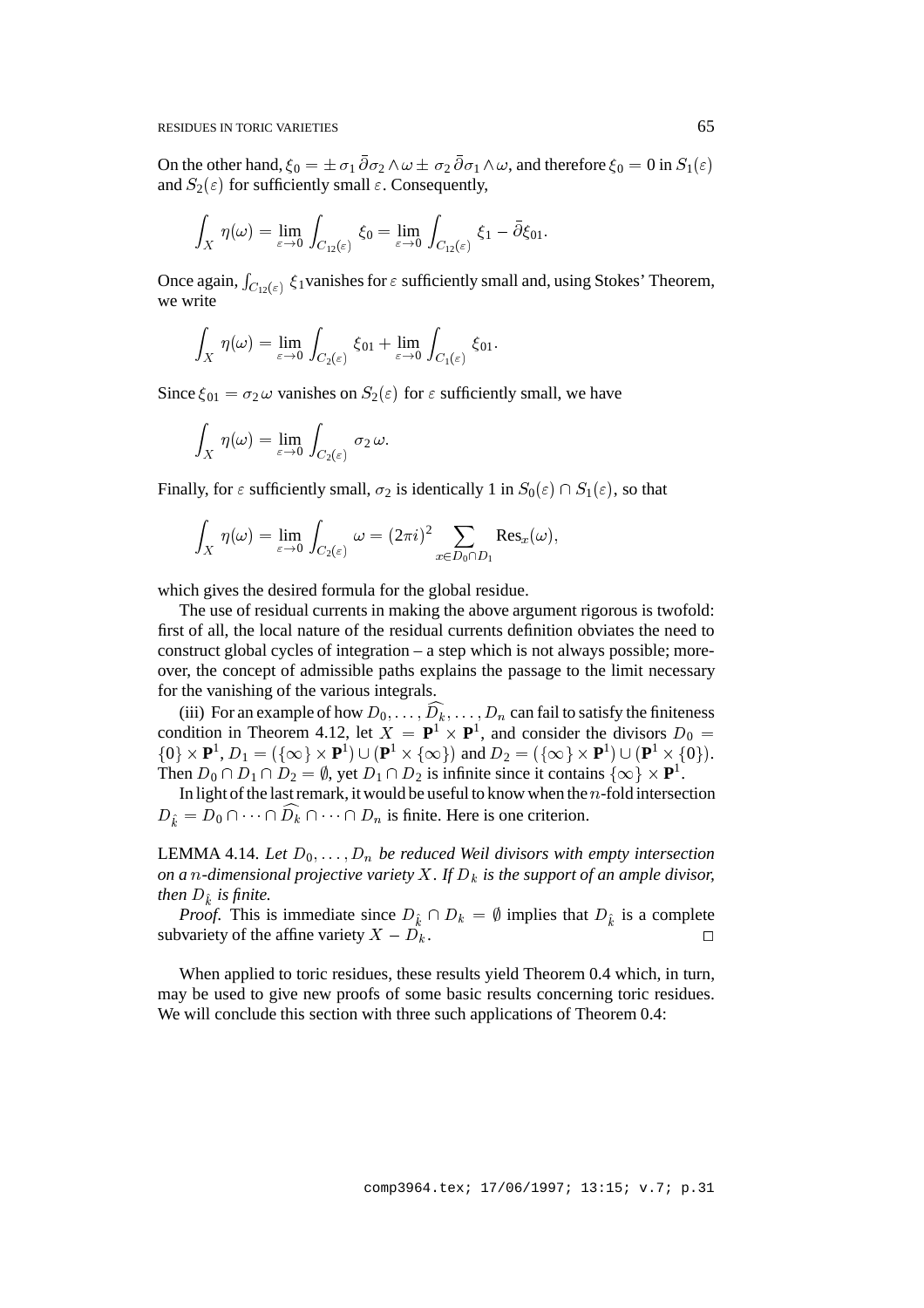On the other hand, $\xi_0 = \pm\,\sigma_1\,\bar{\partial}\sigma_2 \wedge \omega \pm\,\sigma_2\,\bar{\partial}\sigma_1 \wedge \omega$, and therefore $\xi_0 = 0$ in $S_1(\varepsilon)$ and $S_2(\varepsilon)$ for sufficiently small $\varepsilon$. Consequently,

$$\int_X \eta(\omega) = \lim_{\varepsilon\to 0} \int_{C_{12}(\varepsilon)} \xi_0 = \lim_{\varepsilon\to 0} \int_{C_{12}(\varepsilon)} \xi_1 - \bar{\partial}\xi_{01}.$$

Once again, $\int_{C_{12}(\varepsilon)} \xi_1$ vanishes for $\varepsilon$ sufficiently small and, using Stokes' Theorem, we write

$$\int_X \eta(\omega) = \lim_{\varepsilon\to 0} \int_{C_2(\varepsilon)} \xi_{01} + \lim_{\varepsilon\to 0} \int_{C_1(\varepsilon)} \xi_{01}.$$

Since $\xi_{01} = \sigma_2\,\omega$ vanishes on $S_2(\varepsilon)$ for $\varepsilon$ sufficiently small, we have

$$\int_X \eta(\omega) = \lim_{\varepsilon\to 0} \int_{C_2(\varepsilon)} \sigma_2\,\omega.$$

Finally, for $\varepsilon$ sufficiently small, $\sigma_2$ is identically 1 in $S_0(\varepsilon) \cap S_1(\varepsilon)$, so that

$$\int_X \eta(\omega) = \lim_{\varepsilon\to 0} \int_{C_2(\varepsilon)} \omega = (2\pi i)^2 \sum_{x\in D_0\cap D_1} \mathrm{Res}_x(\omega),$$

which gives the desired formula for the global residue.

The use of residual currents in making the above argument rigorous is twofold: first of all, the local nature of the residual currents definition obviates the need to construct global cycles of integration – a step which is not always possible; moreover, the concept of admissible paths explains the passage to the limit necessary for the vanishing of the various integrals.

(iii) For an example of how $D_0, \ldots, \widehat{D_k}, \ldots, D_n$ can fail to satisfy the finiteness condition in Theorem 4.12, let $X = \mathbf{P}^1 \times \mathbf{P}^1$, and consider the divisors $D_0 = \{0\} \times \mathbf{P}^1$, $D_1 = (\{\infty\} \times \mathbf{P}^1) \cup (\mathbf{P}^1 \times \{\infty\})$ and $D_2 = (\{\infty\} \times \mathbf{P}^1) \cup (\mathbf{P}^1 \times \{0\})$. Then $D_0 \cap D_1 \cap D_2 = \emptyset$, yet $D_1 \cap D_2$ is infinite since it contains $\{\infty\} \times \mathbf{P}^1$.

In light of the last remark, it would be useful to know when the $n$-fold intersection $D_{\hat{k}} = D_0 \cap \cdots \cap \widehat{D_k} \cap \cdots \cap D_n$ is finite. Here is one criterion.

LEMMA 4.14. *Let $D_0, \ldots, D_n$ be reduced Weil divisors with empty intersection on a $n$-dimensional projective variety $X$. If $D_k$ is the support of an ample divisor, then $D_{\hat{k}}$ is finite.*

*Proof.* This is immediate since $D_{\hat{k}} \cap D_k = \emptyset$ implies that $D_{\hat{k}}$ is a complete subvariety of the affine variety $X - D_k$. $\square$

When applied to toric residues, these results yield Theorem 0.4 which, in turn, may be used to give new proofs of some basic results concerning toric residues. We will conclude this section with three such applications of Theorem 0.4: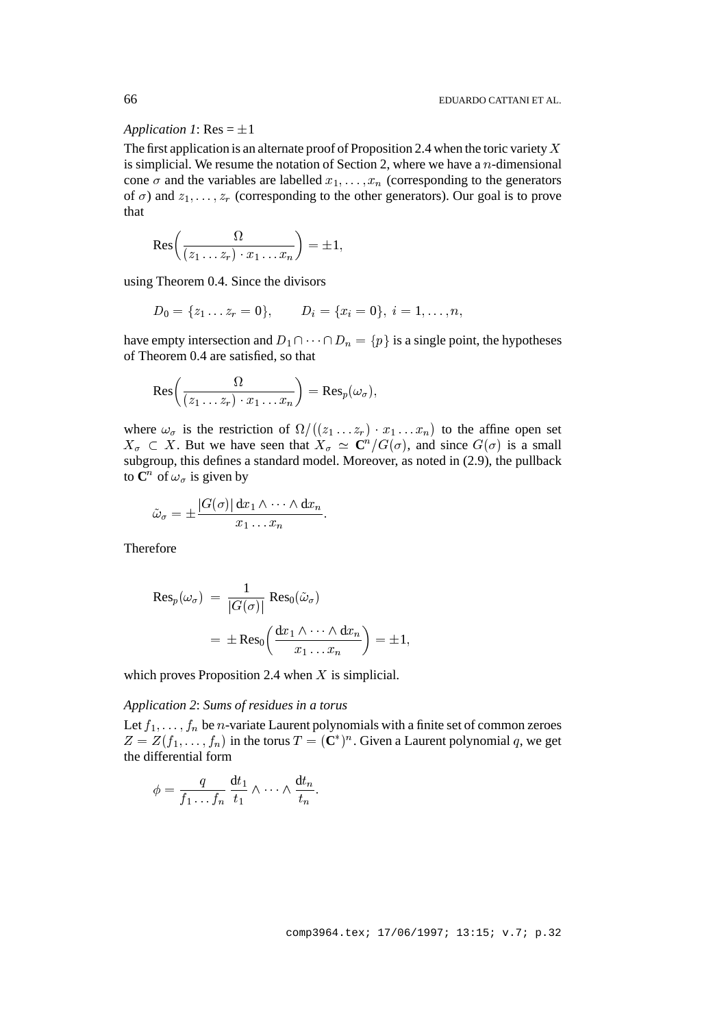*Application 1*: Res = $\pm 1$

The first application is an alternate proof of Proposition 2.4 when the toric variety $X$ is simplicial. We resume the notation of Section 2, where we have a $n$-dimensional cone $\sigma$ and the variables are labelled $x_1, \ldots, x_n$ (corresponding to the generators of $\sigma$) and $z_1, \ldots, z_r$ (corresponding to the other generators). Our goal is to prove that

$$\mathrm{Res}\bigg(\frac{\Omega}{(z_1 \ldots z_r) \cdot x_1 \ldots x_n}\bigg) = \pm 1,$$

using Theorem 0.4. Since the divisors

$$D_0 = \{z_1 \ldots z_r = 0\}, \qquad D_i = \{x_i = 0\},\ i = 1, \ldots, n,$$

have empty intersection and $D_1 \cap \cdots \cap D_n = \{p\}$ is a single point, the hypotheses of Theorem 0.4 are satisfied, so that

$$\mathrm{Res}\bigg(\frac{\Omega}{(z_1 \ldots z_r) \cdot x_1 \ldots x_n}\bigg) = \mathrm{Res}_p(\omega_\sigma),$$

where $\omega_\sigma$ is the restriction of $\Omega/\big((z_1 \ldots z_r) \cdot x_1 \ldots x_n\big)$ to the affine open set $X_\sigma \subset X$. But we have seen that $X_\sigma \simeq \mathbf{C}^n/G(\sigma)$, and since $G(\sigma)$ is a small subgroup, this defines a standard model. Moreover, as noted in (2.9), the pullback to $\mathbf{C}^n$ of $\omega_\sigma$ is given by

$$\tilde{\omega}_\sigma = \pm \frac{|G(\sigma)|\, \mathrm{d}x_1 \wedge \cdots \wedge \mathrm{d}x_n}{x_1 \ldots x_n}.$$

Therefore

$$\begin{aligned}
\mathrm{Res}_p(\omega_\sigma) \ &= \ \frac{1}{|G(\sigma)|}\ \mathrm{Res}_0(\tilde{\omega}_\sigma) \\
&= \ \pm\, \mathrm{Res}_0\bigg(\frac{\mathrm{d}x_1 \wedge \cdots \wedge \mathrm{d}x_n}{x_1 \ldots x_n}\bigg) = \pm 1,
\end{aligned}$$

which proves Proposition 2.4 when $X$ is simplicial.

*Application 2*: *Sums of residues in a torus*

Let $f_1, \ldots, f_n$ be $n$-variate Laurent polynomials with a finite set of common zeroes $Z = Z(f_1, \ldots, f_n)$ in the torus $T = (\mathbf{C}^*)^n$. Given a Laurent polynomial $q$, we get the differential form

$$\phi = \frac{q}{f_1 \ldots f_n}\ \frac{\mathrm{d}t_1}{t_1} \wedge \cdots \wedge \frac{\mathrm{d}t_n}{t_n}.$$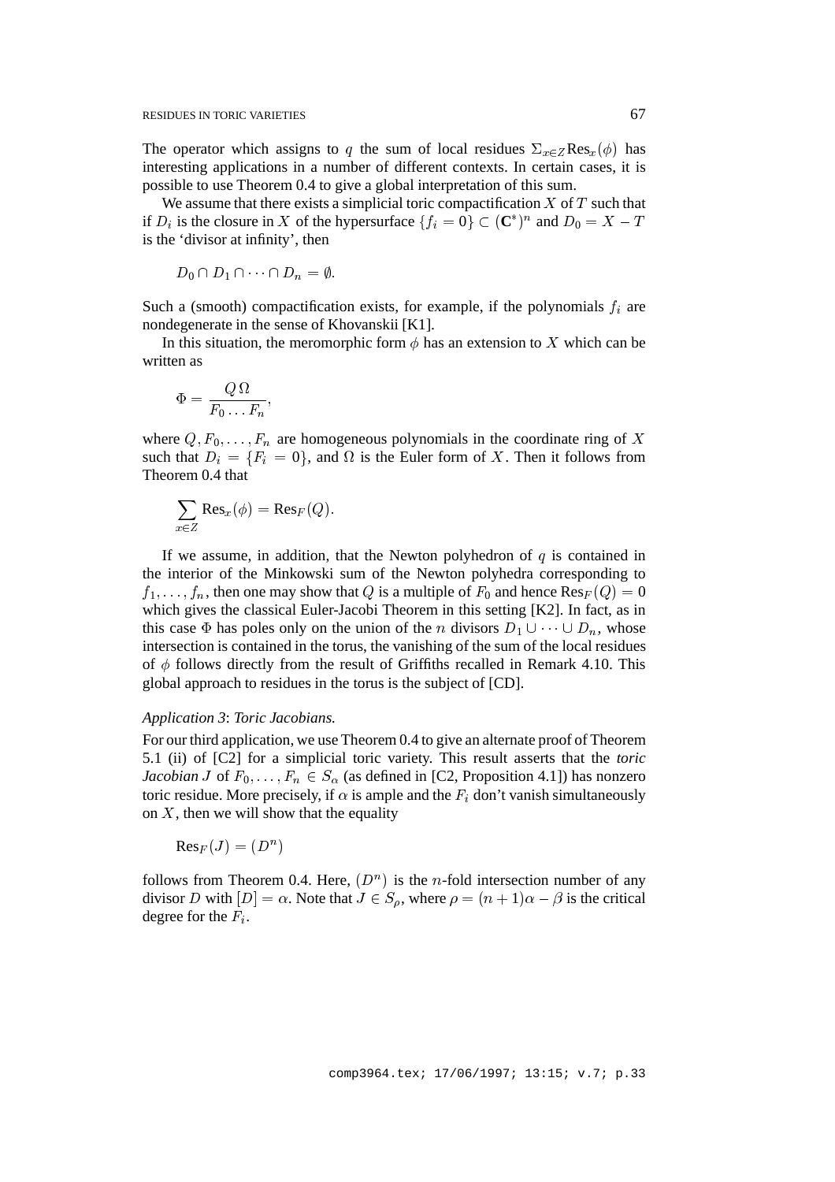The operator which assigns to $q$ the sum of local residues $\Sigma_{x\in Z}\mathrm{Res}_x(\phi)$ has interesting applications in a number of different contexts. In certain cases, it is possible to use Theorem 0.4 to give a global interpretation of this sum.

We assume that there exists a simplicial toric compactification $X$ of $T$ such that if $D_i$ is the closure in $X$ of the hypersurface $\{f_i = 0\} \subset (\mathbf{C}^*)^n$ and $D_0 = X - T$ is the 'divisor at infinity', then

$$D_0 \cap D_1 \cap \cdots \cap D_n = \emptyset.$$

Such a (smooth) compactification exists, for example, if the polynomials $f_i$ are nondegenerate in the sense of Khovanskii [K1].

In this situation, the meromorphic form $\phi$ has an extension to $X$ which can be written as

$$\Phi = \frac{Q\,\Omega}{F_0 \ldots F_n},$$

where $Q, F_0, \ldots, F_n$ are homogeneous polynomials in the coordinate ring of $X$ such that $D_i = \{F_i = 0\}$, and $\Omega$ is the Euler form of $X$. Then it follows from Theorem 0.4 that

$$\sum_{x\in Z} \mathrm{Res}_x(\phi) = \mathrm{Res}_F(Q).$$

If we assume, in addition, that the Newton polyhedron of $q$ is contained in the interior of the Minkowski sum of the Newton polyhedra corresponding to $f_1, \ldots, f_n$, then one may show that $Q$ is a multiple of $F_0$ and hence $\mathrm{Res}_F(Q) = 0$ which gives the classical Euler-Jacobi Theorem in this setting [K2]. In fact, as in this case $\Phi$ has poles only on the union of the $n$ divisors $D_1 \cup \cdots \cup D_n$, whose intersection is contained in the torus, the vanishing of the sum of the local residues of $\phi$ follows directly from the result of Griffiths recalled in Remark 4.10. This global approach to residues in the torus is the subject of [CD].

*Application 3*: *Toric Jacobians.*

For our third application, we use Theorem 0.4 to give an alternate proof of Theorem 5.1 (ii) of [C2] for a simplicial toric variety. This result asserts that the *toric Jacobian* $J$ of $F_0, \ldots, F_n \in S_\alpha$ (as defined in [C2, Proposition 4.1]) has nonzero toric residue. More precisely, if $\alpha$ is ample and the $F_i$ don't vanish simultaneously on $X$, then we will show that the equality

$$\mathrm{Res}_F(J) = (D^n)$$

follows from Theorem 0.4. Here, $(D^n)$ is the $n$-fold intersection number of any divisor $D$ with $[D] = \alpha$. Note that $J \in S_\rho$, where $\rho = (n+1)\alpha - \beta$ is the critical degree for the $F_i$.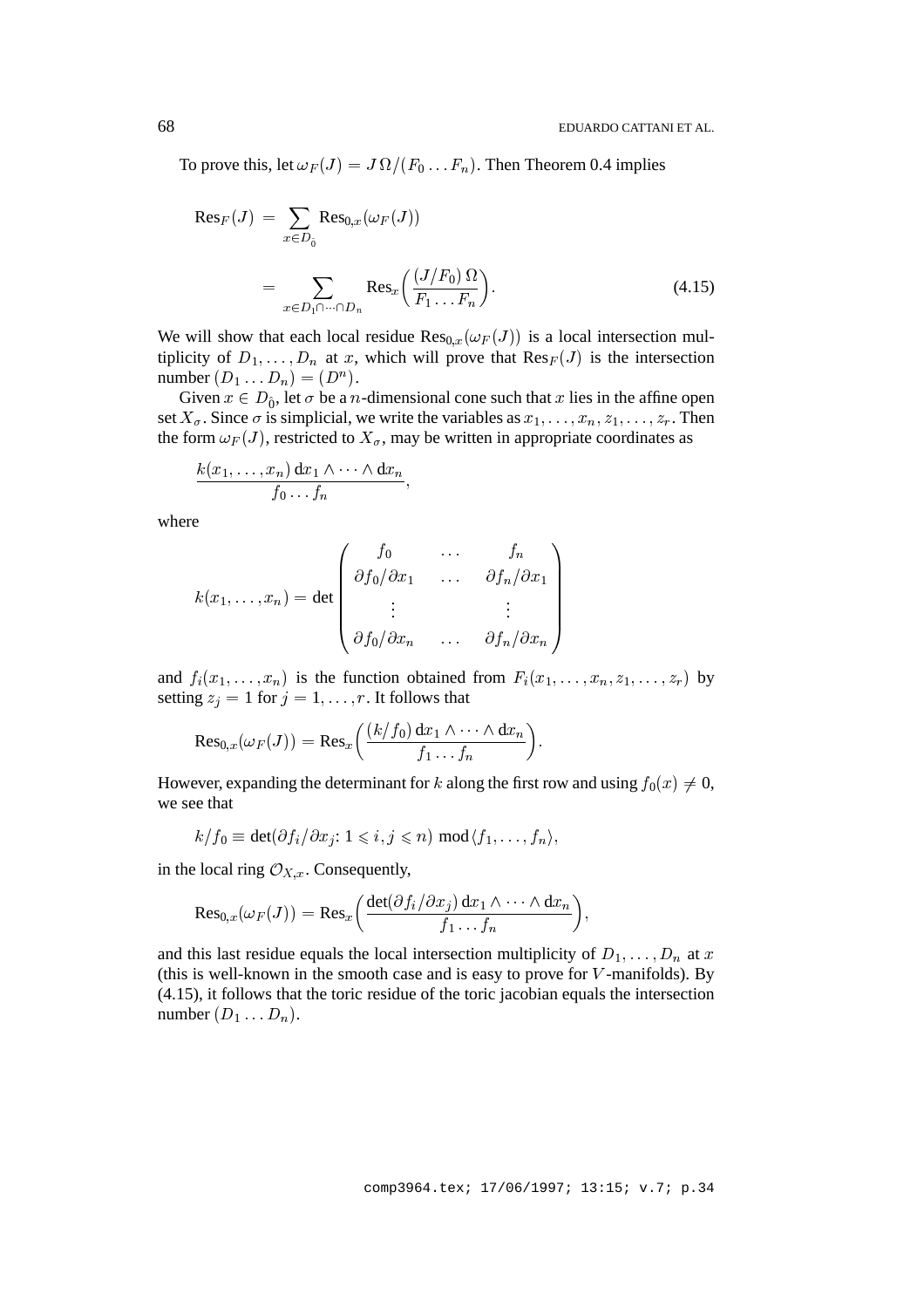To prove this, let $\omega_F(J) = J\,\Omega/(F_0 \dots F_n)$. Then Theorem 0.4 implies

$$
\begin{aligned}
\mathrm{Res}_F(J) &= \sum_{x \in D_{\hat{0}}} \mathrm{Res}_{0,x}(\omega_F(J)) \\
&= \sum_{x \in D_1 \cap \dots \cap D_n} \mathrm{Res}_x\bigg(\frac{(J/F_0)\,\Omega}{F_1 \dots F_n}\bigg). 
\end{aligned} \tag{4.15}
$$

We will show that each local residue $\mathrm{Res}_{0,x}(\omega_F(J))$ is a local intersection multiplicity of $D_1, \dots, D_n$ at $x$, which will prove that $\mathrm{Res}_F(J)$ is the intersection number $(D_1 \dots D_n) = (D^n)$.

Given $x \in D_{\hat{0}}$, let $\sigma$ be a $n$-dimensional cone such that $x$ lies in the affine open set $X_\sigma$. Since $\sigma$ is simplicial, we write the variables as $x_1, \dots, x_n, z_1, \dots, z_r$. Then the form $\omega_F(J)$, restricted to $X_\sigma$, may be written in appropriate coordinates as

$$
\frac{k(x_1, \dots, x_n)\, \mathrm{d}x_1 \wedge \dots \wedge \mathrm{d}x_n}{f_0 \dots f_n},
$$

where

$$
k(x_1, \dots, x_n) = \det \begin{pmatrix} f_0 & \dots & f_n \\ \partial f_0/\partial x_1 & \dots & \partial f_n/\partial x_1 \\ \vdots & & \vdots \\ \partial f_0/\partial x_n & \dots & \partial f_n/\partial x_n \end{pmatrix}
$$

and $f_i(x_1, \dots, x_n)$ is the function obtained from $F_i(x_1, \dots, x_n, z_1, \dots, z_r)$ by setting $z_j = 1$ for $j = 1, \dots, r$. It follows that

$$
\mathrm{Res}_{0,x}(\omega_F(J)) = \mathrm{Res}_x\bigg(\frac{(k/f_0)\, \mathrm{d}x_1 \wedge \dots \wedge \mathrm{d}x_n}{f_1 \dots f_n}\bigg).
$$

However, expanding the determinant for $k$ along the first row and using $f_0(x) \neq 0$, we see that

$$
k/f_0 \equiv \det(\partial f_i/\partial x_j\colon 1 \leqslant i, j \leqslant n) \bmod \langle f_1, \dots, f_n \rangle,
$$

in the local ring $\mathcal{O}_{X,x}$. Consequently,

$$
\mathrm{Res}_{0,x}(\omega_F(J)) = \mathrm{Res}_x\bigg(\frac{\det(\partial f_i/\partial x_j)\, \mathrm{d}x_1 \wedge \dots \wedge \mathrm{d}x_n}{f_1 \dots f_n}\bigg),
$$

and this last residue equals the local intersection multiplicity of $D_1, \dots, D_n$ at $x$ (this is well-known in the smooth case and is easy to prove for $V$-manifolds). By (4.15), it follows that the toric residue of the toric jacobian equals the intersection number $(D_1 \dots D_n)$.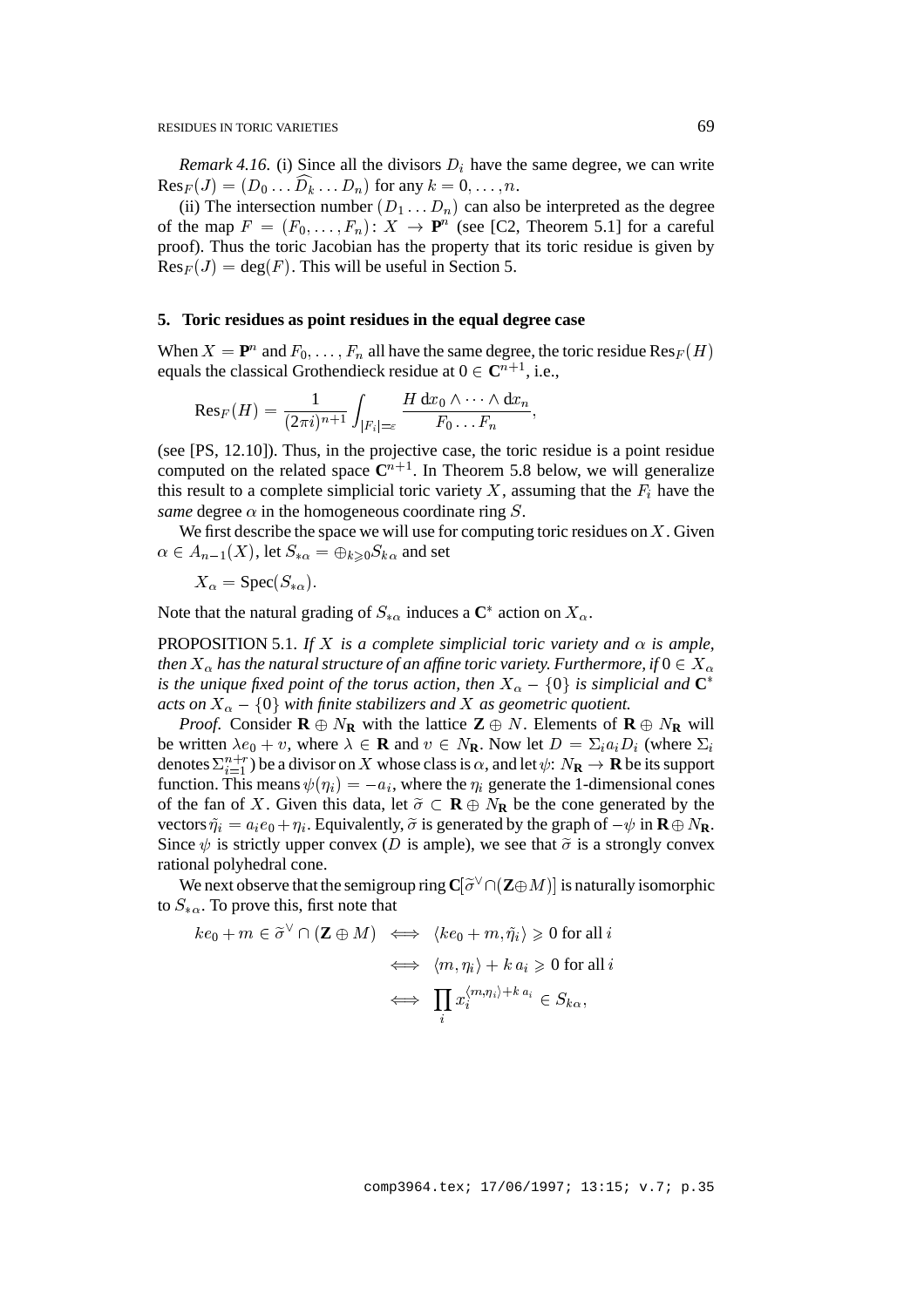*Remark 4.16.* (i) Since all the divisors $D_i$ have the same degree, we can write $\mathrm{Res}_F(J) = (D_0 \ldots \widehat{D_k} \ldots D_n)$ for any $k = 0, \ldots, n$.

(ii) The intersection number $(D_1 \ldots D_n)$ can also be interpreted as the degree of the map $F = (F_0, \ldots, F_n)\colon X \to \mathbf{P}^n$ (see [C2, Theorem 5.1] for a careful proof). Thus the toric Jacobian has the property that its toric residue is given by $\mathrm{Res}_F(J) = \deg(F)$. This will be useful in Section 5.

## 5. Toric residues as point residues in the equal degree case

When $X = \mathbf{P}^n$ and $F_0, \ldots, F_n$ all have the same degree, the toric residue $\mathrm{Res}_F(H)$ equals the classical Grothendieck residue at $0 \in \mathbf{C}^{n+1}$, i.e.,

$$\mathrm{Res}_F(H) = \frac{1}{(2\pi i)^{n+1}} \int_{|F_i|=\varepsilon} \frac{H\, \mathrm{d}x_0 \wedge \cdots \wedge \mathrm{d}x_n}{F_0 \ldots F_n},$$

(see [PS, 12.10]). Thus, in the projective case, the toric residue is a point residue computed on the related space $\mathbf{C}^{n+1}$. In Theorem 5.8 below, we will generalize this result to a complete simplicial toric variety $X$, assuming that the $F_i$ have the *same* degree $\alpha$ in the homogeneous coordinate ring $S$.

We first describe the space we will use for computing toric residues on $X$. Given $\alpha \in A_{n-1}(X)$, let $S_{*\alpha} = \oplus_{k \geqslant 0} S_{k\alpha}$ and set

$$X_\alpha = \mathrm{Spec}(S_{*\alpha}).$$

Note that the natural grading of $S_{*\alpha}$ induces a $\mathbf{C}^*$ action on $X_\alpha$.

PROPOSITION 5.1. *If $X$ is a complete simplicial toric variety and $\alpha$ is ample, then $X_\alpha$ has the natural structure of an affine toric variety. Furthermore, if $0 \in X_\alpha$ is the unique fixed point of the torus action, then $X_\alpha - \{0\}$ is simplicial and $\mathbf{C}^*$ acts on $X_\alpha - \{0\}$ with finite stabilizers and $X$ as geometric quotient.*

*Proof.* Consider $\mathbf{R} \oplus N_{\mathbf{R}}$ with the lattice $\mathbf{Z} \oplus N$. Elements of $\mathbf{R} \oplus N_{\mathbf{R}}$ will be written $\lambda e_0 + v$, where $\lambda \in \mathbf{R}$ and $v \in N_{\mathbf{R}}$. Now let $D = \Sigma_i a_i D_i$ (where $\Sigma_i$ denotes $\Sigma_{i=1}^{n+r}$) be a divisor on $X$ whose class is $\alpha$, and let $\psi\colon N_{\mathbf{R}} \to \mathbf{R}$ be its support function. This means $\psi(\eta_i) = -a_i$, where the $\eta_i$ generate the 1-dimensional cones of the fan of $X$. Given this data, let $\tilde{\sigma} \subset \mathbf{R} \oplus N_{\mathbf{R}}$ be the cone generated by the vectors $\tilde{\eta}_i = a_i e_0 + \eta_i$. Equivalently, $\tilde{\sigma}$ is generated by the graph of $-\psi$ in $\mathbf{R} \oplus N_{\mathbf{R}}$. Since $\psi$ is strictly upper convex ($D$ is ample), we see that $\tilde{\sigma}$ is a strongly convex rational polyhedral cone.

We next observe that the semigroup ring $\mathbf{C}[\tilde{\sigma}^\vee \cap (\mathbf{Z} \oplus M)]$ is naturally isomorphic to $S_{*\alpha}$. To prove this, first note that

$$\begin{aligned} ke_0 + m \in \tilde{\sigma}^\vee \cap (\mathbf{Z} \oplus M) &\iff \langle ke_0 + m, \tilde{\eta}_i \rangle \geqslant 0 \text{ for all } i \\ &\iff \langle m, \eta_i \rangle + k\, a_i \geqslant 0 \text{ for all } i \\ &\iff \prod_i x_i^{\langle m, \eta_i \rangle + k\, a_i} \in S_{k\alpha}, \end{aligned}$$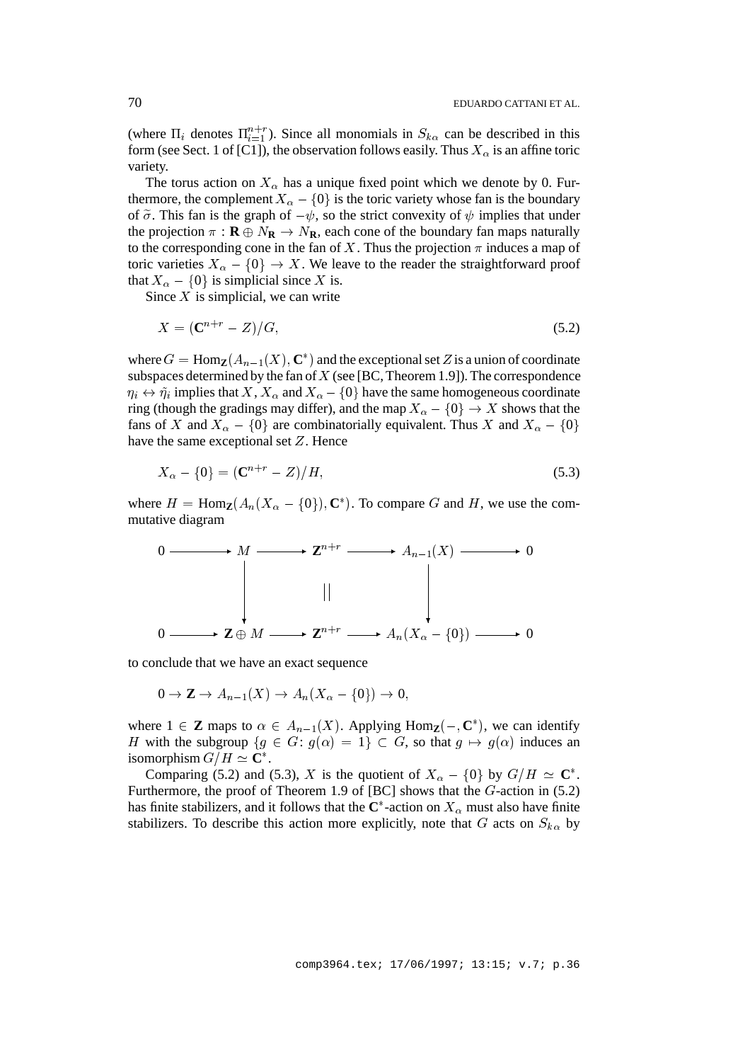(where $\Pi_i$ denotes $\Pi_{i=1}^{n+r}$). Since all monomials in $S_{k\alpha}$ can be described in this form (see Sect. 1 of [C1]), the observation follows easily. Thus $X_\alpha$ is an affine toric variety.

The torus action on $X_\alpha$ has a unique fixed point which we denote by 0. Furthermore, the complement $X_\alpha - \{0\}$ is the toric variety whose fan is the boundary of $\widetilde{\sigma}$. This fan is the graph of $-\psi$, so the strict convexity of $\psi$ implies that under the projection $\pi : \mathbf{R} \oplus N_{\mathbf{R}} \to N_{\mathbf{R}}$, each cone of the boundary fan maps naturally to the corresponding cone in the fan of $X$. Thus the projection $\pi$ induces a map of toric varieties $X_\alpha - \{0\} \to X$. We leave to the reader the straightforward proof that $X_\alpha - \{0\}$ is simplicial since $X$ is.

Since $X$ is simplicial, we can write

$$X = (\mathbf{C}^{n+r} - Z)/G, \tag{5.2}$$

where $G = \mathrm{Hom}_{\mathbf{Z}}(A_{n-1}(X), \mathbf{C}^*)$ and the exceptional set $Z$ is a union of coordinate subspaces determined by the fan of $X$ (see [BC, Theorem 1.9]). The correspondence $\eta_i \leftrightarrow \tilde{\eta}_i$ implies that $X$, $X_\alpha$ and $X_\alpha - \{0\}$ have the same homogeneous coordinate ring (though the gradings may differ), and the map $X_\alpha - \{0\} \to X$ shows that the fans of $X$ and $X_\alpha - \{0\}$ are combinatorially equivalent. Thus $X$ and $X_\alpha - \{0\}$ have the same exceptional set $Z$. Hence

$$X_\alpha - \{0\} = (\mathbf{C}^{n+r} - Z)/H, \tag{5.3}$$

where $H = \mathrm{Hom}_{\mathbf{Z}}(A_n(X_\alpha - \{0\}), \mathbf{C}^*)$. To compare $G$ and $H$, we use the commutative diagram

$$\begin{array}{ccccccccc}
0 & \longrightarrow & M & \longrightarrow & \mathbf{Z}^{n+r} & \longrightarrow & A_{n-1}(X) & \longrightarrow & 0 \\
 & & \downarrow & & \| & & \downarrow & & \\
0 & \longrightarrow & \mathbf{Z} \oplus M & \longrightarrow & \mathbf{Z}^{n+r} & \longrightarrow & A_n(X_\alpha - \{0\}) & \longrightarrow & 0
\end{array}$$

to conclude that we have an exact sequence

$$0 \to \mathbf{Z} \to A_{n-1}(X) \to A_n(X_\alpha - \{0\}) \to 0,$$

where $1 \in \mathbf{Z}$ maps to $\alpha \in A_{n-1}(X)$. Applying $\mathrm{Hom}_{\mathbf{Z}}(-, \mathbf{C}^*)$, we can identify $H$ with the subgroup $\{g \in G \colon g(\alpha) = 1\} \subset G$, so that $g \mapsto g(\alpha)$ induces an isomorphism $G/H \simeq \mathbf{C}^*$.

Comparing (5.2) and (5.3), $X$ is the quotient of $X_\alpha - \{0\}$ by $G/H \simeq \mathbf{C}^*$. Furthermore, the proof of Theorem 1.9 of [BC] shows that the $G$-action in (5.2) has finite stabilizers, and it follows that the $\mathbf{C}^*$-action on $X_\alpha$ must also have finite stabilizers. To describe this action more explicitly, note that $G$ acts on $S_{k\alpha}$ by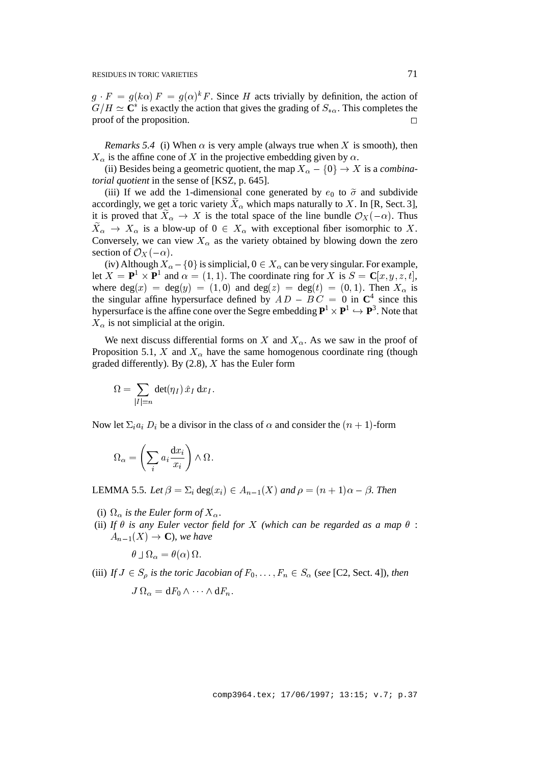$g \cdot F = g(k\alpha)\, F = g(\alpha)^k F$. Since $H$ acts trivially by definition, the action of $G/H \simeq \mathbf{C}^*$ is exactly the action that gives the grading of $S_{*\alpha}$. This completes the proof of the proposition. $\square$

*Remarks 5.4* (i) When $\alpha$ is very ample (always true when $X$ is smooth), then $X_\alpha$ is the affine cone of $X$ in the projective embedding given by $\alpha$.

(ii) Besides being a geometric quotient, the map $X_\alpha - \{0\} \to X$ is a *combinatorial quotient* in the sense of [KSZ, p. 645].

(iii) If we add the 1-dimensional cone generated by $e_0$ to $\widetilde{\sigma}$ and subdivide accordingly, we get a toric variety $\widetilde{X}_\alpha$ which maps naturally to $X$. In [R, Sect. 3], it is proved that $\widetilde{X}_\alpha \to X$ is the total space of the line bundle $\mathcal{O}_X(-\alpha)$. Thus $\widetilde{X}_\alpha \to X_\alpha$ is a blow-up of $0 \in X_\alpha$ with exceptional fiber isomorphic to $X$. Conversely, we can view $X_\alpha$ as the variety obtained by blowing down the zero section of $\mathcal{O}_X(-\alpha)$.

(iv) Although $X_\alpha - \{0\}$ is simplicial, $0 \in X_\alpha$ can be very singular. For example, let $X = \mathbf{P}^1 \times \mathbf{P}^1$ and $\alpha = (1,1)$. The coordinate ring for $X$ is $S = \mathbf{C}[x, y, z, t]$, where $\deg(x) = \deg(y) = (1,0)$ and $\deg(z) = \deg(t) = (0,1)$. Then $X_\alpha$ is the singular affine hypersurface defined by $AD - BC = 0$ in $\mathbf{C}^4$ since this hypersurface is the affine cone over the Segre embedding $\mathbf{P}^1 \times \mathbf{P}^1 \hookrightarrow \mathbf{P}^3$. Note that $X_\alpha$ is not simplicial at the origin.

We next discuss differential forms on $X$ and $X_\alpha$. As we saw in the proof of Proposition 5.1, $X$ and $X_\alpha$ have the same homogenous coordinate ring (though graded differently). By (2.8), $X$ has the Euler form

$$\Omega = \sum_{|I|=n} \det(\eta_I)\, \hat{x}_I \, \mathrm{d}x_I.$$

Now let $\Sigma_i a_i\, D_i$ be a divisor in the class of $\alpha$ and consider the $(n+1)$-form

$$\Omega_\alpha = \left( \sum_i a_i \frac{\mathrm{d}x_i}{x_i} \right) \wedge \Omega.$$

LEMMA 5.5. *Let $\beta = \Sigma_i \deg(x_i) \in A_{n-1}(X)$ and $\rho = (n+1)\alpha - \beta$. Then*

(i) *$\Omega_\alpha$ is the Euler form of $X_\alpha$.*

(ii) *If $\theta$ is any Euler vector field for $X$ (which can be regarded as a map $\theta : A_{n-1}(X) \to \mathbf{C}$), we have*

$$\theta \,\lrcorner\, \Omega_\alpha = \theta(\alpha)\, \Omega.$$

(iii) *If $J \in S_\rho$ is the toric Jacobian of $F_0, \ldots, F_n \in S_\alpha$ (see* [C2, Sect. 4]*), then*

$$J\, \Omega_\alpha = \mathrm{d}F_0 \wedge \cdots \wedge \mathrm{d}F_n.$$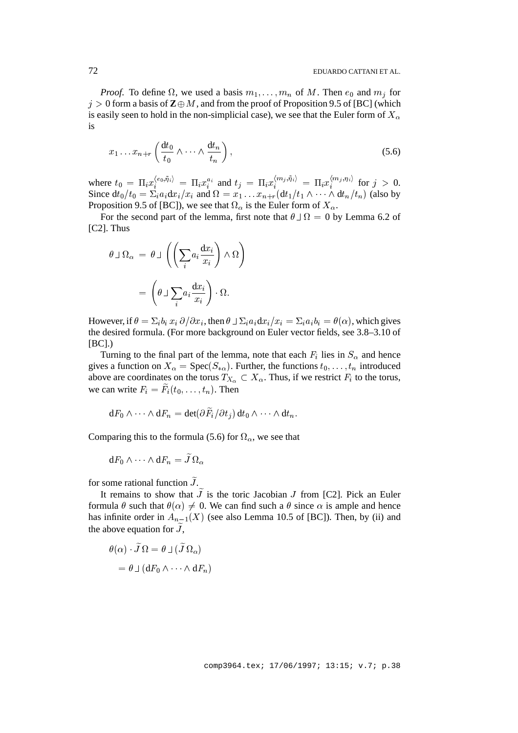*Proof.* To define $\Omega$, we used a basis $m_1, \ldots, m_n$ of $M$. Then $e_0$ and $m_j$ for $j > 0$ form a basis of $\mathbf{Z} \oplus M$, and from the proof of Proposition 9.5 of [BC] (which is easily seen to hold in the non-simplicial case), we see that the Euler form of $X_\alpha$ is

$$x_1 \ldots x_{n+r} \left( \frac{\mathrm{d}t_0}{t_0} \wedge \cdots \wedge \frac{\mathrm{d}t_n}{t_n} \right), \tag{5.6}$$

where $t_0 = \Pi_i x_i^{\langle e_0, \tilde{\eta}_i \rangle} = \Pi_i x_i^{a_i}$ and $t_j = \Pi_i x_i^{\langle m_j, \tilde{\eta}_i \rangle} = \Pi_i x_i^{\langle m_j, \eta_i \rangle}$ for $j > 0$. Since $\mathrm{d}t_0/t_0 = \Sigma_i a_i \mathrm{d}x_i/x_i$ and $\Omega = x_1 \ldots x_{n+r}(\mathrm{d}t_1/t_1 \wedge \cdots \wedge \mathrm{d}t_n/t_n)$ (also by Proposition 9.5 of [BC]), we see that $\Omega_\alpha$ is the Euler form of $X_\alpha$.

For the second part of the lemma, first note that $\theta \,\lrcorner\, \Omega = 0$ by Lemma 6.2 of [C2]. Thus

$$\begin{aligned}
\theta \,\lrcorner\, \Omega_\alpha &= \theta \,\lrcorner\, \left( \left( \sum_i a_i \frac{\mathrm{d}x_i}{x_i} \right) \wedge \Omega \right) \\
&= \left( \theta \,\lrcorner\, \sum_i a_i \frac{\mathrm{d}x_i}{x_i} \right) \cdot \Omega.
\end{aligned}$$

However, if $\theta = \Sigma_i b_i \, x_i \, \partial/\partial x_i$, then $\theta \,\lrcorner\, \Sigma_i a_i \mathrm{d}x_i/x_i = \Sigma_i a_i b_i = \theta(\alpha)$, which gives the desired formula. (For more background on Euler vector fields, see 3.8–3.10 of [BC].)

Turning to the final part of the lemma, note that each $F_i$ lies in $S_\alpha$ and hence gives a function on $X_\alpha = \mathrm{Spec}(S_{*\alpha})$. Further, the functions $t_0, \ldots, t_n$ introduced above are coordinates on the torus $T_{X_\alpha} \subset X_\alpha$. Thus, if we restrict $F_i$ to the torus, we can write $F_i = \widetilde{F}_i(t_0, \ldots, t_n)$. Then

$$\mathrm{d}F_0 \wedge \cdots \wedge \mathrm{d}F_n = \det(\partial \widetilde{F}_i / \partial t_j) \, \mathrm{d}t_0 \wedge \cdots \wedge \mathrm{d}t_n.$$

Comparing this to the formula (5.6) for $\Omega_\alpha$, we see that

$$\mathrm{d}F_0 \wedge \cdots \wedge \mathrm{d}F_n = \widetilde{J} \, \Omega_\alpha$$

for some rational function $\widetilde{J}$.

It remains to show that $\widetilde{J}$ is the toric Jacobian $J$ from [C2]. Pick an Euler formula $\theta$ such that $\theta(\alpha) \neq 0$. We can find such a $\theta$ since $\alpha$ is ample and hence has infinite order in $A_{n-1}(X)$ (see also Lemma 10.5 of [BC]). Then, by (ii) and the above equation for $\widetilde{J}$,

$$\begin{aligned}
\theta(\alpha) \cdot \widetilde{J} \, \Omega &= \theta \,\lrcorner\, (\widetilde{J} \, \Omega_\alpha) \\
&= \theta \,\lrcorner\, (\mathrm{d}F_0 \wedge \cdots \wedge \mathrm{d}F_n)
\end{aligned}$$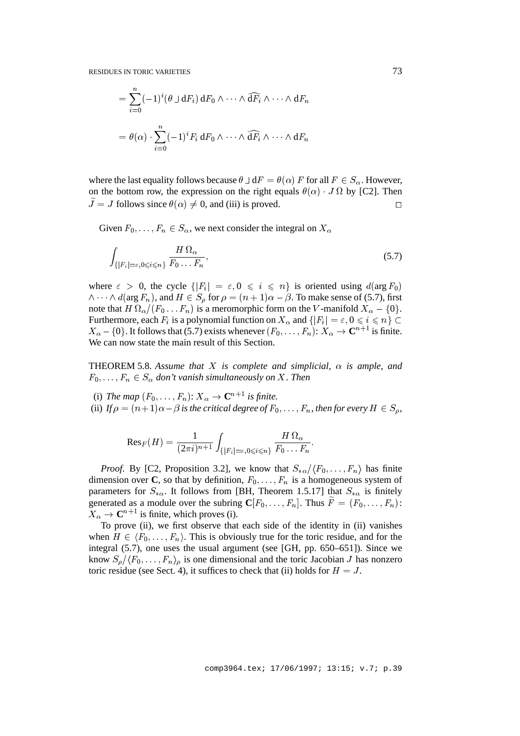$$= \sum_{i=0}^{n} (-1)^i (\theta \lrcorner \, \mathrm{d}F_i) \, \mathrm{d}F_0 \wedge \cdots \wedge \widehat{\mathrm{d}F_i} \wedge \cdots \wedge \mathrm{d}F_n$$

$$= \theta(\alpha) \cdot \sum_{i=0}^{n} (-1)^i F_i \, \mathrm{d}F_0 \wedge \cdots \wedge \widehat{\mathrm{d}F_i} \wedge \cdots \wedge \mathrm{d}F_n$$

where the last equality follows because $\theta \lrcorner \, \mathrm{d}F = \theta(\alpha) \, F$ for all $F \in S_\alpha$. However, on the bottom row, the expression on the right equals $\theta(\alpha) \cdot J \, \Omega$ by [C2]. Then $\widetilde{J} = J$ follows since $\theta(\alpha) \neq 0$, and (iii) is proved. $\square$

Given $F_0, \ldots, F_n \in S_\alpha$, we next consider the integral on $X_\alpha$

$$\int_{\{|F_i|=\varepsilon, 0 \leqslant i \leqslant n\}} \frac{H \, \Omega_\alpha}{F_0 \ldots F_n}, \tag{5.7}$$

where $\varepsilon > 0$, the cycle $\{|F_i| = \varepsilon, 0 \leqslant i \leqslant n\}$ is oriented using $d(\arg F_0) \wedge \cdots \wedge d(\arg F_n)$, and $H \in S_\rho$ for $\rho = (n+1)\alpha - \beta$. To make sense of (5.7), first note that $H \, \Omega_\alpha / (F_0 \ldots F_n)$ is a meromorphic form on the $V$-manifold $X_\alpha - \{0\}$. Furthermore, each $F_i$ is a polynomial function on $X_\alpha$ and $\{|F_i| = \varepsilon, 0 \leqslant i \leqslant n\} \subset X_\alpha - \{0\}$. It follows that (5.7) exists whenever $(F_0, \ldots, F_n) \colon X_\alpha \to \mathbf{C}^{n+1}$ is finite. We can now state the main result of this Section.

THEOREM 5.8. *Assume that $X$ is complete and simplicial, $\alpha$ is ample, and $F_0, \ldots, F_n \in S_\alpha$ don't vanish simultaneously on $X$. Then*

(i) *The map $(F_0, \ldots, F_n) \colon X_\alpha \to \mathbf{C}^{n+1}$ is finite.*
(ii) *If $\rho = (n+1)\alpha - \beta$ is the critical degree of $F_0, \ldots, F_n$, then for every $H \in S_\rho$,*

$$\mathrm{Res}_F(H) = \frac{1}{(2\pi i)^{n+1}} \int_{\{|F_i|=\varepsilon, 0 \leqslant i \leqslant n\}} \frac{H \, \Omega_\alpha}{F_0 \ldots F_n}.$$

*Proof.* By [C2, Proposition 3.2], we know that $S_{*\alpha}/\langle F_0, \ldots, F_n \rangle$ has finite dimension over $\mathbf{C}$, so that by definition, $F_0, \ldots, F_n$ is a homogeneous system of parameters for $S_{*\alpha}$. It follows from [BH, Theorem 1.5.17] that $S_{*\alpha}$ is finitely generated as a module over the subring $\mathbf{C}[F_0, \ldots, F_n]$. Thus $\widetilde{F} = (F_0, \ldots, F_n) \colon X_\alpha \to \mathbf{C}^{n+1}$ is finite, which proves (i).

To prove (ii), we first observe that each side of the identity in (ii) vanishes when $H \in \langle F_0, \ldots, F_n \rangle$. This is obviously true for the toric residue, and for the integral (5.7), one uses the usual argument (see [GH, pp. 650–651]). Since we know $S_\rho / \langle F_0, \ldots, F_n \rangle_\rho$ is one dimensional and the toric Jacobian $J$ has nonzero toric residue (see Sect. 4), it suffices to check that (ii) holds for $H = J$.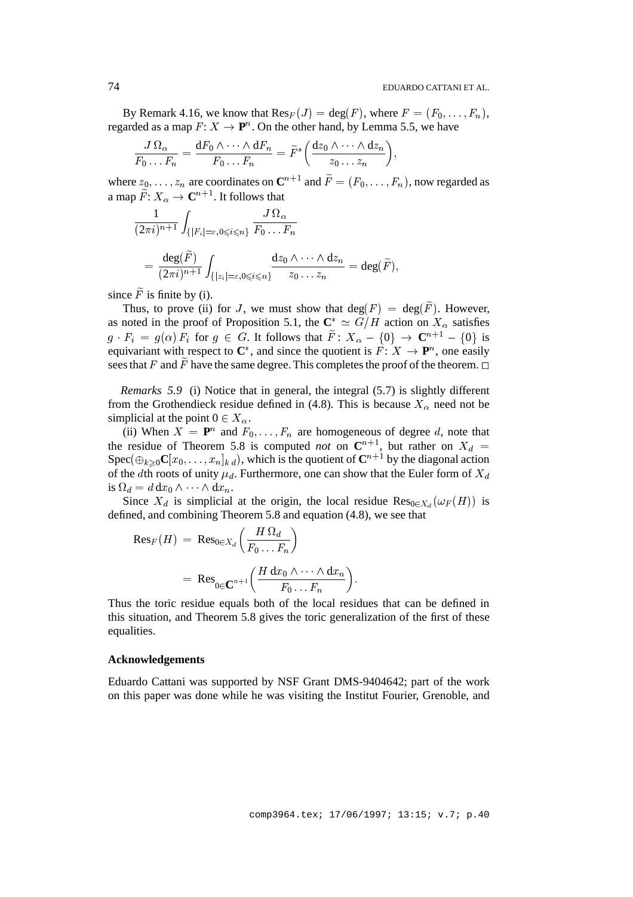By Remark 4.16, we know that $\mathrm{Res}_F(J) = \deg(F)$, where $F = (F_0, \dots, F_n)$, regarded as a map $F\colon X \to \mathbf{P}^n$. On the other hand, by Lemma 5.5, we have

$$\frac{J\,\Omega_\alpha}{F_0 \dots F_n} = \frac{\mathrm{d}F_0 \wedge \dots \wedge \mathrm{d}F_n}{F_0 \dots F_n} = \widetilde{F}^*\bigg(\frac{\mathrm{d}z_0 \wedge \dots \wedge \mathrm{d}z_n}{z_0 \dots z_n}\bigg),$$

where $z_0, \dots, z_n$ are coordinates on $\mathbf{C}^{n+1}$ and $\widetilde{F} = (F_0, \dots, F_n)$, now regarded as a map $\widetilde{F}\colon X_\alpha \to \mathbf{C}^{n+1}$. It follows that

$$\frac{1}{(2\pi i)^{n+1}} \int_{\{|F_i|=\varepsilon, 0 \leqslant i \leqslant n\}} \frac{J\,\Omega_\alpha}{F_0 \dots F_n}$$

$$= \frac{\deg(\widetilde{F})}{(2\pi i)^{n+1}} \int_{\{|z_i|=\varepsilon, 0 \leqslant i \leqslant n\}} \frac{\mathrm{d}z_0 \wedge \dots \wedge \mathrm{d}z_n}{z_0 \dots z_n} = \deg(\widetilde{F}),$$

since $\widetilde{F}$ is finite by (i).

Thus, to prove (ii) for $J$, we must show that $\deg(F) = \deg(\widetilde{F})$. However, as noted in the proof of Proposition 5.1, the $\mathbf{C}^* \simeq G/H$ action on $X_\alpha$ satisfies $g \cdot F_i = g(\alpha)\, F_i$ for $g \in G$. It follows that $\widetilde{F}\colon X_\alpha - \{0\} \to \mathbf{C}^{n+1} - \{0\}$ is equivariant with respect to $\mathbf{C}^*$, and since the quotient is $F\colon X \to \mathbf{P}^n$, one easily sees that $F$ and $\widetilde{F}$ have the same degree. This completes the proof of the theorem. $\square$

*Remarks 5.9* (i) Notice that in general, the integral (5.7) is slightly different from the Grothendieck residue defined in (4.8). This is because $X_\alpha$ need not be simplicial at the point $0 \in X_\alpha$.

(ii) When $X = \mathbf{P}^n$ and $F_0, \dots, F_n$ are homogeneous of degree $d$, note that the residue of Theorem 5.8 is computed *not* on $\mathbf{C}^{n+1}$, but rather on $X_d = \mathrm{Spec}(\oplus_{k \geqslant 0} \mathbf{C}[x_0, \dots, x_n]_{k\,d})$, which is the quotient of $\mathbf{C}^{n+1}$ by the diagonal action of the $d$th roots of unity $\mu_d$. Furthermore, one can show that the Euler form of $X_d$ is $\Omega_d = d\, \mathrm{d}x_0 \wedge \dots \wedge \mathrm{d}x_n$.

Since $X_d$ is simplicial at the origin, the local residue $\mathrm{Res}_{0 \in X_d}(\omega_F(H))$ is defined, and combining Theorem 5.8 and equation (4.8), we see that

$$\mathrm{Res}_F(H) = \mathrm{Res}_{0 \in X_d}\bigg(\frac{H\,\Omega_d}{F_0 \dots F_n}\bigg)$$

$$= \mathrm{Res}_{0 \in \mathbf{C}^{n+1}}\bigg(\frac{H\,\mathrm{d}x_0 \wedge \dots \wedge \mathrm{d}x_n}{F_0 \dots F_n}\bigg).$$

Thus the toric residue equals both of the local residues that can be defined in this situation, and Theorem 5.8 gives the toric generalization of the first of these equalities.

### Acknowledgements

Eduardo Cattani was supported by NSF Grant DMS-9404642; part of the work on this paper was done while he was visiting the Institut Fourier, Grenoble, and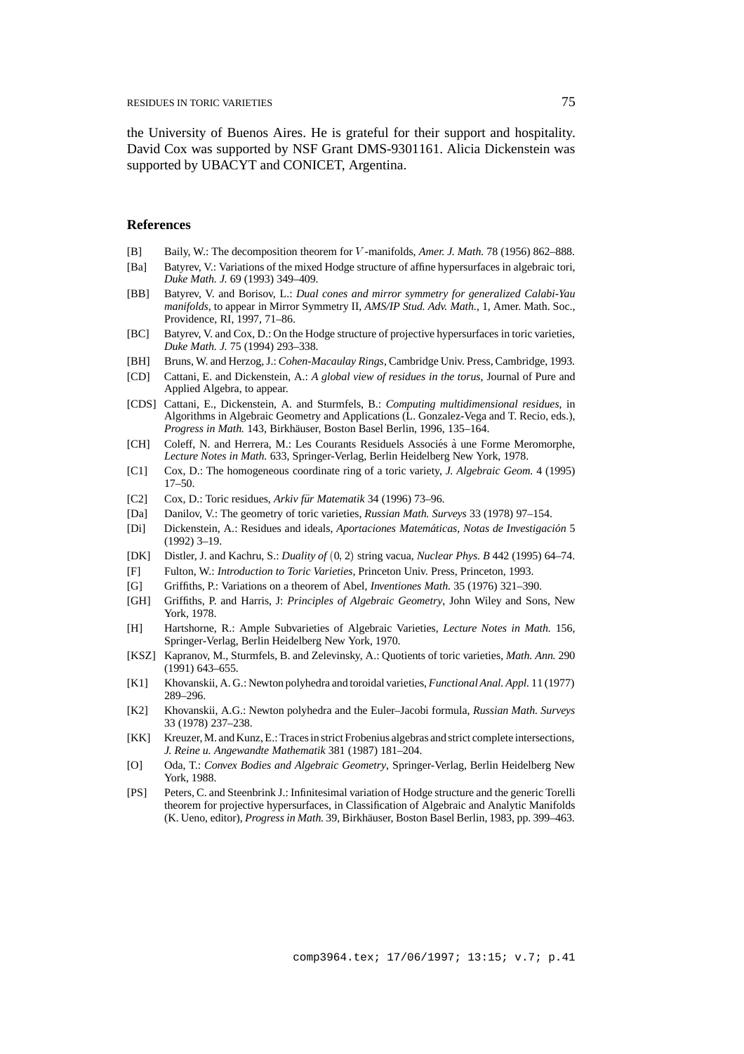the University of Buenos Aires. He is grateful for their support and hospitality. David Cox was supported by NSF Grant DMS-9301161. Alicia Dickenstein was supported by UBACYT and CONICET, Argentina.

## References

- [B] Baily, W.: The decomposition theorem for $V$-manifolds, *Amer. J. Math.* 78 (1956) 862–888.
- [Ba] Batyrev, V.: Variations of the mixed Hodge structure of affine hypersurfaces in algebraic tori, *Duke Math. J.* 69 (1993) 349–409.
- [BB] Batyrev, V. and Borisov, L.: *Dual cones and mirror symmetry for generalized Calabi-Yau manifolds*, to appear in Mirror Symmetry II, *AMS/IP Stud. Adv. Math.*, 1, Amer. Math. Soc., Providence, RI, 1997, 71–86.
- [BC] Batyrev, V. and Cox, D.: On the Hodge structure of projective hypersurfaces in toric varieties, *Duke Math. J.* 75 (1994) 293–338.
- [BH] Bruns, W. and Herzog, J.: *Cohen-Macaulay Rings*, Cambridge Univ. Press, Cambridge, 1993.
- [CD] Cattani, E. and Dickenstein, A.: *A global view of residues in the torus*, Journal of Pure and Applied Algebra, to appear.
- [CDS] Cattani, E., Dickenstein, A. and Sturmfels, B.: *Computing multidimensional residues*, in Algorithms in Algebraic Geometry and Applications (L. Gonzalez-Vega and T. Recio, eds.), *Progress in Math.* 143, Birkhäuser, Boston Basel Berlin, 1996, 135–164.
- [CH] Coleff, N. and Herrera, M.: Les Courants Residuels Associés à une Forme Meromorphe, *Lecture Notes in Math.* 633, Springer-Verlag, Berlin Heidelberg New York, 1978.
- [C1] Cox, D.: The homogeneous coordinate ring of a toric variety, *J. Algebraic Geom.* 4 (1995) 17–50.
- [C2] Cox, D.: Toric residues, *Arkiv für Matematik* 34 (1996) 73–96.
- [Da] Danilov, V.: The geometry of toric varieties, *Russian Math. Surveys* 33 (1978) 97–154.
- [Di] Dickenstein, A.: Residues and ideals, *Aportaciones Matemáticas, Notas de Investigación* 5 (1992) 3–19.
- [DK] Distler, J. and Kachru, S.: *Duality of* $(0, 2)$ string vacua, *Nuclear Phys. B* 442 (1995) 64–74.
- [F] Fulton, W.: *Introduction to Toric Varieties*, Princeton Univ. Press, Princeton, 1993.
- [G] Griffiths, P.: Variations on a theorem of Abel, *Inventiones Math.* 35 (1976) 321–390.
- [GH] Griffiths, P. and Harris, J: *Principles of Algebraic Geometry*, John Wiley and Sons, New York, 1978.
- [H] Hartshorne, R.: Ample Subvarieties of Algebraic Varieties, *Lecture Notes in Math.* 156, Springer-Verlag, Berlin Heidelberg New York, 1970.
- [KSZ] Kapranov, M., Sturmfels, B. and Zelevinsky, A.: Quotients of toric varieties, *Math. Ann.* 290 (1991) 643–655.
- [K1] Khovanskii, A. G.: Newton polyhedra and toroidal varieties, *Functional Anal. Appl.* 11 (1977) 289–296.
- [K2] Khovanskii, A.G.: Newton polyhedra and the Euler–Jacobi formula, *Russian Math. Surveys* 33 (1978) 237–238.
- [KK] Kreuzer, M. and Kunz, E.: Traces in strict Frobenius algebras and strict complete intersections, *J. Reine u. Angewandte Mathematik* 381 (1987) 181–204.
- [O] Oda, T.: *Convex Bodies and Algebraic Geometry*, Springer-Verlag, Berlin Heidelberg New York, 1988.
- [PS] Peters, C. and Steenbrink J.: Infinitesimal variation of Hodge structure and the generic Torelli theorem for projective hypersurfaces, in Classification of Algebraic and Analytic Manifolds (K. Ueno, editor), *Progress in Math.* 39, Birkhäuser, Boston Basel Berlin, 1983, pp. 399–463.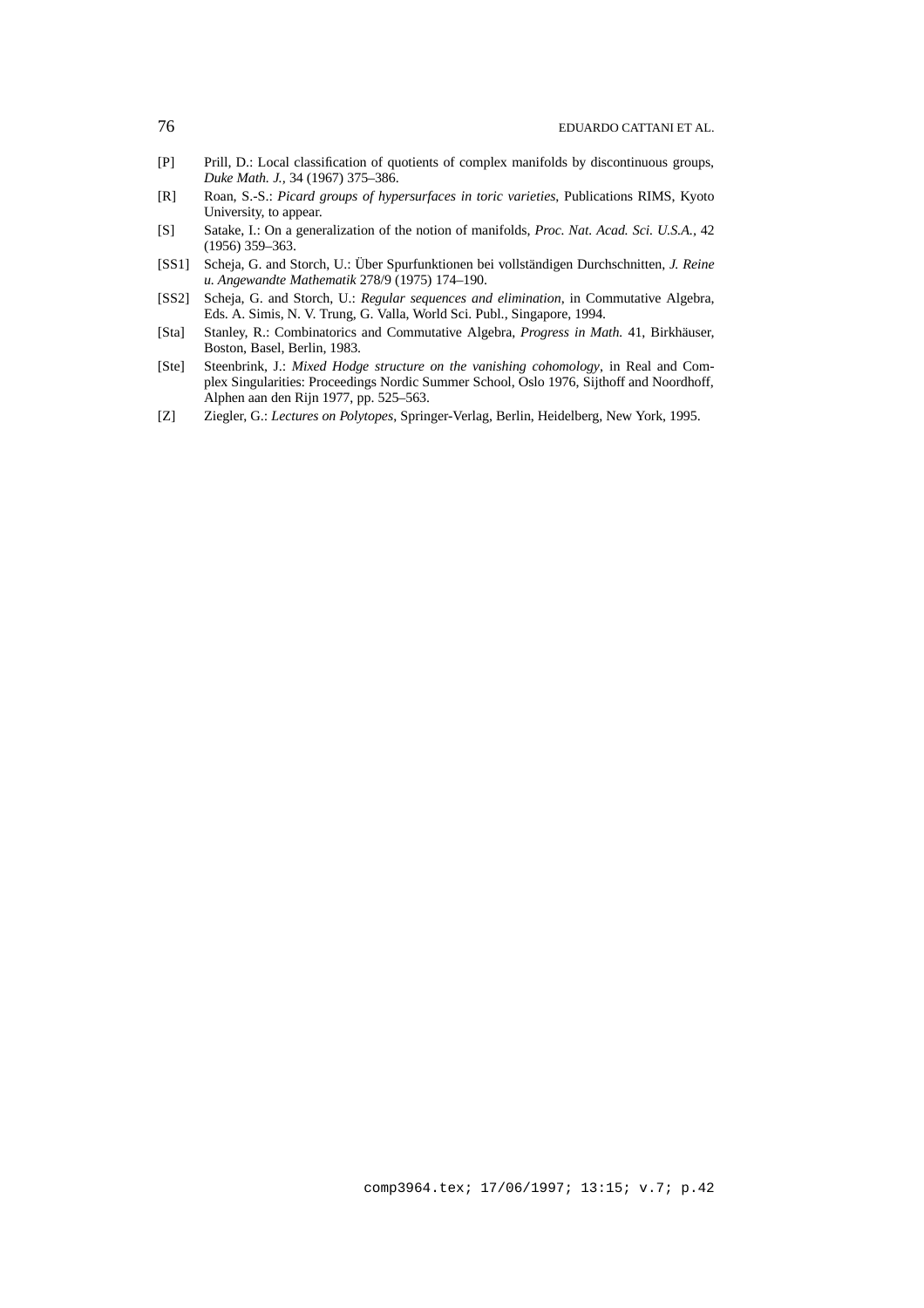[P] Prill, D.: Local classification of quotients of complex manifolds by discontinuous groups, *Duke Math. J.*, 34 (1967) 375–386.

[R] Roan, S.-S.: *Picard groups of hypersurfaces in toric varieties*, Publications RIMS, Kyoto University, to appear.

[S] Satake, I.: On a generalization of the notion of manifolds, *Proc. Nat. Acad. Sci. U.S.A.*, 42 (1956) 359–363.

[SS1] Scheja, G. and Storch, U.: Über Spurfunktionen bei vollständigen Durchschnitten, *J. Reine u. Angewandte Mathematik* 278/9 (1975) 174–190.

[SS2] Scheja, G. and Storch, U.: *Regular sequences and elimination*, in Commutative Algebra, Eds. A. Simis, N. V. Trung, G. Valla, World Sci. Publ., Singapore, 1994.

[Sta] Stanley, R.: Combinatorics and Commutative Algebra, *Progress in Math.* 41, Birkhäuser, Boston, Basel, Berlin, 1983.

[Ste] Steenbrink, J.: *Mixed Hodge structure on the vanishing cohomology*, in Real and Complex Singularities: Proceedings Nordic Summer School, Oslo 1976, Sijthoff and Noordhoff, Alphen aan den Rijn 1977, pp. 525–563.

[Z] Ziegler, G.: *Lectures on Polytopes*, Springer-Verlag, Berlin, Heidelberg, New York, 1995.